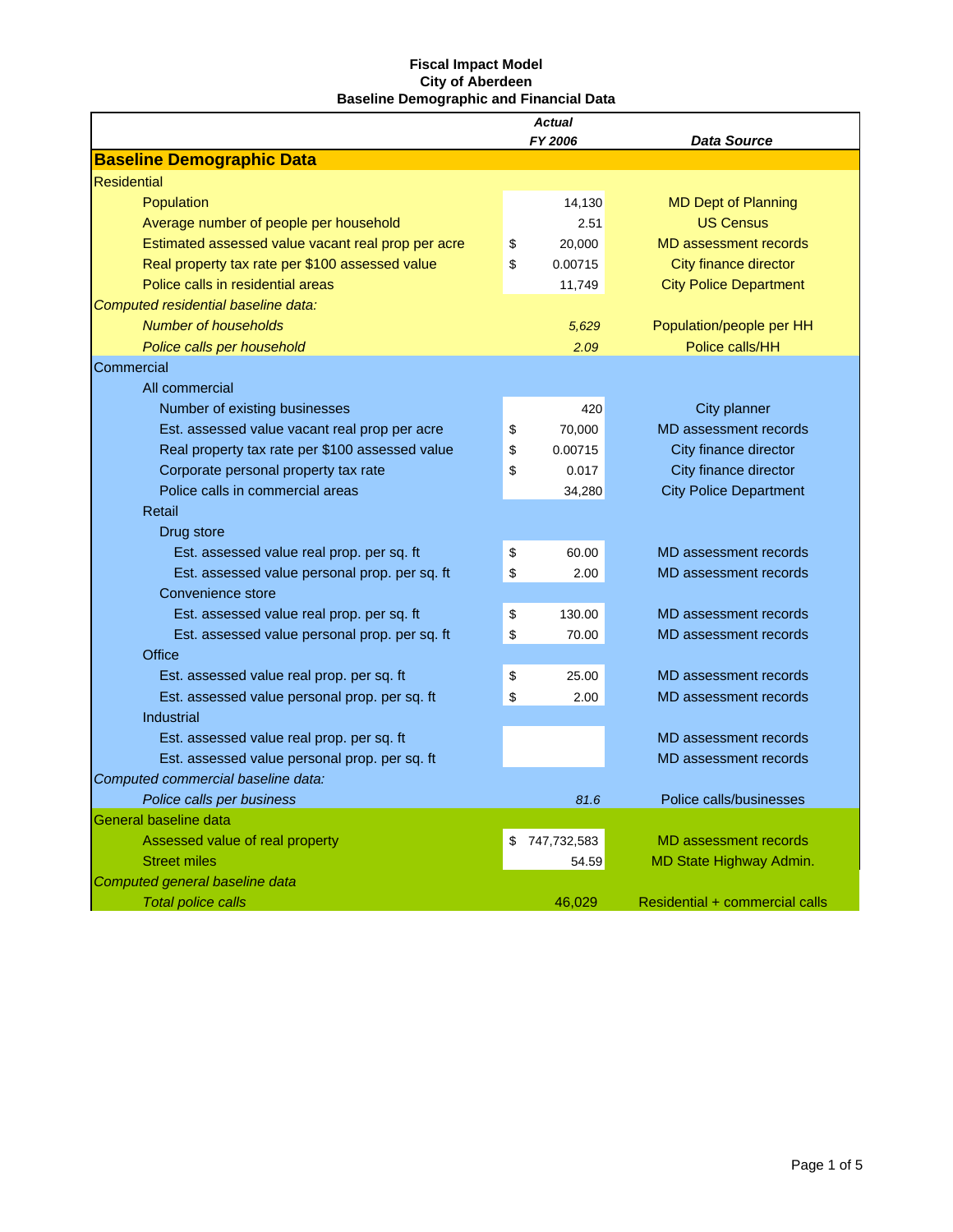**Fiscal Impact Model**
**City of Aberdeen**
**Baseline Demographic and Financial Data**

| | *Actual FY 2006* | *Data Source* |
|---|---|---|
| **Baseline Demographic Data** | | |
| Residential | | |
| Population | 14,130 | MD Dept of Planning |
| Average number of people per household | 2.51 | US Census |
| Estimated assessed value vacant real prop per acre | $ 20,000 | MD assessment records |
| Real property tax rate per $100 assessed value | $ 0.00715 | City finance director |
| Police calls in residential areas | 11,749 | City Police Department |
| *Computed residential baseline data:* | | |
| *Number of households* | *5,629* | Population/people per HH |
| *Police calls per household* | *2.09* | Police calls/HH |
| Commercial | | |
| All commercial | | |
| Number of existing businesses | 420 | City planner |
| Est. assessed value vacant real prop per acre | $ 70,000 | MD assessment records |
| Real property tax rate per $100 assessed value | $ 0.00715 | City finance director |
| Corporate personal property tax rate | $ 0.017 | City finance director |
| Police calls in commercial areas | 34,280 | City Police Department |
| Retail | | |
| Drug store | | |
| Est. assessed value real prop. per sq. ft | $ 60.00 | MD assessment records |
| Est. assessed value personal prop. per sq. ft | $ 2.00 | MD assessment records |
| Convenience store | | |
| Est. assessed value real prop. per sq. ft | $ 130.00 | MD assessment records |
| Est. assessed value personal prop. per sq. ft | $ 70.00 | MD assessment records |
| Office | | |
| Est. assessed value real prop. per sq. ft | $ 25.00 | MD assessment records |
| Est. assessed value personal prop. per sq. ft | $ 2.00 | MD assessment records |
| Industrial | | |
| Est. assessed value real prop. per sq. ft | | MD assessment records |
| Est. assessed value personal prop. per sq. ft | | MD assessment records |
| *Computed commercial baseline data:* | | |
| *Police calls per business* | *81.6* | Police calls/businesses |
| General baseline data | | |
| Assessed value of real property | $ 747,732,583 | MD assessment records |
| Street miles | 54.59 | MD State Highway Admin. |
| *Computed general baseline data* | | |
| *Total police calls* | 46,029 | Residential + commercial calls |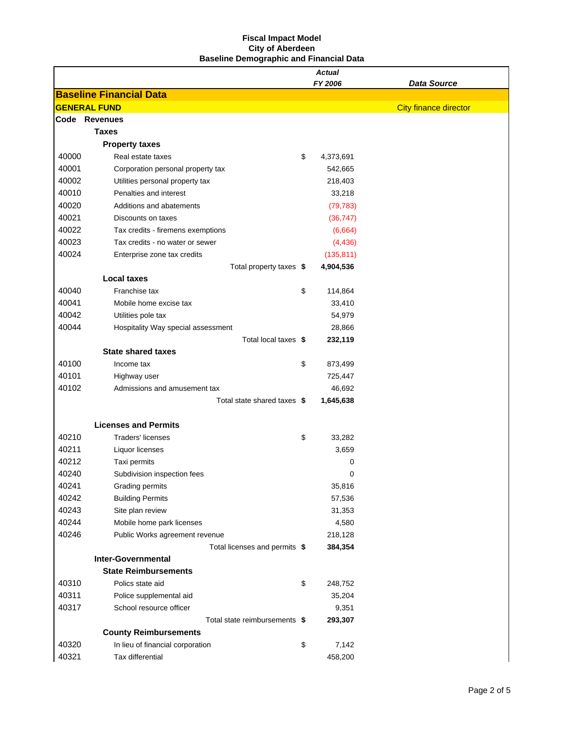**Fiscal Impact Model**
**City of Aberdeen**
**Baseline Demographic and Financial Data**

| Code | | | *Actual FY 2006* | *Data Source* |
|---|---|---|---|---|
| **Baseline Financial Data** | | | | |
| **GENERAL FUND** | | | | City finance director |
| **Code** | **Revenues** | | | |
| | **Taxes** | | | |
| | **Property taxes** | | | |
| 40000 | Real estate taxes | $ | 4,373,691 | |
| 40001 | Corporation personal property tax | | 542,665 | |
| 40002 | Utilities personal property tax | | 218,403 | |
| 40010 | Penalties and interest | | 33,218 | |
| 40020 | Additions and abatements | | (79,783) | |
| 40021 | Discounts on taxes | | (36,747) | |
| 40022 | Tax credits - firemens exemptions | | (6,664) | |
| 40023 | Tax credits - no water or sewer | | (4,436) | |
| 40024 | Enterprise zone tax credits | | (135,811) | |
| | Total property taxes | **$** | **4,904,536** | |
| | **Local taxes** | | | |
| 40040 | Franchise tax | $ | 114,864 | |
| 40041 | Mobile home excise tax | | 33,410 | |
| 40042 | Utilities pole tax | | 54,979 | |
| 40044 | Hospitality Way special assessment | | 28,866 | |
| | Total local taxes | **$** | **232,119** | |
| | **State shared taxes** | | | |
| 40100 | Income tax | $ | 873,499 | |
| 40101 | Highway user | | 725,447 | |
| 40102 | Admissions and amusement tax | | 46,692 | |
| | Total state shared taxes | **$** | **1,645,638** | |
| | | | | |
| | **Licenses and Permits** | | | |
| 40210 | Traders' licenses | $ | 33,282 | |
| 40211 | Liquor licenses | | 3,659 | |
| 40212 | Taxi permits | | 0 | |
| 40240 | Subdivision inspection fees | | 0 | |
| 40241 | Grading permits | | 35,816 | |
| 40242 | Building Permits | | 57,536 | |
| 40243 | Site plan review | | 31,353 | |
| 40244 | Mobile home park licenses | | 4,580 | |
| 40246 | Public Works agreement revenue | | 218,128 | |
| | Total licenses and permits | **$** | **384,354** | |
| | **Inter-Governmental** | | | |
| | **State Reimbursements** | | | |
| 40310 | Polics state aid | $ | 248,752 | |
| 40311 | Police supplemental aid | | 35,204 | |
| 40317 | School resource officer | | 9,351 | |
| | Total state reimbursements | **$** | **293,307** | |
| | **County Reimbursements** | | | |
| 40320 | In lieu of financial corporation | $ | 7,142 | |
| 40321 | Tax differential | | 458,200 | |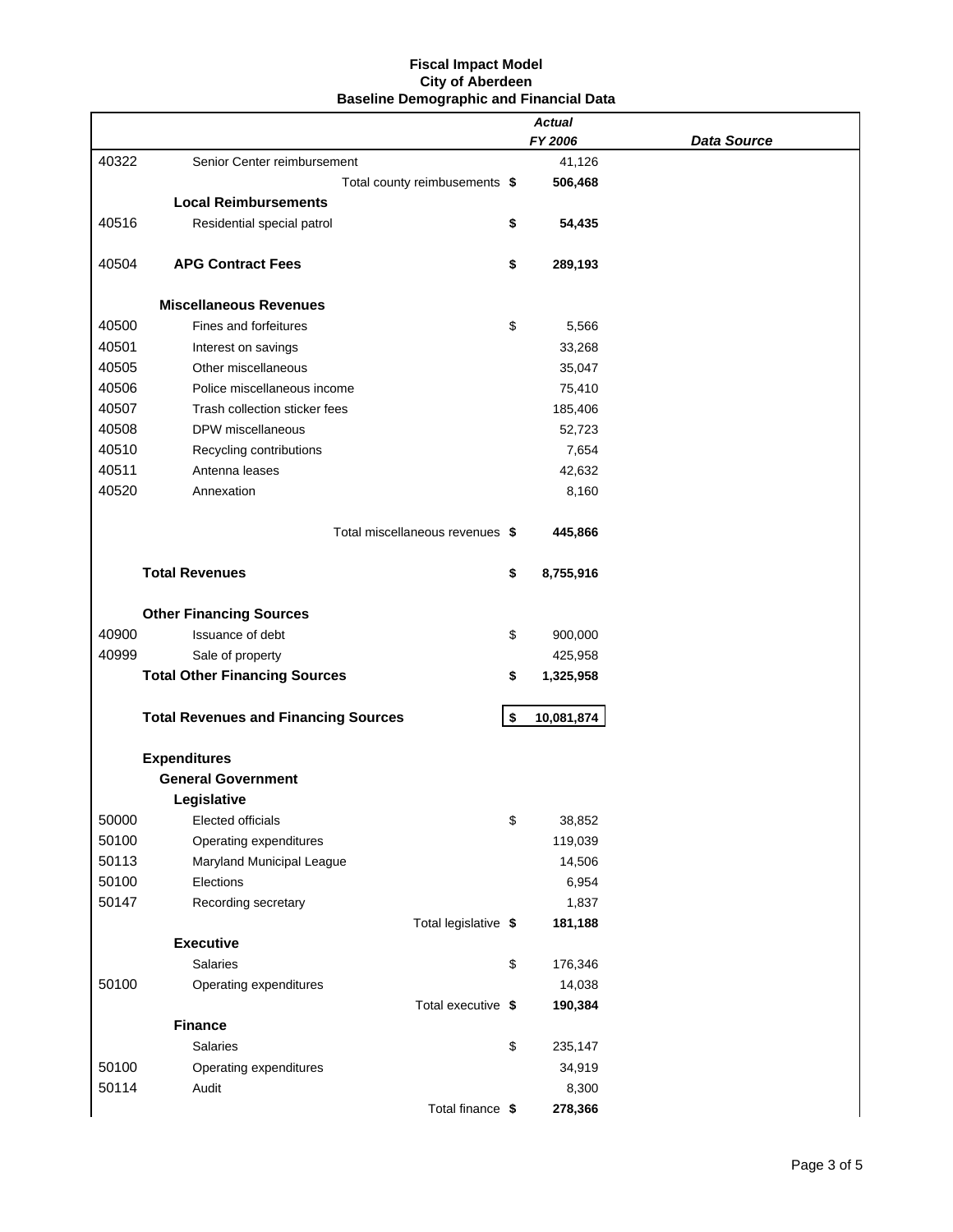**Fiscal Impact Model**
**City of Aberdeen**
**Baseline Demographic and Financial Data**

| | | | *Actual* | |
|---|---|---|---|---|
| | | | ***FY 2006*** | ***Data Source*** |
| 40322 | Senior Center reimbursement | | 41,126 | |
| | Total county reimbusements | **$** | **506,468** | |
| | **Local Reimbursements** | | | |
| 40516 | Residential special patrol | **$** | **54,435** | |
| | | | | |
| 40504 | **APG Contract Fees** | **$** | **289,193** | |
| | | | | |
| | **Miscellaneous Revenues** | | | |
| 40500 | Fines and forfeitures | $ | 5,566 | |
| 40501 | Interest on savings | | 33,268 | |
| 40505 | Other miscellaneous | | 35,047 | |
| 40506 | Police miscellaneous income | | 75,410 | |
| 40507 | Trash collection sticker fees | | 185,406 | |
| 40508 | DPW miscellaneous | | 52,723 | |
| 40510 | Recycling contributions | | 7,654 | |
| 40511 | Antenna leases | | 42,632 | |
| 40520 | Annexation | | 8,160 | |
| | | | | |
| | Total miscellaneous revenues | **$** | **445,866** | |
| | | | | |
| | **Total Revenues** | **$** | **8,755,916** | |
| | | | | |
| | **Other Financing Sources** | | | |
| 40900 | Issuance of debt | $ | 900,000 | |
| 40999 | Sale of property | | 425,958 | |
| | **Total Other Financing Sources** | **$** | **1,325,958** | |
| | | | | |
| | **Total Revenues and Financing Sources** | **$** | **10,081,874** | |
| | | | | |
| | **Expenditures** | | | |
| | **General Government** | | | |
| | **Legislative** | | | |
| 50000 | Elected officials | $ | 38,852 | |
| 50100 | Operating expenditures | | 119,039 | |
| 50113 | Maryland Municipal League | | 14,506 | |
| 50100 | Elections | | 6,954 | |
| 50147 | Recording secretary | | 1,837 | |
| | Total legislative | **$** | **181,188** | |
| | **Executive** | | | |
| | Salaries | $ | 176,346 | |
| 50100 | Operating expenditures | | 14,038 | |
| | Total executive | **$** | **190,384** | |
| | **Finance** | | | |
| | Salaries | $ | 235,147 | |
| 50100 | Operating expenditures | | 34,919 | |
| 50114 | Audit | | 8,300 | |
| | Total finance | **$** | **278,366** | |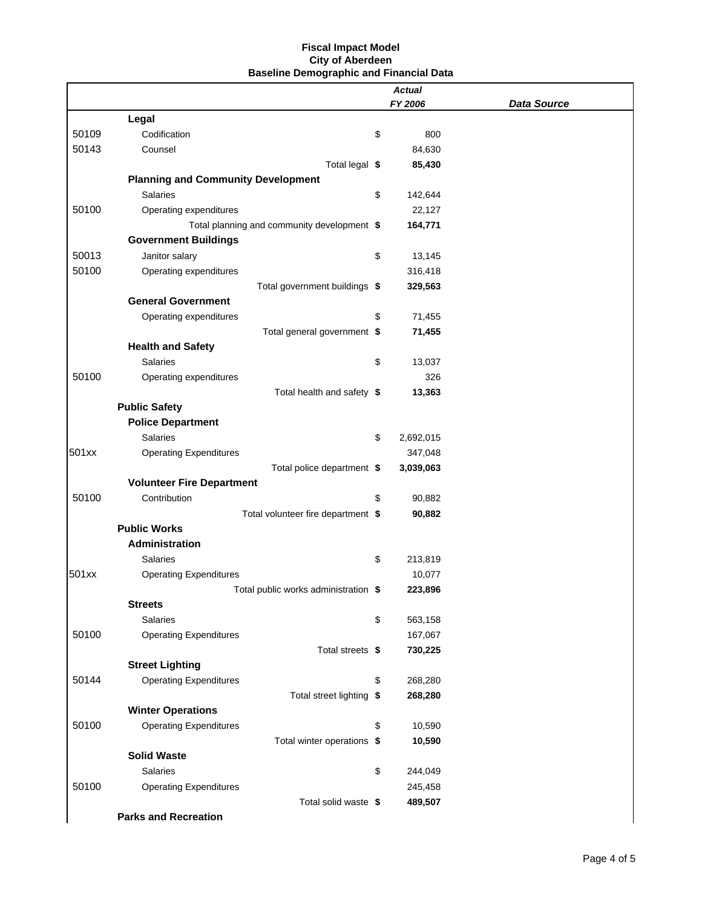**Fiscal Impact Model**
**City of Aberdeen**
**Baseline Demographic and Financial Data**

| | | | *Actual* *FY 2006* | *Data Source* |
|---|---|---|---|---|
| | **Legal** | | | |
| 50109 | Codification | $ | 800 | |
| 50143 | Counsel | | 84,630 | |
| | Total legal | **$** | **85,430** | |
| | **Planning and Community Development** | | | |
| | Salaries | $ | 142,644 | |
| 50100 | Operating expenditures | | 22,127 | |
| | Total planning and community development | **$** | **164,771** | |
| | **Government Buildings** | | | |
| 50013 | Janitor salary | $ | 13,145 | |
| 50100 | Operating expenditures | | 316,418 | |
| | Total government buildings | **$** | **329,563** | |
| | **General Government** | | | |
| | Operating expenditures | $ | 71,455 | |
| | Total general government | **$** | **71,455** | |
| | **Health and Safety** | | | |
| | Salaries | $ | 13,037 | |
| 50100 | Operating expenditures | | 326 | |
| | Total health and safety | **$** | **13,363** | |
| | **Public Safety** | | | |
| | **Police Department** | | | |
| | Salaries | $ | 2,692,015 | |
| 501xx | Operating Expenditures | | 347,048 | |
| | Total police department | **$** | **3,039,063** | |
| | **Volunteer Fire Department** | | | |
| 50100 | Contribution | $ | 90,882 | |
| | Total volunteer fire department | **$** | **90,882** | |
| | **Public Works** | | | |
| | **Administration** | | | |
| | Salaries | $ | 213,819 | |
| 501xx | Operating Expenditures | | 10,077 | |
| | Total public works administration | **$** | **223,896** | |
| | **Streets** | | | |
| | Salaries | $ | 563,158 | |
| 50100 | Operating Expenditures | | 167,067 | |
| | Total streets | **$** | **730,225** | |
| | **Street Lighting** | | | |
| 50144 | Operating Expenditures | $ | 268,280 | |
| | Total street lighting | **$** | **268,280** | |
| | **Winter Operations** | | | |
| 50100 | Operating Expenditures | $ | 10,590 | |
| | Total winter operations | **$** | **10,590** | |
| | **Solid Waste** | | | |
| | Salaries | $ | 244,049 | |
| 50100 | Operating Expenditures | | 245,458 | |
| | Total solid waste | **$** | **489,507** | |
| | **Parks and Recreation** | | | |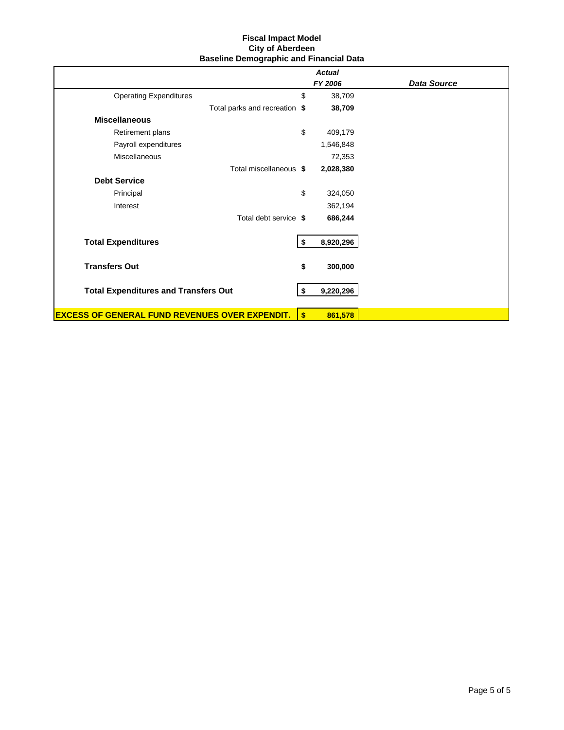**Fiscal Impact Model**
**City of Aberdeen**
**Baseline Demographic and Financial Data**

| | | *Actual FY 2006* | *Data Source* |
|---|---|---|---|
| Operating Expenditures | $ | 38,709 | |
| Total parks and recreation | **$** | **38,709** | |
| **Miscellaneous** | | | |
| Retirement plans | $ | 409,179 | |
| Payroll expenditures | | 1,546,848 | |
| Miscellaneous | | 72,353 | |
| Total miscellaneous | **$** | **2,028,380** | |
| **Debt Service** | | | |
| Principal | $ | 324,050 | |
| Interest | | 362,194 | |
| Total debt service | **$** | **686,244** | |
| **Total Expenditures** | **$** | **8,920,296** | |
| **Transfers Out** | **$** | **300,000** | |
| **Total Expenditures and Transfers Out** | **$** | **9,220,296** | |
| **EXCESS OF GENERAL FUND REVENUES OVER EXPENDIT.** | **$** | **861,578** | |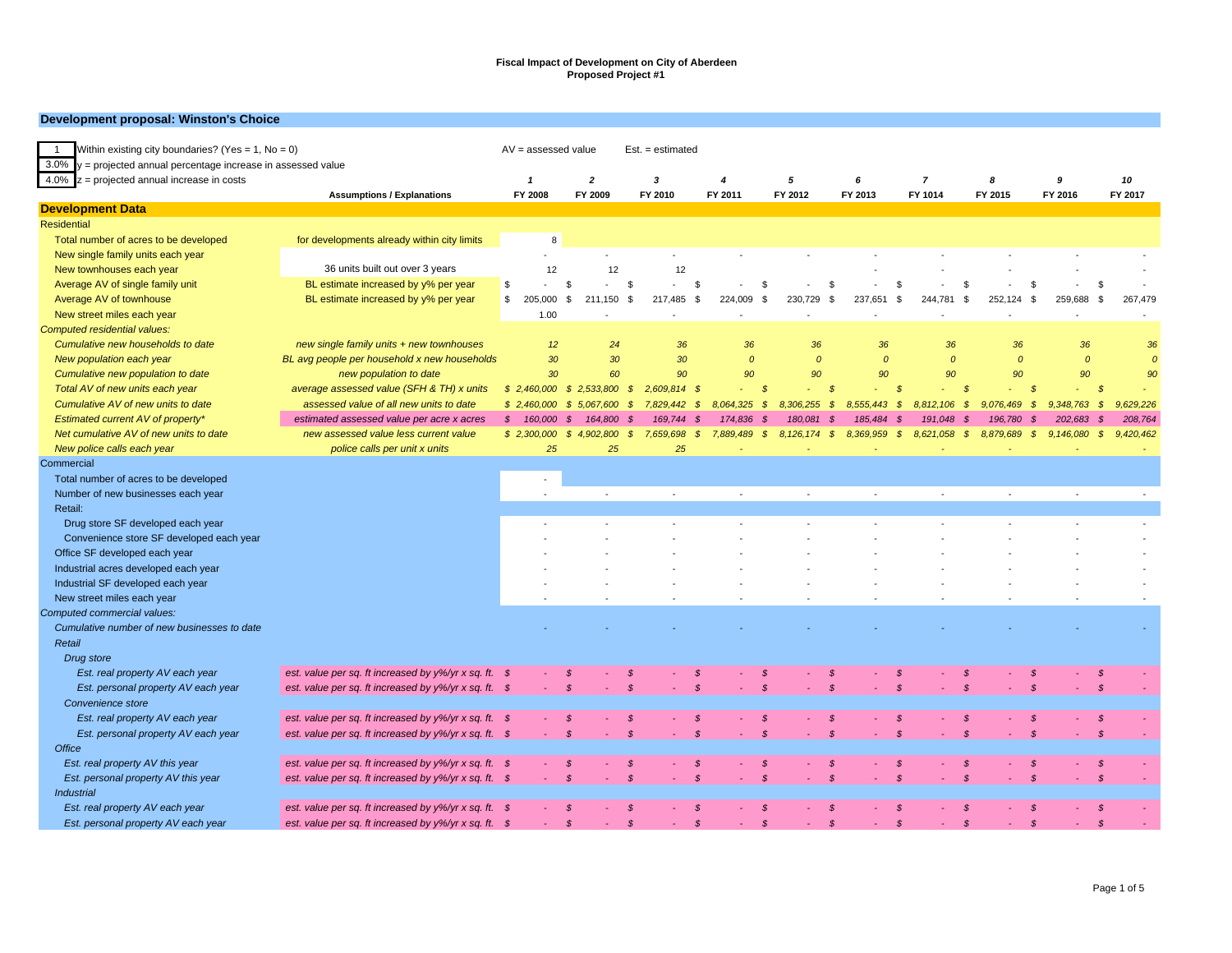# Fiscal Impact of Development on City of Aberdeen
## Proposed Project #1

### Development proposal: Winston's Choice

| 1 | Within existing city boundaries? (Yes = 1, No = 0) |
|---|---|
| 3.0% | y = projected annual percentage increase in assessed value |
| 4.0% | z = projected annual increase in costs |

AV = assessed value     Est. = estimated

| | Assumptions / Explanations | 1<br>FY 2008 | 2<br>FY 2009 | 3<br>FY 2010 | 4<br>FY 2011 | 5<br>FY 2012 | 6<br>FY 2013 | 7<br>FY 1014 | 8<br>FY 2015 | 9<br>FY 2016 | 10<br>FY 2017 |
|---|---|---|---|---|---|---|---|---|---|---|---|
| **Development Data** | | | | | | | | | | | |
| Residential | | | | | | | | | | | |
| Total number of acres to be developed | for developments already within city limits | 8 | | | | | | | | | |
| New single family units each year | | - | - | - | - | - | - | - | - | - | - |
| New townhouses each year | 36 units built out over 3 years | 12 | 12 | 12 | | | - | - | - | - | - |
| Average AV of single family unit | BL estimate increased by y% per year | $ - | $ - | $ - | $ - | $ - | $ - | $ - | $ - | $ - | $ - |
| Average AV of townhouse | BL estimate increased by y% per year | $ 205,000 | $ 211,150 | $ 217,485 | $ 224,009 | $ 230,729 | $ 237,651 | $ 244,781 | $ 252,124 | $ 259,688 | $ 267,479 |
| New street miles each year | | 1.00 | - | - | - | - | - | - | - | - | - |
| *Computed residential values:* | | | | | | | | | | | |
| *Cumulative new households to date* | *new single family units + new townhouses* | *12* | *24* | *36* | *36* | *36* | *36* | *36* | *36* | *36* | *36* |
| *New population each year* | *BL avg people per household x new households* | *30* | *30* | *30* | *0* | *0* | *0* | *0* | *0* | *0* | *0* |
| *Cumulative new population to date* | *new population to date* | *30* | *60* | *90* | *90* | *90* | *90* | *90* | *90* | *90* | *90* |
| *Total AV of new units each year* | *average assessed value (SFH & TH) x units* | *$ 2,460,000* | *$ 2,533,800* | *$ 2,609,814* | *$ -* | *$ -* | *$ -* | *$ -* | *$ -* | *$ -* | *$ -* |
| *Cumulative AV of new units to date* | *assessed value of all new units to date* | *$ 2,460,000* | *$ 5,067,600* | *$ 7,829,442* | *$ 8,064,325* | *$ 8,306,255* | *$ 8,555,443* | *$ 8,812,106* | *$ 9,076,469* | *$ 9,348,763* | *$ 9,629,226* |
| *Estimated current AV of property** | *estimated assessed value per acre x acres* | *$ 160,000* | *$ 164,800* | *$ 169,744* | *$ 174,836* | *$ 180,081* | *$ 185,484* | *$ 191,048* | *$ 196,780* | *$ 202,683* | *$ 208,764* |
| *Net cumulative AV of new units to date* | *new assessed value less current value* | *$ 2,300,000* | *$ 4,902,800* | *$ 7,659,698* | *$ 7,889,489* | *$ 8,126,174* | *$ 8,369,959* | *$ 8,621,058* | *$ 8,879,689* | *$ 9,146,080* | *$ 9,420,462* |
| *New police calls each year* | *police calls per unit x units* | *25* | *25* | *25* | *-* | *-* | *-* | *-* | *-* | *-* | *-* |
| Commercial | | | | | | | | | | | |
| Total number of acres to be developed | | - | | | | | | | | | |
| Number of new businesses each year | | - | - | - | - | - | - | - | - | - | - |
| Retail: | | | | | | | | | | | |
| Drug store SF developed each year | | - | - | - | - | - | - | - | - | - | - |
| Convenience store SF developed each year | | - | - | - | - | - | - | - | - | - | - |
| Office SF developed each year | | - | - | - | - | - | - | - | - | - | - |
| Industrial acres developed each year | | - | - | - | - | - | - | - | - | - | - |
| Industrial SF developed each year | | - | - | - | - | - | - | - | - | - | - |
| New street miles each year | | - | - | - | - | - | - | - | - | - | - |
| *Computed commercial values:* | | | | | | | | | | | |
| *Cumulative number of new businesses to date* | | - | - | - | - | - | - | - | - | - | - |
| *Retail* | | | | | | | | | | | |
| *Drug store* | | | | | | | | | | | |
| *Est. real property AV each year* | *est. value per sq. ft increased by y%/yr x sq. ft.* | *$ -* | *$ -* | *$ -* | *$ -* | *$ -* | *$ -* | *$ -* | *$ -* | *$ -* | *$ -* |
| *Est. personal property AV each year* | *est. value per sq. ft increased by y%/yr x sq. ft.* | *$ -* | *$ -* | *$ -* | *$ -* | *$ -* | *$ -* | *$ -* | *$ -* | *$ -* | *$ -* |
| *Convenience store* | | | | | | | | | | | |
| *Est. real property AV each year* | *est. value per sq. ft increased by y%/yr x sq. ft.* | *$ -* | *$ -* | *$ -* | *$ -* | *$ -* | *$ -* | *$ -* | *$ -* | *$ -* | *$ -* |
| *Est. personal property AV each year* | *est. value per sq. ft increased by y%/yr x sq. ft.* | *$ -* | *$ -* | *$ -* | *$ -* | *$ -* | *$ -* | *$ -* | *$ -* | *$ -* | *$ -* |
| *Office* | | | | | | | | | | | |
| *Est. real property AV this year* | *est. value per sq. ft increased by y%/yr x sq. ft.* | *$ -* | *$ -* | *$ -* | *$ -* | *$ -* | *$ -* | *$ -* | *$ -* | *$ -* | *$ -* |
| *Est. personal property AV this year* | *est. value per sq. ft increased by y%/yr x sq. ft.* | *$ -* | *$ -* | *$ -* | *$ -* | *$ -* | *$ -* | *$ -* | *$ -* | *$ -* | *$ -* |
| *Industrial* | | | | | | | | | | | |
| *Est. real property AV each year* | *est. value per sq. ft increased by y%/yr x sq. ft.* | *$ -* | *$ -* | *$ -* | *$ -* | *$ -* | *$ -* | *$ -* | *$ -* | *$ -* | *$ -* |
| *Est. personal property AV each year* | *est. value per sq. ft increased by y%/yr x sq. ft.* | *$ -* | *$ -* | *$ -* | *$ -* | *$ -* | *$ -* | *$ -* | *$ -* | *$ -* | *$ -* |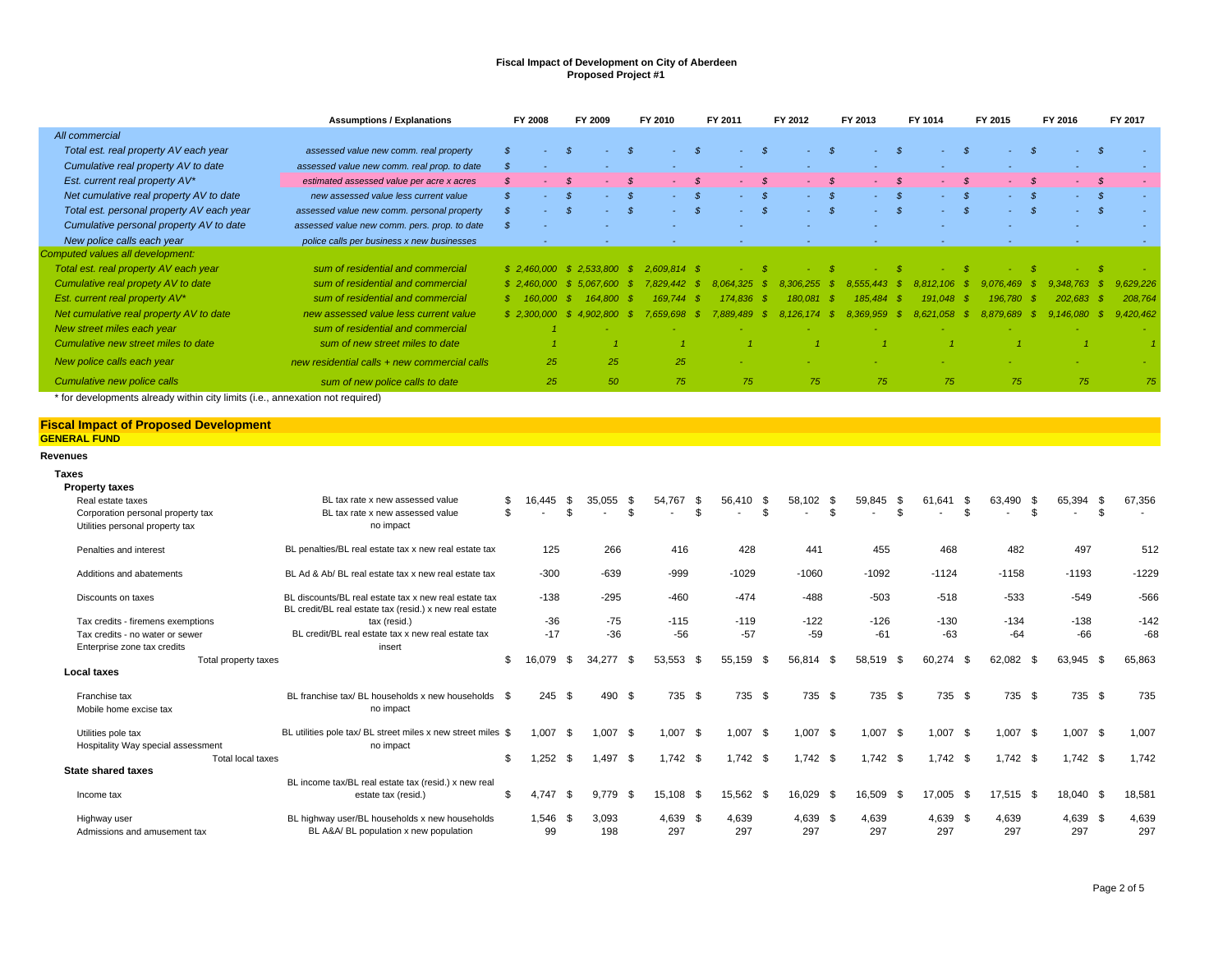# Fiscal Impact of Development on City of Aberdeen
## Proposed Project #1

| | Assumptions / Explanations | FY 2008 | FY 2009 | FY 2010 | FY 2011 | FY 2012 | FY 2013 | FY 1014 | FY 2015 | FY 2016 | FY 2017 |
|---|---|---|---|---|---|---|---|---|---|---|---|
| *All commercial* | | | | | | | | | | | |
| *Total est. real property AV each year* | *assessed value new comm. real property* | *$ -* | *$ -* | *$ -* | *$ -* | *$ -* | *$ -* | *$ -* | *$ -* | *$ -* | *$ -* |
| *Cumulative real property AV to date* | *assessed value new comm. real prop. to date* | *$ -* | *-* | *-* | *-* | *-* | *-* | *-* | *-* | *-* | *-* |
| *Est. current real property AV** | *estimated assessed value per acre x acres* | *$ -* | *$ -* | *$ -* | *$ -* | *$ -* | *$ -* | *$ -* | *$ -* | *$ -* | *$ -* |
| *Net cumulative real property AV to date* | *new assessed value less current value* | *$ -* | *$ -* | *$ -* | *$ -* | *$ -* | *$ -* | *$ -* | *$ -* | *$ -* | *$ -* |
| *Total est. personal property AV each year* | *assessed value new comm. personal property* | *$ -* | *$ -* | *$ -* | *$ -* | *$ -* | *$ -* | *$ -* | *$ -* | *$ -* | *$ -* |
| *Cumulative personal property AV to date* | *assessed value new comm. pers. prop. to date* | *$ -* | *-* | *-* | *-* | *-* | *-* | *-* | *-* | *-* | *-* |
| *New police calls each year* | *police calls per business x new businesses* | *-* | *-* | *-* | *-* | *-* | *-* | *-* | *-* | *-* | *-* |
| *Computed values all development:* | | | | | | | | | | | |
| *Total est. real property AV each year* | *sum of residential and commercial* | *$ 2,460,000* | *$ 2,533,800* | *$ 2,609,814* | *$ -* | *$ -* | *$ -* | *$ -* | *$ -* | *$ -* | *$ -* |
| *Cumulative real propety AV to date* | *sum of residential and commercial* | *$ 2,460,000* | *$ 5,067,600* | *$ 7,829,442* | *$ 8,064,325* | *$ 8,306,255* | *$ 8,555,443* | *$ 8,812,106* | *$ 9,076,469* | *$ 9,348,763* | *$ 9,629,226* |
| *Est. current real property AV** | *sum of residential and commercial* | *$ 160,000* | *$ 164,800* | *$ 169,744* | *$ 174,836* | *$ 180,081* | *$ 185,484* | *$ 191,048* | *$ 196,780* | *$ 202,683* | *$ 208,764* |
| *Net cumulative real property AV to date* | *new assessed value less current value* | *$ 2,300,000* | *$ 4,902,800* | *$ 7,659,698* | *$ 7,889,489* | *$ 8,126,174* | *$ 8,369,959* | *$ 8,621,058* | *$ 8,879,689* | *$ 9,146,080* | *$ 9,420,462* |
| *New street miles each year* | *sum of residential and commercial* | *1* | *-* | *-* | *-* | *-* | *-* | *-* | *-* | *-* | *-* |
| *Cumulative new street miles to date* | *sum of new street miles to date* | *1* | *1* | *1* | *1* | *1* | *1* | *1* | *1* | *1* | *1* |
| *New police calls each year* | *new residential calls + new commercial calls* | *25* | *25* | *25* | *-* | *-* | *-* | *-* | *-* | *-* | *-* |
| *Cumulative new police calls* | *sum of new police calls to date* | *25* | *50* | *75* | *75* | *75* | *75* | *75* | *75* | *75* | *75* |

\* for developments already within city limits (i.e., annexation not required)

## Fiscal Impact of Proposed Development
### GENERAL FUND

| | Assumptions / Explanations | FY 2008 | FY 2009 | FY 2010 | FY 2011 | FY 2012 | FY 2013 | FY 1014 | FY 2015 | FY 2016 | FY 2017 |
|---|---|---|---|---|---|---|---|---|---|---|---|
| **Revenues** | | | | | | | | | | | |
| **Taxes** | | | | | | | | | | | |
| **Property taxes** | | | | | | | | | | | |
| Real estate taxes | BL tax rate x new assessed value | $ 16,445 | $ 35,055 | $ 54,767 | $ 56,410 | $ 58,102 | $ 59,845 | $ 61,641 | $ 63,490 | $ 65,394 | $ 67,356 |
| Corporation personal property tax | BL tax rate x new assessed value | $ - | $ - | $ - | $ - | $ - | $ - | $ - | $ - | $ - | $ - |
| Utilities personal property tax | no impact | | | | | | | | | | |
| Penalties and interest | BL penalties/BL real estate tax x new real estate tax | 125 | 266 | 416 | 428 | 441 | 455 | 468 | 482 | 497 | 512 |
| Additions and abatements | BL Ad & Ab/ BL real estate tax x new real estate tax | -300 | -639 | -999 | -1029 | -1060 | -1092 | -1124 | -1158 | -1193 | -1229 |
| Discounts on taxes | BL discounts/BL real estate tax x new real estate tax | -138 | -295 | -460 | -474 | -488 | -503 | -518 | -533 | -549 | -566 |
| Tax credits - firemens exemptions | BL credit/BL real estate tax (resid.) x new real estate tax (resid.) | -36 | -75 | -115 | -119 | -122 | -126 | -130 | -134 | -138 | -142 |
| Tax credits - no water or sewer | BL credit/BL real estate tax x new real estate tax | -17 | -36 | -56 | -57 | -59 | -61 | -63 | -64 | -66 | -68 |
| Enterprise zone tax credits | insert | | | | | | | | | | |
| Total property taxes | | $ 16,079 | $ 34,277 | $ 53,553 | $ 55,159 | $ 56,814 | $ 58,519 | $ 60,274 | $ 62,082 | $ 63,945 | $ 65,863 |
| **Local taxes** | | | | | | | | | | | |
| Franchise tax | BL franchise tax/ BL households x new households | $ 245 | $ 490 | $ 735 | $ 735 | $ 735 | $ 735 | $ 735 | $ 735 | $ 735 | $ 735 |
| Mobile home excise tax | no impact | | | | | | | | | | |
| Utilities pole tax | BL utilities pole tax/ BL street miles x new street miles | $ 1,007 | $ 1,007 | $ 1,007 | $ 1,007 | $ 1,007 | $ 1,007 | $ 1,007 | $ 1,007 | $ 1,007 | $ 1,007 |
| Hospitality Way special assessment | no impact | | | | | | | | | | |
| Total local taxes | | $ 1,252 | $ 1,497 | $ 1,742 | $ 1,742 | $ 1,742 | $ 1,742 | $ 1,742 | $ 1,742 | $ 1,742 | $ 1,742 |
| **State shared taxes** | | | | | | | | | | | |
| Income tax | BL income tax/BL real estate tax (resid.) x new real estate tax (resid.) | $ 4,747 | $ 9,779 | $ 15,108 | $ 15,562 | $ 16,029 | $ 16,509 | $ 17,005 | $ 17,515 | $ 18,040 | $ 18,581 |
| Highway user | BL highway user/BL households x new households | 1,546 | $ 3,093 | 4,639 | $ 4,639 | 4,639 | $ 4,639 | 4,639 | $ 4,639 | 4,639 | $ 4,639 |
| Admissions and amusement tax | BL A&A/ BL population x new population | 99 | 198 | 297 | 297 | 297 | 297 | 297 | 297 | 297 | 297 |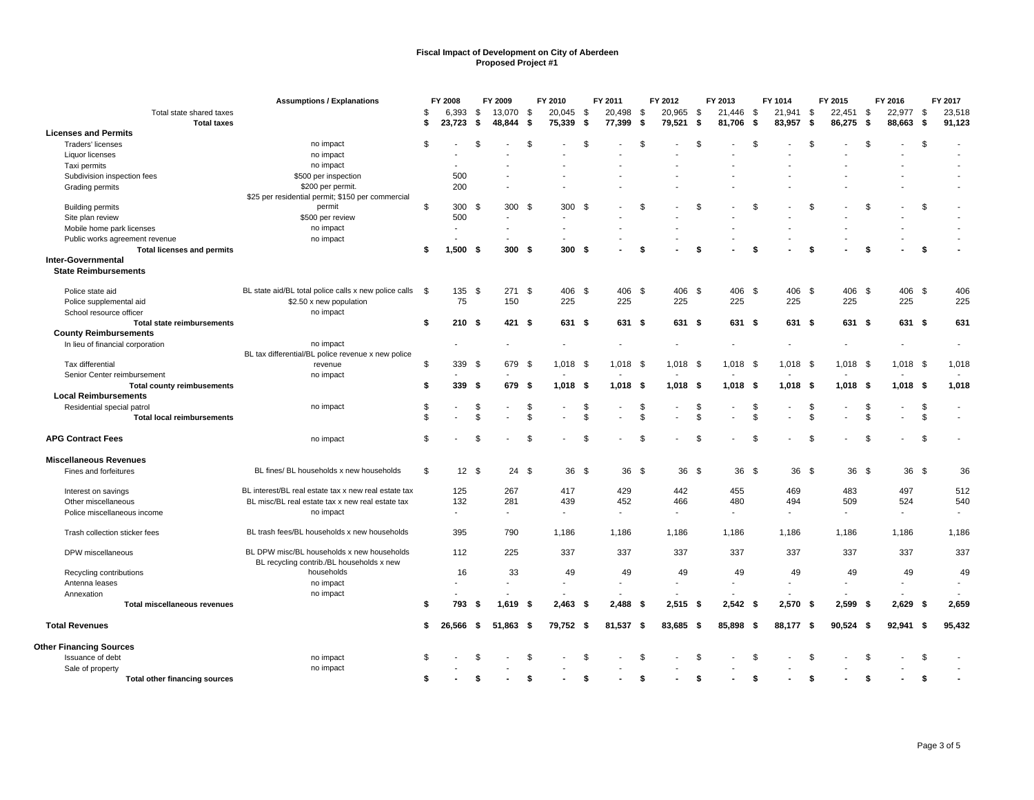# Fiscal Impact of Development on City of Aberdeen
## Proposed Project #1

| | Assumptions / Explanations | FY 2008 | FY 2009 | FY 2010 | FY 2011 | FY 2012 | FY 2013 | FY 1014 | FY 2015 | FY 2016 | FY 2017 |
|---|---|---|---|---|---|---|---|---|---|---|---|
| Total state shared taxes | | $ 6,393 | $ 13,070 | $ 20,045 | $ 20,498 | $ 20,965 | $ 21,446 | $ 21,941 | $ 22,451 | $ 22,977 | $ 23,518 |
| **Total taxes** | | **$ 23,723** | **$ 48,844** | **$ 75,339** | **$ 77,399** | **$ 79,521** | **$ 81,706** | **$ 83,957** | **$ 86,275** | **$ 88,663** | **$ 91,123** |
| **Licenses and Permits** | | | | | | | | | | | |
| Traders' licenses | no impact | $ - | $ - | $ - | $ - | $ - | $ - | $ - | $ - | $ - | $ - |
| Liquor licenses | no impact | - | - | - | - | - | - | - | - | - | - |
| Taxi permits | no impact | - | - | - | - | - | - | - | - | - | - |
| Subdivision inspection fees | $500 per inspection | 500 | - | - | - | - | - | - | - | - | - |
| Grading permits | $200 per permit. | 200 | - | - | - | - | - | - | - | - | - |
| Building permits | $25 per residential permit; $150 per commercial permit | $ 300 | $ 300 | $ 300 | $ - | $ - | $ - | $ - | $ - | $ - | $ - |
| Site plan review | $500 per review | 500 | - | - | - | - | - | - | - | - | - |
| Mobile home park licenses | no impact | - | - | - | - | - | - | - | - | - | - |
| Public works agreement revenue | no impact | - | - | - | - | - | - | - | - | - | - |
| **Total licenses and permits** | | **$ 1,500** | **$ 300** | **$ 300** | **$ -** | **$ -** | **$ -** | **$ -** | **$ -** | **$ -** | **$ -** |
| **Inter-Governmental** | | | | | | | | | | | |
| **State Reimbursements** | | | | | | | | | | | |
| Police state aid | BL state aid/BL total police calls x new police calls | $ 135 | $ 271 | $ 406 | $ 406 | $ 406 | $ 406 | $ 406 | $ 406 | $ 406 | $ 406 |
| Police supplemental aid | $2.50 x new population | 75 | 150 | 225 | 225 | 225 | 225 | 225 | 225 | 225 | 225 |
| School resource officer | no impact | | | | | | | | | | |
| **Total state reimbursements** | | **$ 210** | **$ 421** | **$ 631** | **$ 631** | **$ 631** | **$ 631** | **$ 631** | **$ 631** | **$ 631** | **$ 631** |
| **County Reimbursements** | | | | | | | | | | | |
| In lieu of financial corporation | no impact | - | - | - | - | - | - | - | - | - | - |
| Tax differential | BL tax differential/BL police revenue x new police revenue | $ 339 | $ 679 | $ 1,018 | $ 1,018 | $ 1,018 | $ 1,018 | $ 1,018 | $ 1,018 | $ 1,018 | $ 1,018 |
| Senior Center reimbursement | no impact | - | - | - | - | - | - | - | - | - | - |
| **Total county reimbusements** | | **$ 339** | **$ 679** | **$ 1,018** | **$ 1,018** | **$ 1,018** | **$ 1,018** | **$ 1,018** | **$ 1,018** | **$ 1,018** | **$ 1,018** |
| **Local Reimbursements** | | | | | | | | | | | |
| Residential special patrol | no impact | $ - | $ - | $ - | $ - | $ - | $ - | $ - | $ - | $ - | $ - |
| **Total local reimbursements** | | $ - | $ - | $ - | $ - | $ - | $ - | $ - | $ - | $ - | $ - |
| **APG Contract Fees** | no impact | $ - | $ - | $ - | $ - | $ - | $ - | $ - | $ - | $ - | $ - |
| **Miscellaneous Revenues** | | | | | | | | | | | |
| Fines and forfeitures | BL fines/ BL households x new households | $ 12 | $ 24 | $ 36 | $ 36 | $ 36 | $ 36 | $ 36 | $ 36 | $ 36 | $ 36 |
| Interest on savings | BL interest/BL real estate tax x new real estate tax | 125 | 267 | 417 | 429 | 442 | 455 | 469 | 483 | 497 | 512 |
| Other miscellaneous | BL misc/BL real estate tax x new real estate tax | 132 | 281 | 439 | 452 | 466 | 480 | 494 | 509 | 524 | 540 |
| Police miscellaneous income | no impact | - | - | - | - | - | - | - | - | - | - |
| Trash collection sticker fees | BL trash fees/BL households x new households | 395 | 790 | 1,186 | 1,186 | 1,186 | 1,186 | 1,186 | 1,186 | 1,186 | 1,186 |
| DPW miscellaneous | BL DPW misc/BL households x new households | 112 | 225 | 337 | 337 | 337 | 337 | 337 | 337 | 337 | 337 |
| Recycling contributions | BL recycling contrib./BL households x new households | 16 | 33 | 49 | 49 | 49 | 49 | 49 | 49 | 49 | 49 |
| Antenna leases | no impact | - | - | - | - | - | - | - | - | - | - |
| Annexation | no impact | - | - | - | - | - | - | - | - | - | - |
| **Total miscellaneous revenues** | | **$ 793** | **$ 1,619** | **$ 2,463** | **$ 2,488** | **$ 2,515** | **$ 2,542** | **$ 2,570** | **$ 2,599** | **$ 2,629** | **$ 2,659** |
| **Total Revenues** | | **$ 26,566** | **$ 51,863** | **$ 79,752** | **$ 81,537** | **$ 83,685** | **$ 85,898** | **$ 88,177** | **$ 90,524** | **$ 92,941** | **$ 95,432** |
| **Other Financing Sources** | | | | | | | | | | | |
| Issuance of debt | no impact | $ - | $ - | $ - | $ - | $ - | $ - | $ - | $ - | $ - | $ - |
| Sale of property | no impact | - | - | - | - | - | - | - | - | - | - |
| **Total other financing sources** | | **$ -** | **$ -** | **$ -** | **$ -** | **$ -** | **$ -** | **$ -** | **$ -** | **$ -** | **$ -** |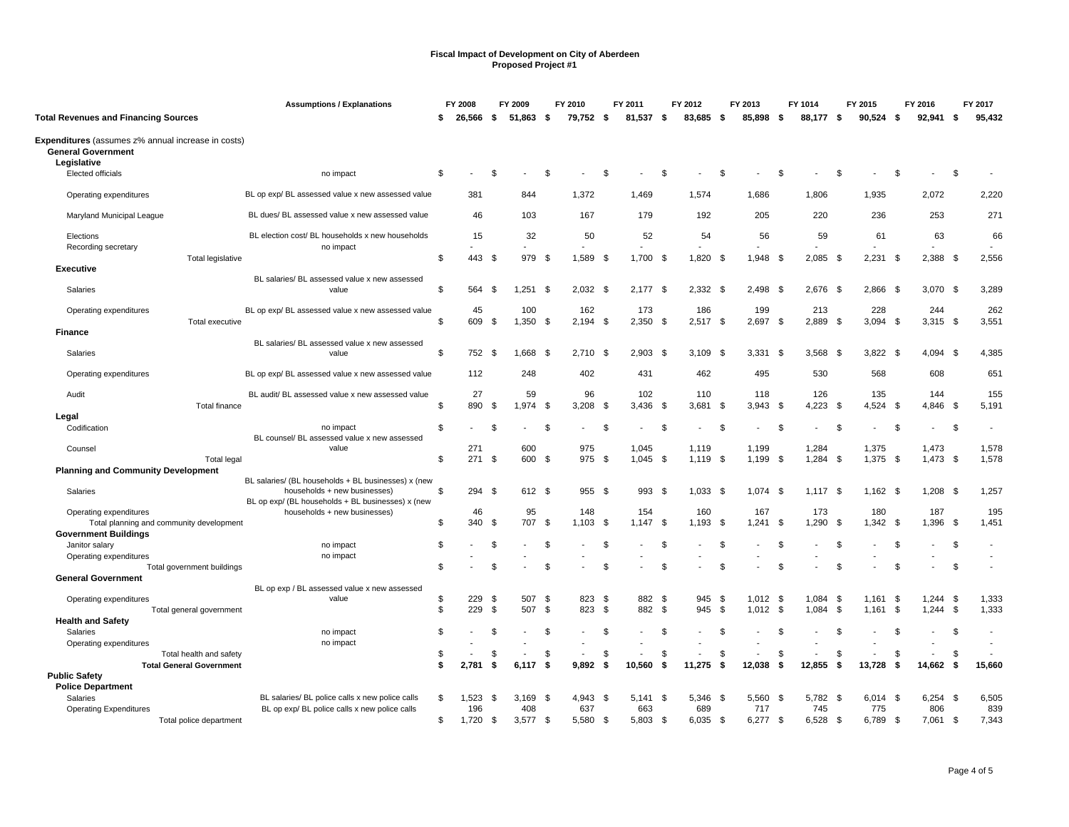**Fiscal Impact of Development on City of Aberdeen**
**Proposed Project #1**

| | Assumptions / Explanations | FY 2008 | FY 2009 | FY 2010 | FY 2011 | FY 2012 | FY 2013 | FY 1014 | FY 2015 | FY 2016 | FY 2017 |
|---|---|---|---|---|---|---|---|---|---|---|---|
| **Total Revenues and Financing Sources** | | **$ 26,566** | **$ 51,863** | **$ 79,752** | **$ 81,537** | **$ 83,685** | **$ 85,898** | **$ 88,177** | **$ 90,524** | **$ 92,941** | **$ 95,432** |
| **Expenditures** (assumes z% annual increase in costs) | | | | | | | | | | | |
| **General Government** | | | | | | | | | | | |
| **Legislative** | | | | | | | | | | | |
| Elected officials | no impact | $ - | $ - | $ - | $ - | $ - | $ - | $ - | $ - | $ - | $ - |
| Operating expenditures | BL op exp/ BL assessed value x new assessed value | 381 | 844 | 1,372 | 1,469 | 1,574 | 1,686 | 1,806 | 1,935 | 2,072 | 2,220 |
| Maryland Municipal League | BL dues/ BL assessed value x new assessed value | 46 | 103 | 167 | 179 | 192 | 205 | 220 | 236 | 253 | 271 |
| Elections | BL election cost/ BL households x new households | 15 | 32 | 50 | 52 | 54 | 56 | 59 | 61 | 63 | 66 |
| Recording secretary | no impact | - | - | - | - | - | - | - | - | - | - |
| Total legislative | | $ 443 | $ 979 | $ 1,589 | $ 1,700 | $ 1,820 | $ 1,948 | $ 2,085 | $ 2,231 | $ 2,388 | $ 2,556 |
| **Executive** | | | | | | | | | | | |
| Salaries | BL salaries/ BL assessed value x new assessed value | $ 564 | $ 1,251 | $ 2,032 | $ 2,177 | $ 2,332 | $ 2,498 | $ 2,676 | $ 2,866 | $ 3,070 | $ 3,289 |
| Operating expenditures | BL op exp/ BL assessed value x new assessed value | 45 | 100 | 162 | 173 | 186 | 199 | 213 | 228 | 244 | 262 |
| Total executive | | $ 609 | $ 1,350 | $ 2,194 | $ 2,350 | $ 2,517 | $ 2,697 | $ 2,889 | $ 3,094 | $ 3,315 | $ 3,551 |
| **Finance** | | | | | | | | | | | |
| Salaries | BL salaries/ BL assessed value x new assessed value | $ 752 | $ 1,668 | $ 2,710 | $ 2,903 | $ 3,109 | $ 3,331 | $ 3,568 | $ 3,822 | $ 4,094 | $ 4,385 |
| Operating expenditures | BL op exp/ BL assessed value x new assessed value | 112 | 248 | 402 | 431 | 462 | 495 | 530 | 568 | 608 | 651 |
| Audit | BL audit/ BL assessed value x new assessed value | 27 | 59 | 96 | 102 | 110 | 118 | 126 | 135 | 144 | 155 |
| Total finance | | $ 890 | $ 1,974 | $ 3,208 | $ 3,436 | $ 3,681 | $ 3,943 | $ 4,223 | $ 4,524 | $ 4,846 | $ 5,191 |
| **Legal** | | | | | | | | | | | |
| Codification | no impact | $ - | $ - | $ - | $ - | $ - | $ - | $ - | $ - | $ - | $ - |
| Counsel | BL counsel/ BL assessed value x new assessed value | 271 | 600 | 975 | 1,045 | 1,119 | 1,199 | 1,284 | 1,375 | 1,473 | 1,578 |
| Total legal | | $ 271 | $ 600 | $ 975 | $ 1,045 | $ 1,119 | $ 1,199 | $ 1,284 | $ 1,375 | $ 1,473 | $ 1,578 |
| **Planning and Community Development** | | | | | | | | | | | |
| Salaries | BL salaries/ (BL households + BL businesses) x (new households + new businesses) | $ 294 | $ 612 | $ 955 | $ 993 | $ 1,033 | $ 1,074 | $ 1,117 | $ 1,162 | $ 1,208 | $ 1,257 |
| Operating expenditures | BL op exp/ (BL households + BL businesses) x (new households + new businesses) | 46 | 95 | 148 | 154 | 160 | 167 | 173 | 180 | 187 | 195 |
| Total planning and community development | | $ 340 | $ 707 | $ 1,103 | $ 1,147 | $ 1,193 | $ 1,241 | $ 1,290 | $ 1,342 | $ 1,396 | $ 1,451 |
| **Government Buildings** | | | | | | | | | | | |
| Janitor salary | no impact | $ - | $ - | $ - | $ - | $ - | $ - | $ - | $ - | $ - | $ - |
| Operating expenditures | no impact | - | - | - | - | - | - | - | - | - | - |
| Total government buildings | | $ - | $ - | $ - | $ - | $ - | $ - | $ - | $ - | $ - | $ - |
| **General Government** | | | | | | | | | | | |
| Operating expenditures | BL op exp / BL assessed value x new assessed value | $ 229 | $ 507 | $ 823 | $ 882 | $ 945 | $ 1,012 | $ 1,084 | $ 1,161 | $ 1,244 | $ 1,333 |
| Total general government | | $ 229 | $ 507 | $ 823 | $ 882 | $ 945 | $ 1,012 | $ 1,084 | $ 1,161 | $ 1,244 | $ 1,333 |
| **Health and Safety** | | | | | | | | | | | |
| Salaries | no impact | $ - | $ - | $ - | $ - | $ - | $ - | $ - | $ - | $ - | $ - |
| Operating expenditures | no impact | - | - | - | - | - | - | - | - | - | - |
| Total health and safety | | $ - | $ - | $ - | $ - | $ - | $ - | $ - | $ - | $ - | $ - |
| **Total General Government** | | **$ 2,781** | **$ 6,117** | **$ 9,892** | **$ 10,560** | **$ 11,275** | **$ 12,038** | **$ 12,855** | **$ 13,728** | **$ 14,662** | **$ 15,660** |
| **Public Safety** | | | | | | | | | | | |
| **Police Department** | | | | | | | | | | | |
| Salaries | BL salaries/ BL police calls x new police calls | $ 1,523 | $ 3,169 | $ 4,943 | $ 5,141 | $ 5,346 | $ 5,560 | $ 5,782 | $ 6,014 | $ 6,254 | $ 6,505 |
| Operating Expenditures | BL op exp/ BL police calls x new police calls | 196 | 408 | 637 | 663 | 689 | 717 | 745 | 775 | 806 | 839 |
| Total police department | | $ 1,720 | $ 3,577 | $ 5,580 | $ 5,803 | $ 6,035 | $ 6,277 | $ 6,528 | $ 6,789 | $ 7,061 | $ 7,343 |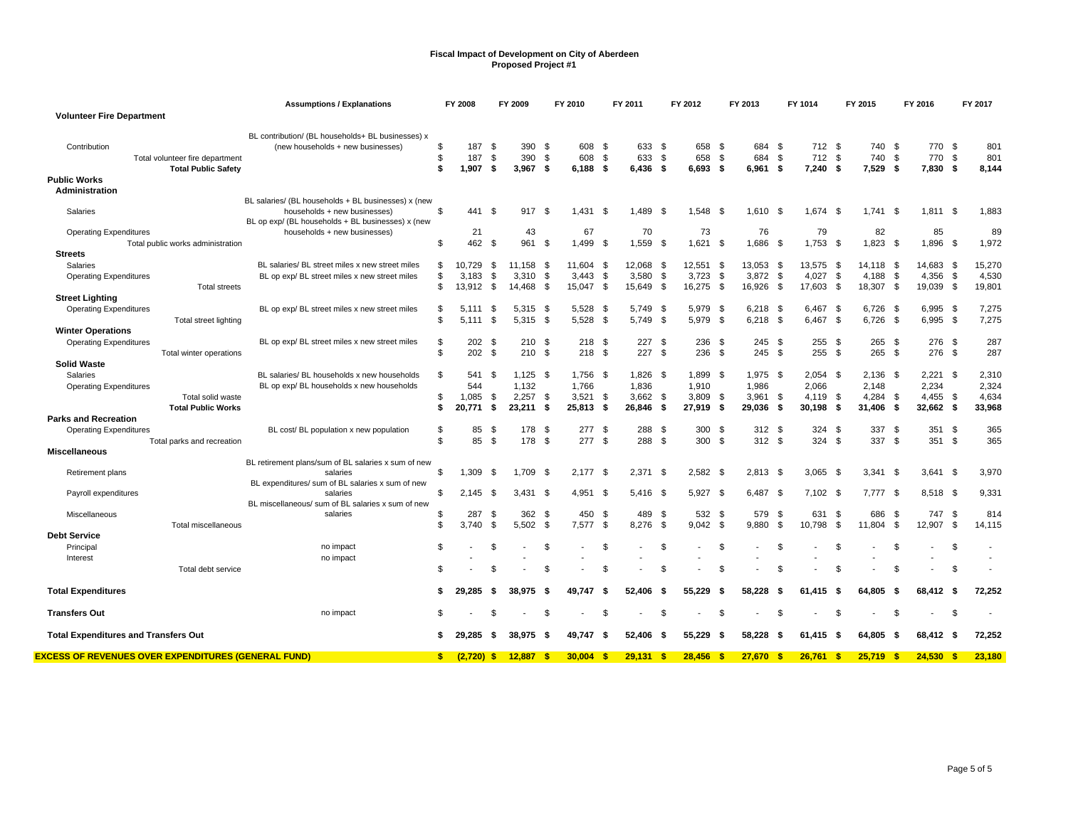# Fiscal Impact of Development on City of Aberdeen
## Proposed Project #1

| | Assumptions / Explanations | FY 2008 | FY 2009 | FY 2010 | FY 2011 | FY 2012 | FY 2013 | FY 1014 | FY 2015 | FY 2016 | FY 2017 |
|---|---|---|---|---|---|---|---|---|---|---|---|
| **Volunteer Fire Department** | | | | | | | | | | | |
| Contribution | BL contribution/ (BL households+ BL businesses) x (new households + new businesses) | $ 187 | $ 390 | $ 608 | $ 633 | $ 658 | $ 684 | $ 712 | $ 740 | $ 770 | $ 801 |
| Total volunteer fire department | | $ 187 | $ 390 | $ 608 | $ 633 | $ 658 | $ 684 | $ 712 | $ 740 | $ 770 | $ 801 |
| **Total Public Safety** | | **$ 1,907** | **$ 3,967** | **$ 6,188** | **$ 6,436** | **$ 6,693** | **$ 6,961** | **$ 7,240** | **$ 7,529** | **$ 7,830** | **$ 8,144** |
| **Public Works** | | | | | | | | | | | |
| **Administration** | | | | | | | | | | | |
| Salaries | BL salaries/ (BL households + BL businesses) x (new households + new businesses) | $ 441 | $ 917 | $ 1,431 | $ 1,489 | $ 1,548 | $ 1,610 | $ 1,674 | $ 1,741 | $ 1,811 | $ 1,883 |
| Operating Expenditures | BL op exp/ (BL households + BL businesses) x (new households + new businesses) | 21 | 43 | 67 | 70 | 73 | 76 | 79 | 82 | 85 | 89 |
| Total public works administration | | $ 462 | $ 961 | $ 1,499 | $ 1,559 | $ 1,621 | $ 1,686 | $ 1,753 | $ 1,823 | $ 1,896 | $ 1,972 |
| **Streets** | | | | | | | | | | | |
| Salaries | BL salaries/ BL street miles x new street miles | $ 10,729 | $ 11,158 | $ 11,604 | $ 12,068 | $ 12,551 | $ 13,053 | $ 13,575 | $ 14,118 | $ 14,683 | $ 15,270 |
| Operating Expenditures | BL op exp/ BL street miles x new street miles | $ 3,183 | $ 3,310 | $ 3,443 | $ 3,580 | $ 3,723 | $ 3,872 | $ 4,027 | $ 4,188 | $ 4,356 | $ 4,530 |
| Total streets | | $ 13,912 | $ 14,468 | $ 15,047 | $ 15,649 | $ 16,275 | $ 16,926 | $ 17,603 | $ 18,307 | $ 19,039 | $ 19,801 |
| **Street Lighting** | | | | | | | | | | | |
| Operating Expenditures | BL op exp/ BL street miles x new street miles | $ 5,111 | $ 5,315 | $ 5,528 | $ 5,749 | $ 5,979 | $ 6,218 | $ 6,467 | $ 6,726 | $ 6,995 | $ 7,275 |
| Total street lighting | | $ 5,111 | $ 5,315 | $ 5,528 | $ 5,749 | $ 5,979 | $ 6,218 | $ 6,467 | $ 6,726 | $ 6,995 | $ 7,275 |
| **Winter Operations** | | | | | | | | | | | |
| Operating Expenditures | BL op exp/ BL street miles x new street miles | $ 202 | $ 210 | $ 218 | $ 227 | $ 236 | $ 245 | $ 255 | $ 265 | $ 276 | $ 287 |
| Total winter operations | | $ 202 | $ 210 | $ 218 | $ 227 | $ 236 | $ 245 | $ 255 | $ 265 | $ 276 | $ 287 |
| **Solid Waste** | | | | | | | | | | | |
| Salaries | BL salaries/ BL households x new households | $ 541 | $ 1,125 | $ 1,756 | $ 1,826 | $ 1,899 | $ 1,975 | $ 2,054 | $ 2,136 | $ 2,221 | $ 2,310 |
| Operating Expenditures | BL op exp/ BL households x new households | 544 | 1,132 | 1,766 | 1,836 | 1,910 | 1,986 | 2,066 | 2,148 | 2,234 | 2,324 |
| Total solid waste | | $ 1,085 | $ 2,257 | $ 3,521 | $ 3,662 | $ 3,809 | $ 3,961 | $ 4,119 | $ 4,284 | $ 4,455 | $ 4,634 |
| **Total Public Works** | | **$ 20,771** | **$ 23,211** | **$ 25,813** | **$ 26,846** | **$ 27,919** | **$ 29,036** | **$ 30,198** | **$ 31,406** | **$ 32,662** | **$ 33,968** |
| **Parks and Recreation** | | | | | | | | | | | |
| Operating Expenditures | BL cost/ BL population x new population | $ 85 | $ 178 | $ 277 | $ 288 | $ 300 | $ 312 | $ 324 | $ 337 | $ 351 | $ 365 |
| Total parks and recreation | | $ 85 | $ 178 | $ 277 | $ 288 | $ 300 | $ 312 | $ 324 | $ 337 | $ 351 | $ 365 |
| **Miscellaneous** | | | | | | | | | | | |
| Retirement plans | BL retirement plans/sum of BL salaries x sum of new salaries | $ 1,309 | $ 1,709 | $ 2,177 | $ 2,371 | $ 2,582 | $ 2,813 | $ 3,065 | $ 3,341 | $ 3,641 | $ 3,970 |
| Payroll expenditures | BL expenditures/ sum of BL salaries x sum of new salaries | $ 2,145 | $ 3,431 | $ 4,951 | $ 5,416 | $ 5,927 | $ 6,487 | $ 7,102 | $ 7,777 | $ 8,518 | $ 9,331 |
| Miscellaneous | BL miscellaneous/ sum of BL salaries x sum of new salaries | $ 287 | $ 362 | $ 450 | $ 489 | $ 532 | $ 579 | $ 631 | $ 686 | $ 747 | $ 814 |
| Total miscellaneous | | $ 3,740 | $ 5,502 | $ 7,577 | $ 8,276 | $ 9,042 | $ 9,880 | $ 10,798 | $ 11,804 | $ 12,907 | $ 14,115 |
| **Debt Service** | | | | | | | | | | | |
| Principal | no impact | $ - | $ - | $ - | $ - | $ - | $ - | $ - | $ - | $ - | $ - |
| Interest | no impact | - | - | - | - | - | - | - | - | - | - |
| Total debt service | | $ - | $ - | $ - | $ - | $ - | $ - | $ - | $ - | $ - | $ - |
| **Total Expenditures** | | **$ 29,285** | **$ 38,975** | **$ 49,747** | **$ 52,406** | **$ 55,229** | **$ 58,228** | **$ 61,415** | **$ 64,805** | **$ 68,412** | **$ 72,252** |
| **Transfers Out** | no impact | $ - | $ - | $ - | $ - | $ - | $ - | $ - | $ - | $ - | $ - |
| **Total Expenditures and Transfers Out** | | **$ 29,285** | **$ 38,975** | **$ 49,747** | **$ 52,406** | **$ 55,229** | **$ 58,228** | **$ 61,415** | **$ 64,805** | **$ 68,412** | **$ 72,252** |
| **EXCESS OF REVENUES OVER EXPENDITURES (GENERAL FUND)** | | **$ (2,720)** | **$ 12,887** | **$ 30,004** | **$ 29,131** | **$ 28,456** | **$ 27,670** | **$ 26,761** | **$ 25,719** | **$ 24,530** | **$ 23,180** |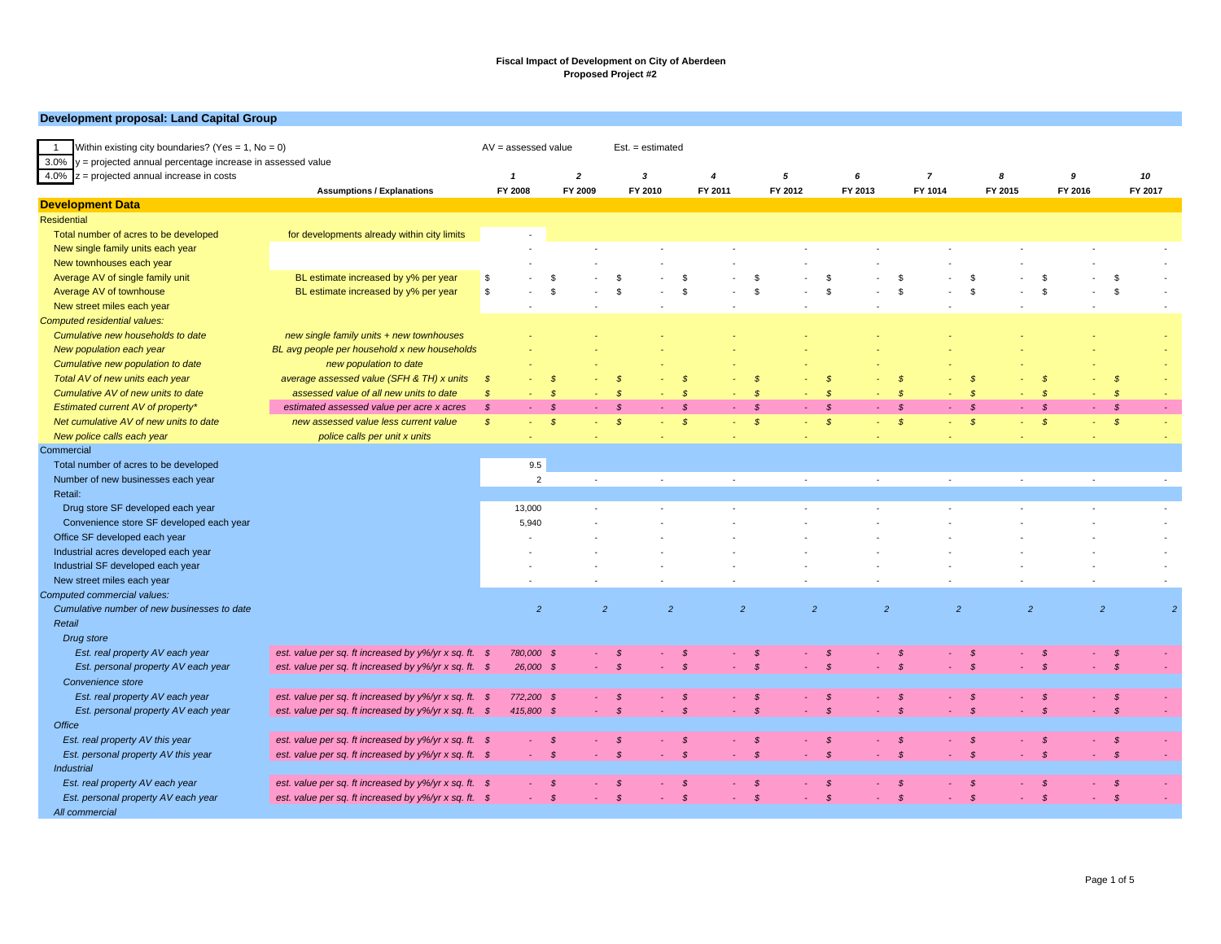**Fiscal Impact of Development on City of Aberdeen**
**Proposed Project #2**

## Development proposal: Land Capital Group

| 1 | Within existing city boundaries? (Yes = 1, No = 0) |
|---|---|
| 3.0% | y = projected annual percentage increase in assessed value |
| 4.0% | z = projected annual increase in costs |

AV = assessed value    Est. = estimated

| | Assumptions / Explanations | 1<br>FY 2008 | 2<br>FY 2009 | 3<br>FY 2010 | 4<br>FY 2011 | 5<br>FY 2012 | 6<br>FY 2013 | 7<br>FY 1014 | 8<br>FY 2015 | 9<br>FY 2016 | 10<br>FY 2017 |
|---|---|---|---|---|---|---|---|---|---|---|---|
| **Development Data** | | | | | | | | | | | |
| Residential | | | | | | | | | | | |
| Total number of acres to be developed | for developments already within city limits | - | | | | | | | | | |
| New single family units each year | | - | - | - | - | - | - | - | - | - | - |
| New townhouses each year | | - | - | - | - | - | - | - | - | - | - |
| Average AV of single family unit | BL estimate increased by y% per year | $ - | $ - | $ - | $ - | $ - | $ - | $ - | $ - | $ - | $ - |
| Average AV of townhouse | BL estimate increased by y% per year | $ - | $ - | $ - | $ - | $ - | $ - | $ - | $ - | $ - | $ - |
| New street miles each year | | - | - | - | - | - | - | - | - | - | - |
| *Computed residential values:* | | | | | | | | | | | |
| *Cumulative new households to date* | *new single family units + new townhouses* | - | - | - | - | - | - | - | - | - | - |
| *New population each year* | *BL avg people per household x new households* | - | - | - | - | - | - | - | - | - | - |
| *Cumulative new population to date* | *new population to date* | - | - | - | - | - | - | - | - | - | - |
| *Total AV of new units each year* | *average assessed value (SFH & TH) x units* | $ - | $ - | $ - | $ - | $ - | $ - | $ - | $ - | $ - | $ - |
| *Cumulative AV of new units to date* | *assessed value of all new units to date* | $ - | $ - | $ - | $ - | $ - | $ - | $ - | $ - | $ - | $ - |
| *Estimated current AV of property** | *estimated assessed value per acre x acres* | $ - | $ - | $ - | $ - | $ - | $ - | $ - | $ - | $ - | $ - |
| *Net cumulative AV of new units to date* | *new assessed value less current value* | $ - | $ - | $ - | $ - | $ - | $ - | $ - | $ - | $ - | $ - |
| *New police calls each year* | *police calls per unit x units* | - | - | - | - | - | - | - | - | - | - |
| Commercial | | | | | | | | | | | |
| Total number of acres to be developed | | 9.5 | | | | | | | | | |
| Number of new businesses each year | | 2 | - | - | - | - | - | - | - | - | - |
| Retail: | | | | | | | | | | | |
| Drug store SF developed each year | | 13,000 | - | - | - | - | - | - | - | - | - |
| Convenience store SF developed each year | | 5,940 | - | - | - | - | - | - | - | - | - |
| Office SF developed each year | | - | - | - | - | - | - | - | - | - | - |
| Industrial acres developed each year | | - | - | - | - | - | - | - | - | - | - |
| Industrial SF developed each year | | - | - | - | - | - | - | - | - | - | - |
| New street miles each year | | - | - | - | - | - | - | - | - | - | - |
| *Computed commercial values:* | | | | | | | | | | | |
| *Cumulative number of new businesses to date* | | *2* | *2* | *2* | *2* | *2* | *2* | *2* | *2* | *2* | *2* |
| *Retail* | | | | | | | | | | | |
| *Drug store* | | | | | | | | | | | |
| *Est. real property AV each year* | *est. value per sq. ft increased by y%/yr x sq. ft.* | *$ 780,000* | *$ -* | *$ -* | *$ -* | *$ -* | *$ -* | *$ -* | *$ -* | *$ -* | *$ -* |
| *Est. personal property AV each year* | *est. value per sq. ft increased by y%/yr x sq. ft.* | *$ 26,000* | *$ -* | *$ -* | *$ -* | *$ -* | *$ -* | *$ -* | *$ -* | *$ -* | *$ -* |
| *Convenience store* | | | | | | | | | | | |
| *Est. real property AV each year* | *est. value per sq. ft increased by y%/yr x sq. ft.* | *$ 772,200* | *$ -* | *$ -* | *$ -* | *$ -* | *$ -* | *$ -* | *$ -* | *$ -* | *$ -* |
| *Est. personal property AV each year* | *est. value per sq. ft increased by y%/yr x sq. ft.* | *$ 415,800* | *$ -* | *$ -* | *$ -* | *$ -* | *$ -* | *$ -* | *$ -* | *$ -* | *$ -* |
| *Office* | | | | | | | | | | | |
| *Est. real property AV this year* | *est. value per sq. ft increased by y%/yr x sq. ft.* | *$ -* | *$ -* | *$ -* | *$ -* | *$ -* | *$ -* | *$ -* | *$ -* | *$ -* | *$ -* |
| *Est. personal property AV this year* | *est. value per sq. ft increased by y%/yr x sq. ft.* | *$ -* | *$ -* | *$ -* | *$ -* | *$ -* | *$ -* | *$ -* | *$ -* | *$ -* | *$ -* |
| *Industrial* | | | | | | | | | | | |
| *Est. real property AV each year* | *est. value per sq. ft increased by y%/yr x sq. ft.* | *$ -* | *$ -* | *$ -* | *$ -* | *$ -* | *$ -* | *$ -* | *$ -* | *$ -* | *$ -* |
| *Est. personal property AV each year* | *est. value per sq. ft increased by y%/yr x sq. ft.* | *$ -* | *$ -* | *$ -* | *$ -* | *$ -* | *$ -* | *$ -* | *$ -* | *$ -* | *$ -* |
| *All commercial* | | | | | | | | | | | |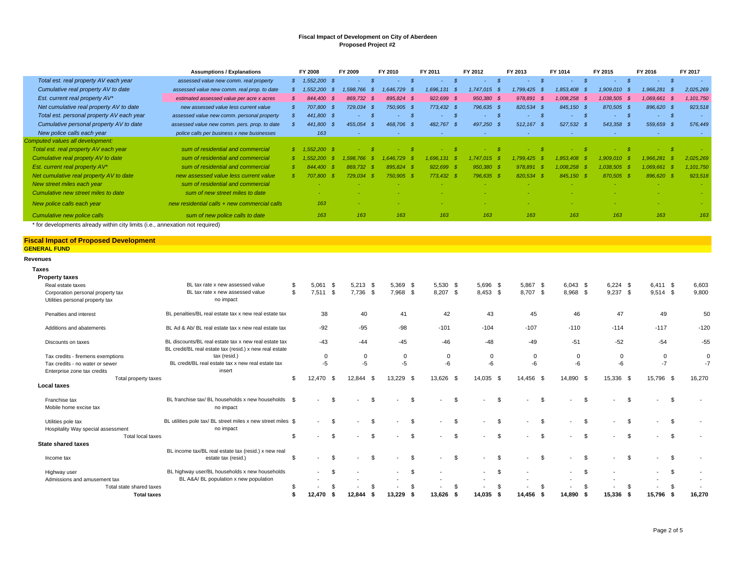# Fiscal Impact of Development on City of Aberdeen
## Proposed Project #2

| | Assumptions / Explanations | FY 2008 | FY 2009 | FY 2010 | FY 2011 | FY 2012 | FY 2013 | FY 1014 | FY 2015 | FY 2016 | FY 2017 |
|---|---|---|---|---|---|---|---|---|---|---|---|
| *Total est. real property AV each year* | *assessed value new comm. real property* | *$ 1,552,200* | *$ -* | *$ -* | *$ -* | *$ -* | *$ -* | *$ -* | *$ -* | *$ -* | *$ -* |
| *Cumulative real property AV to date* | *assessed value new comm. real prop. to date* | *$ 1,552,200* | *$ 1,598,766* | *$ 1,646,729* | *$ 1,696,131* | *$ 1,747,015* | *$ 1,799,425* | *$ 1,853,408* | *$ 1,909,010* | *$ 1,966,281* | *$ 2,025,269* |
| *Est. current real property AV\** | *estimated assessed value per acre x acres* | *$ 844,400* | *$ 869,732* | *$ 895,824* | *$ 922,699* | *$ 950,380* | *$ 978,891* | *$ 1,008,258* | *$ 1,038,505* | *$ 1,069,661* | *$ 1,101,750* |
| *Net cumulative real property AV to date* | *new assessed value less current value* | *$ 707,800* | *$ 729,034* | *$ 750,905* | *$ 773,432* | *$ 796,635* | *$ 820,534* | *$ 845,150* | *$ 870,505* | *$ 896,620* | *923,518* |
| *Total est. personal property AV each year* | *assessed value new comm. personal property* | *$ 441,800* | *$ -* | *$ -* | *$ -* | *$ -* | *$ -* | *$ -* | *$ -* | *$ -* | *-* |
| *Cumulative personal property AV to date* | *assessed value new comm. pers. prop. to date* | *$ 441,800* | *$ 455,054* | *$ 468,706* | *$ 482,767* | *$ 497,250* | *$ 512,167* | *$ 527,532* | *$ 543,358* | *$ 559,659* | *$ 576,449* |
| *New police calls each year* | *police calls per business x new businesses* | *163* | *-* | *-* | *-* | *-* | *-* | *-* | *-* | *-* | *-* |
| *Computed values all development:* | | | | | | | | | | | |
| *Total est. real property AV each year* | *sum of residential and commercial* | *$ 1,552,200* | *$ -* | *$ -* | *$ -* | *$ -* | *$ -* | *$ -* | *$ -* | *$ -* | *$ -* |
| *Cumulative real propety AV to date* | *sum of residential and commercial* | *$ 1,552,200* | *$ 1,598,766* | *$ 1,646,729* | *$ 1,696,131* | *$ 1,747,015* | *$ 1,799,425* | *$ 1,853,408* | *$ 1,909,010* | *$ 1,966,281* | *$ 2,025,269* |
| *Est. current real property AV\** | *sum of residential and commercial* | *$ 844,400* | *$ 869,732* | *$ 895,824* | *$ 922,699* | *$ 950,380* | *$ 978,891* | *$ 1,008,258* | *$ 1,038,505* | *$ 1,069,661* | *$ 1,101,750* |
| *Net cumulative real property AV to date* | *new assessed value less current value* | *$ 707,800* | *$ 729,034* | *$ 750,905* | *$ 773,432* | *$ 796,635* | *$ 820,534* | *$ 845,150* | *$ 870,505* | *$ 896,620* | *$ 923,518* |
| *New street miles each year* | *sum of residential and commercial* | *-* | *-* | *-* | *-* | *-* | *-* | *-* | *-* | *-* | *-* |
| *Cumulative new street miles to date* | *sum of new street miles to date* | *-* | *-* | *-* | *-* | *-* | *-* | *-* | *-* | *-* | *-* |
| *New police calls each year* | *new residential calls + new commercial calls* | *163* | *-* | *-* | *-* | *-* | *-* | *-* | *-* | *-* | *-* |
| *Cumulative new police calls* | *sum of new police calls to date* | *163* | *163* | *163* | *163* | *163* | *163* | *163* | *163* | *163* | *163* |

\* for developments already within city limits (i.e., annexation not required)

## Fiscal Impact of Proposed Development

**GENERAL FUND**

**Revenues**

| | | FY 2008 | FY 2009 | FY 2010 | FY 2011 | FY 2012 | FY 2013 | FY 1014 | FY 2015 | FY 2016 | FY 2017 |
|---|---|---|---|---|---|---|---|---|---|---|---|
| **Taxes** | | | | | | | | | | | |
| **Property taxes** | | | | | | | | | | | |
| Real estate taxes | BL tax rate x new assessed value | $ 5,061 | $ 5,213 | $ 5,369 | $ 5,530 | $ 5,696 | $ 5,867 | $ 6,043 | $ 6,224 | $ 6,411 | $ 6,603 |
| Corporation personal property tax | BL tax rate x new assessed value | $ 7,511 | $ 7,736 | $ 7,968 | $ 8,207 | $ 8,453 | $ 8,707 | $ 8,968 | $ 9,237 | $ 9,514 | $ 9,800 |
| Utilities personal property tax | no impact | | | | | | | | | | |
| Penalties and interest | BL penalties/BL real estate tax x new real estate tax | 38 | 40 | 41 | 42 | 43 | 45 | 46 | 47 | 49 | 50 |
| Additions and abatements | BL Ad & Ab/ BL real estate tax x new real estate tax | -92 | -95 | -98 | -101 | -104 | -107 | -110 | -114 | -117 | -120 |
| Discounts on taxes | BL discounts/BL real estate tax x new real estate tax | -43 | -44 | -45 | -46 | -48 | -49 | -51 | -52 | -54 | -55 |
| Tax credits - firemens exemptions | BL credit/BL real estate tax (resid.) x new real estate tax (resid.) | 0 | 0 | 0 | 0 | 0 | 0 | 0 | 0 | 0 | 0 |
| Tax credits - no water or sewer | BL credit/BL real estate tax x new real estate tax | -5 | -5 | -5 | -6 | -6 | -6 | -6 | -6 | -7 | -7 |
| Enterprise zone tax credits | insert | | | | | | | | | | |
| Total property taxes | | $ 12,470 | $ 12,844 | $ 13,229 | $ 13,626 | $ 14,035 | $ 14,456 | $ 14,890 | $ 15,336 | $ 15,796 | $ 16,270 |
| **Local taxes** | | | | | | | | | | | |
| Franchise tax | BL franchise tax/ BL households x new households | $ - | $ - | $ - | $ - | $ - | $ - | $ - | $ - | $ - | $ - |
| Mobile home excise tax | no impact | | | | | | | | | | |
| Utilities pole tax | BL utilities pole tax/ BL street miles x new street miles | $ - | $ - | $ - | $ - | $ - | $ - | $ - | $ - | $ - | $ - |
| Hospitality Way special assessment | no impact | | | | | | | | | | |
| Total local taxes | | $ - | $ - | $ - | $ - | $ - | $ - | $ - | $ - | $ - | $ - |
| **State shared taxes** | | | | | | | | | | | |
| Income tax | BL income tax/BL real estate tax (resid.) x new real estate tax (resid.) | $ - | $ - | $ - | $ - | $ - | $ - | $ - | $ - | $ - | $ - |
| Highway user | BL highway user/BL households x new households | - | $ - | - | $ - | - | $ - | - | $ - | - | $ - |
| Admissions and amusement tax | BL A&A/ BL population x new population | - | - | - | - | - | - | - | - | - | - |
| Total state shared taxes | | $ - | $ - | $ - | $ - | $ - | $ - | $ - | $ - | $ - | $ - |
| **Total taxes** | | **$ 12,470** | **$ 12,844** | **$ 13,229** | **$ 13,626** | **$ 14,035** | **$ 14,456** | **$ 14,890** | **$ 15,336** | **$ 15,796** | **$ 16,270** |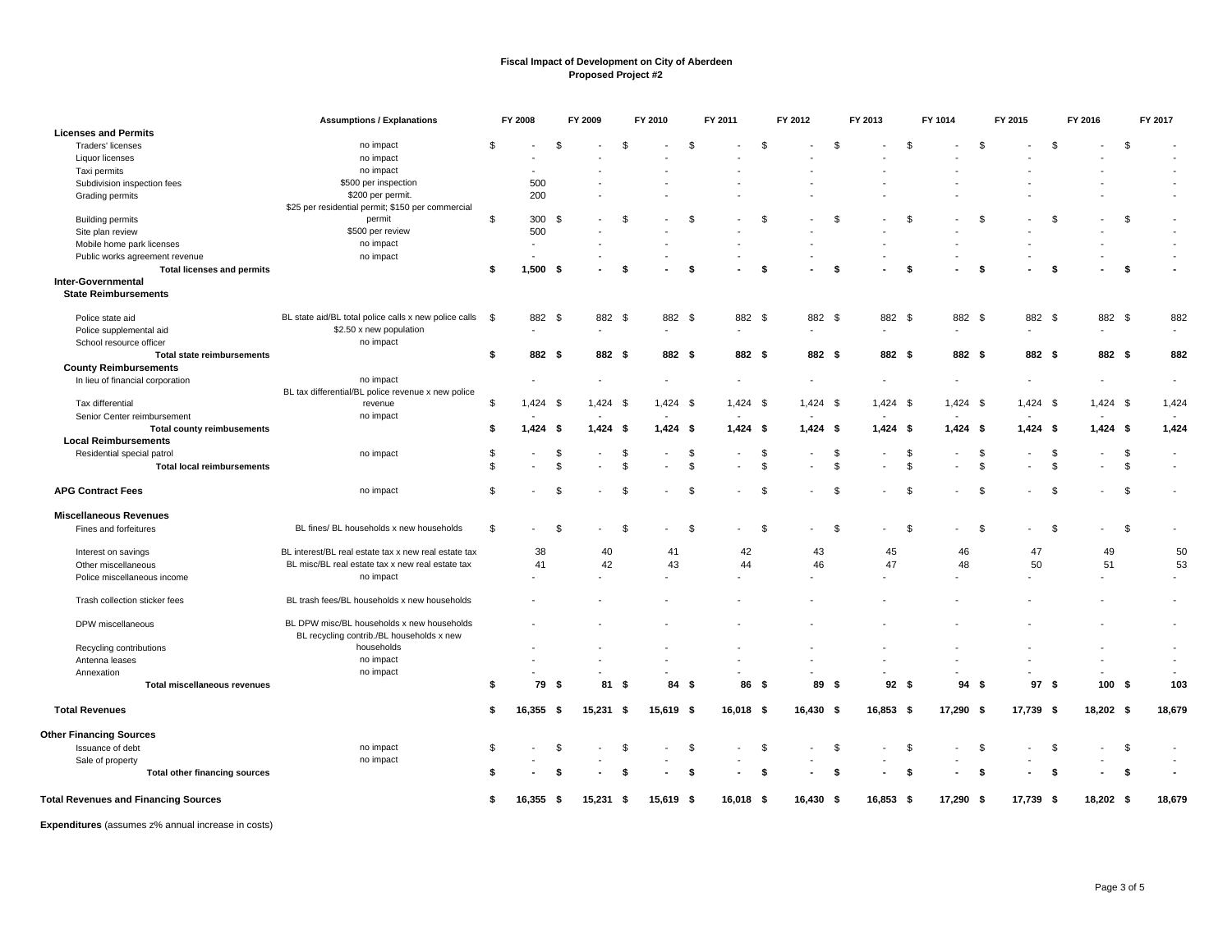**Fiscal Impact of Development on City of Aberdeen**
**Proposed Project #2**

| | Assumptions / Explanations | FY 2008 | FY 2009 | FY 2010 | FY 2011 | FY 2012 | FY 2013 | FY 1014 | FY 2015 | FY 2016 | FY 2017 |
|---|---|---|---|---|---|---|---|---|---|---|---|
| **Licenses and Permits** | | | | | | | | | | | |
| Traders' licenses | no impact | $ - | $ - | $ - | $ - | $ - | $ - | $ - | $ - | $ - | $ - |
| Liquor licenses | no impact | - | - | - | - | - | - | - | - | - | - |
| Taxi permits | no impact | - | - | - | - | - | - | - | - | - | - |
| Subdivision inspection fees | $500 per inspection | 500 | - | - | - | - | - | - | - | - | - |
| Grading permits | $200 per permit. | 200 | - | - | - | - | - | - | - | - | - |
| Building permits | $25 per residential permit; $150 per commercial permit | $ 300 | $ - | $ - | $ - | $ - | $ - | $ - | $ - | $ - | $ - |
| Site plan review | $500 per review | 500 | - | - | - | - | - | - | - | - | - |
| Mobile home park licenses | no impact | - | - | - | - | - | - | - | - | - | - |
| Public works agreement revenue | no impact | - | - | - | - | - | - | - | - | - | - |
| **Total licenses and permits** | | **$ 1,500** | **$ -** | **$ -** | **$ -** | **$ -** | **$ -** | **$ -** | **$ -** | **$ -** | **$ -** |
| **Inter-Governmental** | | | | | | | | | | | |
| **State Reimbursements** | | | | | | | | | | | |
| Police state aid | BL state aid/BL total police calls x new police calls | $ 882 | $ 882 | $ 882 | $ 882 | $ 882 | $ 882 | $ 882 | $ 882 | $ 882 | $ 882 |
| Police supplemental aid | $2.50 x new population | - | - | - | - | - | - | - | - | - | - |
| School resource officer | no impact | | | | | | | | | | |
| **Total state reimbursements** | | **$ 882** | **$ 882** | **$ 882** | **$ 882** | **$ 882** | **$ 882** | **$ 882** | **$ 882** | **$ 882** | **$ 882** |
| **County Reimbursements** | | | | | | | | | | | |
| In lieu of financial corporation | no impact | - | - | - | - | - | - | - | - | - | - |
| Tax differential | BL tax differential/BL police revenue x new police revenue | $ 1,424 | $ 1,424 | $ 1,424 | $ 1,424 | $ 1,424 | $ 1,424 | $ 1,424 | $ 1,424 | $ 1,424 | $ 1,424 |
| Senior Center reimbursement | no impact | - | - | - | - | - | - | - | - | - | - |
| **Total county reimbusements** | | **$ 1,424** | **$ 1,424** | **$ 1,424** | **$ 1,424** | **$ 1,424** | **$ 1,424** | **$ 1,424** | **$ 1,424** | **$ 1,424** | **$ 1,424** |
| **Local Reimbursements** | | | | | | | | | | | |
| Residential special patrol | no impact | $ - | $ - | $ - | $ - | $ - | $ - | $ - | $ - | $ - | $ - |
| **Total local reimbursements** | | $ - | $ - | $ - | $ - | $ - | $ - | $ - | $ - | $ - | $ - |
| **APG Contract Fees** | no impact | $ - | $ - | $ - | $ - | $ - | $ - | $ - | $ - | $ - | $ - |
| **Miscellaneous Revenues** | | | | | | | | | | | |
| Fines and forfeitures | BL fines/ BL households x new households | $ - | $ - | $ - | $ - | $ - | $ - | $ - | $ - | $ - | $ - |
| Interest on savings | BL interest/BL real estate tax x new real estate tax | 38 | 40 | 41 | 42 | 43 | 45 | 46 | 47 | 49 | 50 |
| Other miscellaneous | BL misc/BL real estate tax x new real estate tax | 41 | 42 | 43 | 44 | 46 | 47 | 48 | 50 | 51 | 53 |
| Police miscellaneous income | no impact | - | - | - | - | - | - | - | - | - | - |
| Trash collection sticker fees | BL trash fees/BL households x new households | - | - | - | - | - | - | - | - | - | - |
| DPW miscellaneous | BL DPW misc/BL households x new households | - | - | - | - | - | - | - | - | - | - |
| Recycling contributions | BL recycling contrib./BL households x new households | - | - | - | - | - | - | - | - | - | - |
| Antenna leases | no impact | - | - | - | - | - | - | - | - | - | - |
| Annexation | no impact | - | - | - | - | - | - | - | - | - | - |
| **Total miscellaneous revenues** | | **$ 79** | **$ 81** | **$ 84** | **$ 86** | **$ 89** | **$ 92** | **$ 94** | **$ 97** | **$ 100** | **$ 103** |
| **Total Revenues** | | **$ 16,355** | **$ 15,231** | **$ 15,619** | **$ 16,018** | **$ 16,430** | **$ 16,853** | **$ 17,290** | **$ 17,739** | **$ 18,202** | **$ 18,679** |
| **Other Financing Sources** | | | | | | | | | | | |
| Issuance of debt | no impact | $ - | $ - | $ - | $ - | $ - | $ - | $ - | $ - | $ - | $ - |
| Sale of property | no impact | - | - | - | - | - | - | - | - | - | - |
| **Total other financing sources** | | **$ -** | **$ -** | **$ -** | **$ -** | **$ -** | **$ -** | **$ -** | **$ -** | **$ -** | **$ -** |
| **Total Revenues and Financing Sources** | | **$ 16,355** | **$ 15,231** | **$ 15,619** | **$ 16,018** | **$ 16,430** | **$ 16,853** | **$ 17,290** | **$ 17,739** | **$ 18,202** | **$ 18,679** |

**Expenditures** (assumes z% annual increase in costs)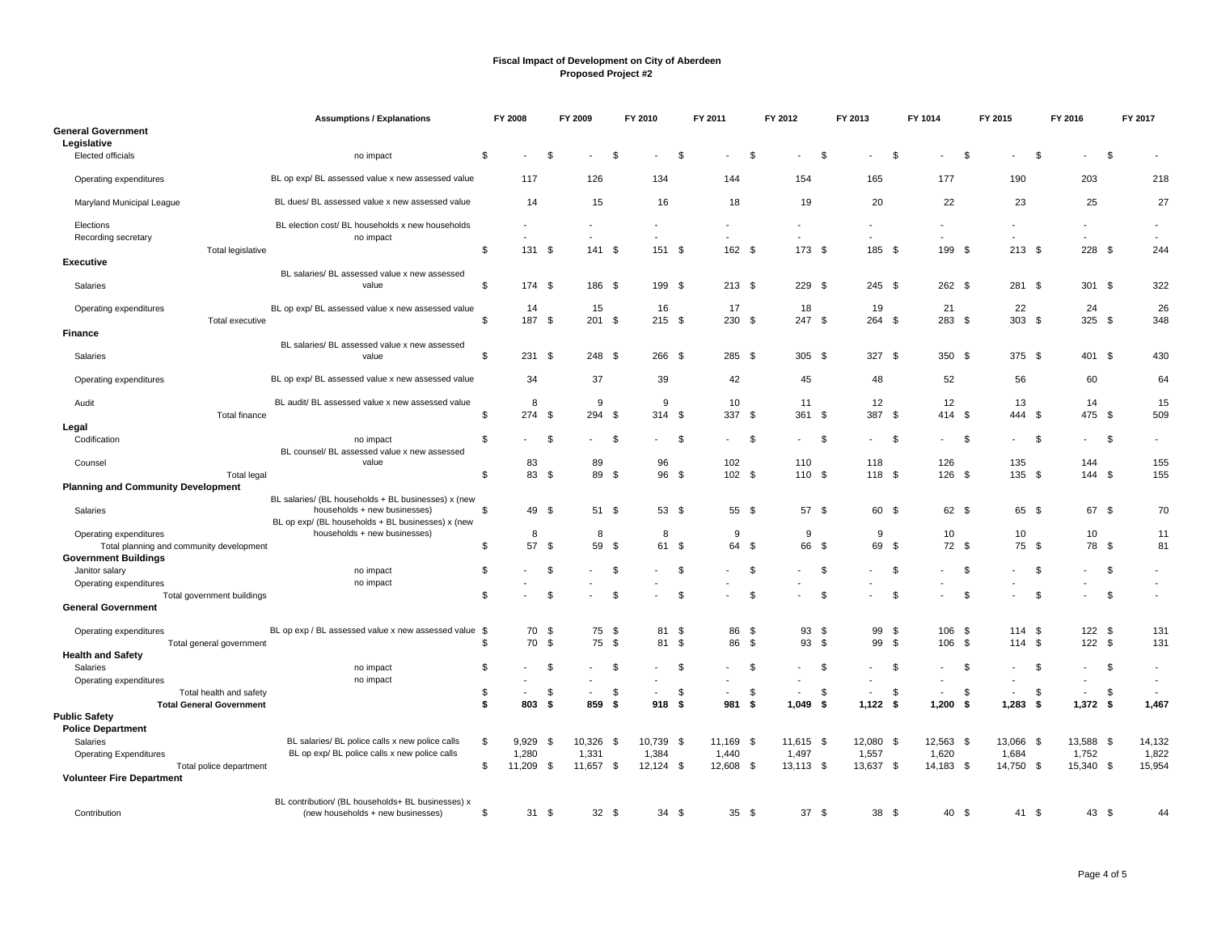**Fiscal Impact of Development on City of Aberdeen**
**Proposed Project #2**

| | Assumptions / Explanations | FY 2008 | FY 2009 | FY 2010 | FY 2011 | FY 2012 | FY 2013 | FY 1014 | FY 2015 | FY 2016 | FY 2017 |
|---|---|---|---|---|---|---|---|---|---|---|---|
| **General Government** | | | | | | | | | | | |
| **Legislative** | | | | | | | | | | | |
| Elected officials | no impact | $ - | $ - | $ - | $ - | $ - | $ - | $ - | $ - | $ - | $ - |
| Operating expenditures | BL op exp/ BL assessed value x new assessed value | 117 | 126 | 134 | 144 | 154 | 165 | 177 | 190 | 203 | 218 |
| Maryland Municipal League | BL dues/ BL assessed value x new assessed value | 14 | 15 | 16 | 18 | 19 | 20 | 22 | 23 | 25 | 27 |
| Elections | BL election cost/ BL households x new households | - | - | - | - | - | - | - | - | - | - |
| Recording secretary | no impact | - | - | - | - | - | - | - | - | - | - |
| Total legislative | | $ 131 | $ 141 | $ 151 | $ 162 | $ 173 | $ 185 | $ 199 | $ 213 | $ 228 | $ 244 |
| **Executive** | | | | | | | | | | | |
| Salaries | BL salaries/ BL assessed value x new assessed value | $ 174 | $ 186 | $ 199 | $ 213 | $ 229 | $ 245 | $ 262 | $ 281 | $ 301 | $ 322 |
| Operating expenditures | BL op exp/ BL assessed value x new assessed value | 14 | 15 | 16 | 17 | 18 | 19 | 21 | 22 | 24 | 26 |
| Total executive | | $ 187 | $ 201 | $ 215 | $ 230 | $ 247 | $ 264 | $ 283 | $ 303 | $ 325 | $ 348 |
| **Finance** | | | | | | | | | | | |
| Salaries | BL salaries/ BL assessed value x new assessed value | $ 231 | $ 248 | $ 266 | $ 285 | $ 305 | $ 327 | $ 350 | $ 375 | $ 401 | $ 430 |
| Operating expenditures | BL op exp/ BL assessed value x new assessed value | 34 | 37 | 39 | 42 | 45 | 48 | 52 | 56 | 60 | 64 |
| Audit | BL audit/ BL assessed value x new assessed value | 8 | 9 | 9 | 10 | 11 | 12 | 12 | 13 | 14 | 15 |
| Total finance | | $ 274 | $ 294 | $ 314 | $ 337 | $ 361 | $ 387 | $ 414 | $ 444 | $ 475 | $ 509 |
| **Legal** | | | | | | | | | | | |
| Codification | no impact | $ - | $ - | $ - | $ - | $ - | $ - | $ - | $ - | $ - | $ - |
| Counsel | BL counsel/ BL assessed value x new assessed value | 83 | 89 | 96 | 102 | 110 | 118 | 126 | 135 | 144 | 155 |
| Total legal | | $ 83 | $ 89 | $ 96 | $ 102 | $ 110 | $ 118 | $ 126 | $ 135 | $ 144 | $ 155 |
| **Planning and Community Development** | | | | | | | | | | | |
| Salaries | BL salaries/ (BL households + BL businesses) x (new households + new businesses) | $ 49 | $ 51 | $ 53 | $ 55 | $ 57 | $ 60 | $ 62 | $ 65 | $ 67 | $ 70 |
| Operating expenditures | BL op exp/ (BL households + BL businesses) x (new households + new businesses) | 8 | 8 | 8 | 9 | 9 | 9 | 10 | 10 | 10 | 11 |
| Total planning and community development | | $ 57 | $ 59 | $ 61 | $ 64 | $ 66 | $ 69 | $ 72 | $ 75 | $ 78 | $ 81 |
| **Government Buildings** | | | | | | | | | | | |
| Janitor salary | no impact | $ - | $ - | $ - | $ - | $ - | $ - | $ - | $ - | $ - | $ - |
| Operating expenditures | no impact | - | - | - | - | - | - | - | - | - | - |
| Total government buildings | | $ - | $ - | $ - | $ - | $ - | $ - | $ - | $ - | $ - | $ - |
| **General Government** | | | | | | | | | | | |
| Operating expenditures | BL op exp / BL assessed value x new assessed value | $ 70 | $ 75 | $ 81 | $ 86 | $ 93 | $ 99 | $ 106 | $ 114 | $ 122 | $ 131 |
| Total general government | | $ 70 | $ 75 | $ 81 | $ 86 | $ 93 | $ 99 | $ 106 | $ 114 | $ 122 | $ 131 |
| **Health and Safety** | | | | | | | | | | | |
| Salaries | no impact | $ - | $ - | $ - | $ - | $ - | $ - | $ - | $ - | $ - | $ - |
| Operating expenditures | no impact | - | - | - | - | - | - | - | - | - | - |
| Total health and safety | | $ - | $ - | $ - | $ - | $ - | $ - | $ - | $ - | $ - | $ - |
| **Total General Government** | | **$ 803** | **$ 859** | **$ 918** | **$ 981** | **$ 1,049** | **$ 1,122** | **$ 1,200** | **$ 1,283** | **$ 1,372** | **$ 1,467** |
| **Public Safety** | | | | | | | | | | | |
| **Police Department** | | | | | | | | | | | |
| Salaries | BL salaries/ BL police calls x new police calls | $ 9,929 | $ 10,326 | $ 10,739 | $ 11,169 | $ 11,615 | $ 12,080 | $ 12,563 | $ 13,066 | $ 13,588 | $ 14,132 |
| Operating Expenditures | BL op exp/ BL police calls x new police calls | 1,280 | 1,331 | 1,384 | 1,440 | 1,497 | 1,557 | 1,620 | 1,684 | 1,752 | 1,822 |
| Total police department | | $ 11,209 | $ 11,657 | $ 12,124 | $ 12,608 | $ 13,113 | $ 13,637 | $ 14,183 | $ 14,750 | $ 15,340 | $ 15,954 |
| **Volunteer Fire Department** | | | | | | | | | | | |
| Contribution | BL contribution/ (BL households+ BL businesses) x (new households + new businesses) | $ 31 | $ 32 | $ 34 | $ 35 | $ 37 | $ 38 | $ 40 | $ 41 | $ 43 | $ 44 |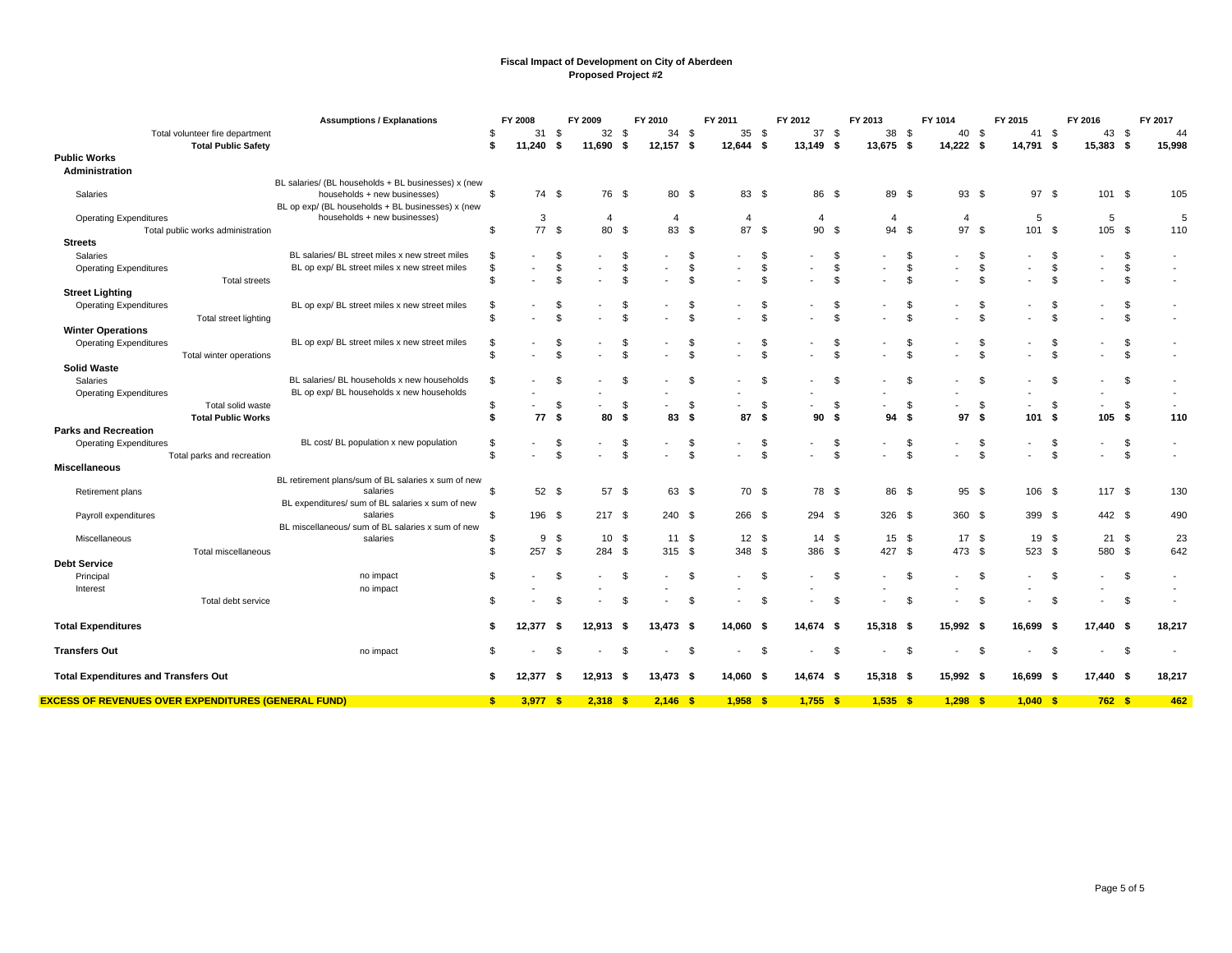**Fiscal Impact of Development on City of Aberdeen**
**Proposed Project #2**

| | Assumptions / Explanations | FY 2008 | FY 2009 | FY 2010 | FY 2011 | FY 2012 | FY 2013 | FY 1014 | FY 2015 | FY 2016 | FY 2017 |
|---|---|---|---|---|---|---|---|---|---|---|---|
| Total volunteer fire department | | $ 31 | $ 32 | $ 34 | $ 35 | $ 37 | $ 38 | $ 40 | $ 41 | $ 43 | $ 44 |
| **Total Public Safety** | | **$ 11,240** | **$ 11,690** | **$ 12,157** | **$ 12,644** | **$ 13,149** | **$ 13,675** | **$ 14,222** | **$ 14,791** | **$ 15,383** | **$ 15,998** |
| **Public Works** | | | | | | | | | | | |
| **Administration** | | | | | | | | | | | |
| Salaries | BL salaries/ (BL households + BL businesses) x (new households + new businesses) | $ 74 | $ 76 | $ 80 | $ 83 | $ 86 | $ 89 | $ 93 | $ 97 | $ 101 | $ 105 |
| Operating Expenditures | BL op exp/ (BL households + BL businesses) x (new households + new businesses) | 3 | 4 | 4 | 4 | 4 | 4 | 4 | 5 | 5 | 5 |
| Total public works administration | | $ 77 | $ 80 | $ 83 | $ 87 | $ 90 | $ 94 | $ 97 | $ 101 | $ 105 | $ 110 |
| **Streets** | | | | | | | | | | | |
| Salaries | BL salaries/ BL street miles x new street miles | $ - | $ - | $ - | $ - | $ - | $ - | $ - | $ - | $ - | $ - |
| Operating Expenditures | BL op exp/ BL street miles x new street miles | $ - | $ - | $ - | $ - | $ - | $ - | $ - | $ - | $ - | $ - |
| Total streets | | $ - | $ - | $ - | $ - | $ - | $ - | $ - | $ - | $ - | $ - |
| **Street Lighting** | | | | | | | | | | | |
| Operating Expenditures | BL op exp/ BL street miles x new street miles | $ - | $ - | $ - | $ - | $ - | $ - | $ - | $ - | $ - | $ - |
| Total street lighting | | $ - | $ - | $ - | $ - | $ - | $ - | $ - | $ - | $ - | $ - |
| **Winter Operations** | | | | | | | | | | | |
| Operating Expenditures | BL op exp/ BL street miles x new street miles | $ - | $ - | $ - | $ - | $ - | $ - | $ - | $ - | $ - | $ - |
| Total winter operations | | $ - | $ - | $ - | $ - | $ - | $ - | $ - | $ - | $ - | $ - |
| **Solid Waste** | | | | | | | | | | | |
| Salaries | BL salaries/ BL households x new households | $ - | $ - | $ - | $ - | $ - | $ - | $ - | $ - | $ - | $ - |
| Operating Expenditures | BL op exp/ BL households x new households | - | - | - | - | - | - | - | - | - | - |
| Total solid waste | | $ - | $ - | $ - | $ - | $ - | $ - | $ - | $ - | $ - | $ - |
| **Total Public Works** | | **$ 77** | **$ 80** | **$ 83** | **$ 87** | **$ 90** | **$ 94** | **$ 97** | **$ 101** | **$ 105** | **$ 110** |
| **Parks and Recreation** | | | | | | | | | | | |
| Operating Expenditures | BL cost/ BL population x new population | $ - | $ - | $ - | $ - | $ - | $ - | $ - | $ - | $ - | $ - |
| Total parks and recreation | | $ - | $ - | $ - | $ - | $ - | $ - | $ - | $ - | $ - | $ - |
| **Miscellaneous** | | | | | | | | | | | |
| Retirement plans | BL retirement plans/sum of BL salaries x sum of new salaries | $ 52 | $ 57 | $ 63 | $ 70 | $ 78 | $ 86 | $ 95 | $ 106 | $ 117 | $ 130 |
| Payroll expenditures | BL expenditures/ sum of BL salaries x sum of new salaries | $ 196 | $ 217 | $ 240 | $ 266 | $ 294 | $ 326 | $ 360 | $ 399 | $ 442 | $ 490 |
| Miscellaneous | BL miscellaneous/ sum of BL salaries x sum of new salaries | $ 9 | $ 10 | $ 11 | $ 12 | $ 14 | $ 15 | $ 17 | $ 19 | $ 21 | $ 23 |
| Total miscellaneous | | $ 257 | $ 284 | $ 315 | $ 348 | $ 386 | $ 427 | $ 473 | $ 523 | $ 580 | $ 642 |
| **Debt Service** | | | | | | | | | | | |
| Principal | no impact | $ - | $ - | $ - | $ - | $ - | $ - | $ - | $ - | $ - | $ - |
| Interest | no impact | - | - | - | - | - | - | - | - | - | - |
| Total debt service | | $ - | $ - | $ - | $ - | $ - | $ - | $ - | $ - | $ - | $ - |
| **Total Expenditures** | | **$ 12,377** | **$ 12,913** | **$ 13,473** | **$ 14,060** | **$ 14,674** | **$ 15,318** | **$ 15,992** | **$ 16,699** | **$ 17,440** | **$ 18,217** |
| **Transfers Out** | no impact | $ - | $ - | $ - | $ - | $ - | $ - | $ - | $ - | $ - | $ - |
| **Total Expenditures and Transfers Out** | | **$ 12,377** | **$ 12,913** | **$ 13,473** | **$ 14,060** | **$ 14,674** | **$ 15,318** | **$ 15,992** | **$ 16,699** | **$ 17,440** | **$ 18,217** |
| **EXCESS OF REVENUES OVER EXPENDITURES (GENERAL FUND)** | | **$ 3,977** | **$ 2,318** | **$ 2,146** | **$ 1,958** | **$ 1,755** | **$ 1,535** | **$ 1,298** | **$ 1,040** | **$ 762** | **$ 462** |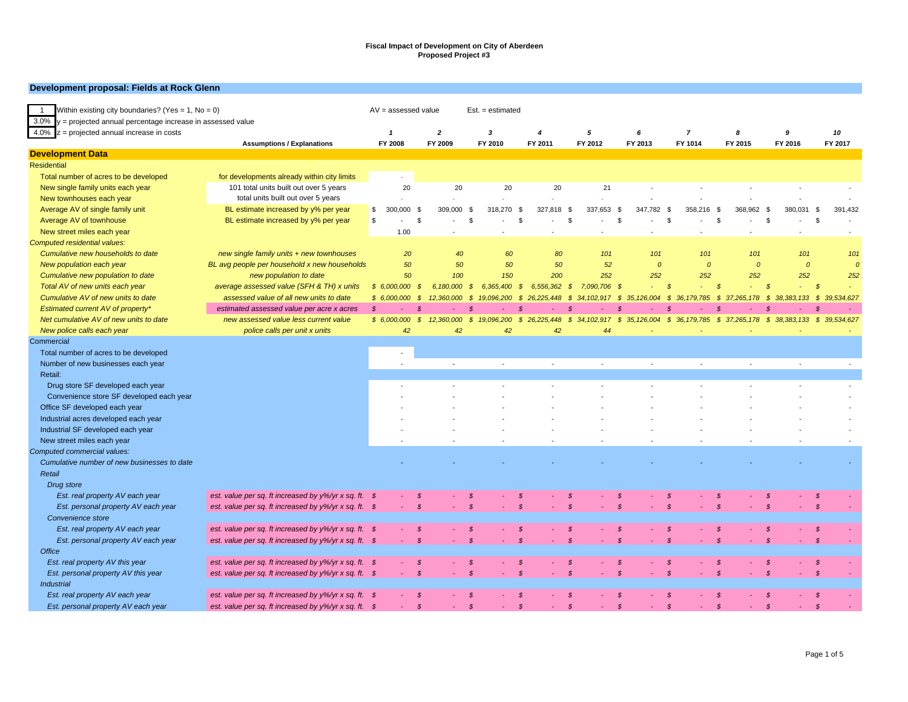**Fiscal Impact of Development on City of Aberdeen**
**Proposed Project #3**

## Development proposal: Fields at Rock Glenn

| | | | | | | | | | | | |
|---|---|---|---|---|---|---|---|---|---|---|---|
| 1 | Within existing city boundaries? (Yes = 1, No = 0) | AV = assessed value | | Est. = estimated | | | | | | | |
| 3.0% | y = projected annual percentage increase in assessed value | | | | | | | | | | |
| 4.0% | z = projected annual increase in costs | *1* | *2* | *3* | *4* | *5* | *6* | *7* | *8* | *9* | *10* |
| | **Assumptions / Explanations** | **FY 2008** | **FY 2009** | **FY 2010** | **FY 2011** | **FY 2012** | **FY 2013** | **FY 1014** | **FY 2015** | **FY 2016** | **FY 2017** |
| **Development Data** | | | | | | | | | | | |
| Residential | | | | | | | | | | | |
| Total number of acres to be developed | for developments already within city limits | - | | | | | | | | | |
| New single family units each year | 101 total units built out over 5 years | 20 | 20 | 20 | 20 | 21 | - | - | - | - | - |
| New townhouses each year | total units built out over 5 years | - | - | - | - | - | - | - | - | - | - |
| Average AV of single family unit | BL estimate increased by y% per year | $ 300,000 | $ 309,000 | $ 318,270 | $ 327,818 | $ 337,653 | $ 347,782 | $ 358,216 | $ 368,962 | $ 380,031 | $ 391,432 |
| Average AV of townhouse | BL estimate increased by y% per year | $ - | $ - | $ - | $ - | $ - | $ - | $ - | $ - | $ - | $ - |
| New street miles each year | | 1.00 | - | - | - | - | - | - | - | - | - |
| *Computed residential values:* | | | | | | | | | | | |
| *Cumulative new households to date* | *new single family units + new townhouses* | *20* | *40* | *60* | *80* | *101* | *101* | *101* | *101* | *101* | *101* |
| *New population each year* | *BL avg people per household x new households* | *50* | *50* | *50* | *50* | *52* | *0* | *0* | *0* | *0* | *0* |
| *Cumulative new population to date* | *new population to date* | *50* | *100* | *150* | *200* | *252* | *252* | *252* | *252* | *252* | *252* |
| *Total AV of new units each year* | *average assessed value (SFH & TH) x units* | *$ 6,000,000* | *$ 6,180,000* | *$ 6,365,400* | *$ 6,556,362* | *$ 7,090,706* | *$ -* | *$ -* | *$ -* | *$ -* | *$ -* |
| *Cumulative AV of new units to date* | *assessed value of all new units to date* | *$ 6,000,000* | *$ 12,360,000* | *$ 19,096,200* | *$ 26,225,448* | *$ 34,102,917* | *$ 35,126,004* | *$ 36,179,785* | *$ 37,265,178* | *$ 38,383,133* | *$ 39,534,627* |
| *Estimated current AV of property** | *estimated assessed value per acre x acres* | *$ -* | *$ -* | *$ -* | *$ -* | *$ -* | *$ -* | *$ -* | *$ -* | *$ -* | *$ -* |
| *Net cumulative AV of new units to date* | *new assessed value less current value* | *$ 6,000,000* | *$ 12,360,000* | *$ 19,096,200* | *$ 26,225,448* | *$ 34,102,917* | *$ 35,126,004* | *$ 36,179,785* | *$ 37,265,178* | *$ 38,383,133* | *$ 39,534,627* |
| *New police calls each year* | *police calls per unit x units* | *42* | *42* | *42* | *42* | *44* | *-* | *-* | *-* | *-* | *-* |
| Commercial | | | | | | | | | | | |
| Total number of acres to be developed | | - | | | | | | | | | |
| Number of new businesses each year | | - | - | - | - | - | - | - | - | - | - |
| Retail: | | | | | | | | | | | |
| Drug store SF developed each year | | - | - | - | - | - | - | - | - | - | - |
| Convenience store SF developed each year | | - | - | - | - | - | - | - | - | - | - |
| Office SF developed each year | | - | - | - | - | - | - | - | - | - | - |
| Industrial acres developed each year | | - | - | - | - | - | - | - | - | - | - |
| Industrial SF developed each year | | - | - | - | - | - | - | - | - | - | - |
| New street miles each year | | - | - | - | - | - | - | - | - | - | - |
| *Computed commercial values:* | | | | | | | | | | | |
| *Cumulative number of new businesses to date* | | - | - | - | - | - | - | - | - | - | - |
| *Retail* | | | | | | | | | | | |
| *Drug store* | | | | | | | | | | | |
| *Est. real property AV each year* | *est. value per sq. ft increased by y%/yr x sq. ft.* | *$ -* | *$ -* | *$ -* | *$ -* | *$ -* | *$ -* | *$ -* | *$ -* | *$ -* | *$ -* |
| *Est. personal property AV each year* | *est. value per sq. ft increased by y%/yr x sq. ft.* | *$ -* | *$ -* | *$ -* | *$ -* | *$ -* | *$ -* | *$ -* | *$ -* | *$ -* | *$ -* |
| *Convenience store* | | | | | | | | | | | |
| *Est. real property AV each year* | *est. value per sq. ft increased by y%/yr x sq. ft.* | *$ -* | *$ -* | *$ -* | *$ -* | *$ -* | *$ -* | *$ -* | *$ -* | *$ -* | *$ -* |
| *Est. personal property AV each year* | *est. value per sq. ft increased by y%/yr x sq. ft.* | *$ -* | *$ -* | *$ -* | *$ -* | *$ -* | *$ -* | *$ -* | *$ -* | *$ -* | *$ -* |
| *Office* | | | | | | | | | | | |
| *Est. real property AV this year* | *est. value per sq. ft increased by y%/yr x sq. ft.* | *$ -* | *$ -* | *$ -* | *$ -* | *$ -* | *$ -* | *$ -* | *$ -* | *$ -* | *$ -* |
| *Est. personal property AV this year* | *est. value per sq. ft increased by y%/yr x sq. ft.* | *$ -* | *$ -* | *$ -* | *$ -* | *$ -* | *$ -* | *$ -* | *$ -* | *$ -* | *$ -* |
| *Industrial* | | | | | | | | | | | |
| *Est. real property AV each year* | *est. value per sq. ft increased by y%/yr x sq. ft.* | *$ -* | *$ -* | *$ -* | *$ -* | *$ -* | *$ -* | *$ -* | *$ -* | *$ -* | *$ -* |
| *Est. personal property AV each year* | *est. value per sq. ft increased by y%/yr x sq. ft.* | *$ -* | *$ -* | *$ -* | *$ -* | *$ -* | *$ -* | *$ -* | *$ -* | *$ -* | *$ -* |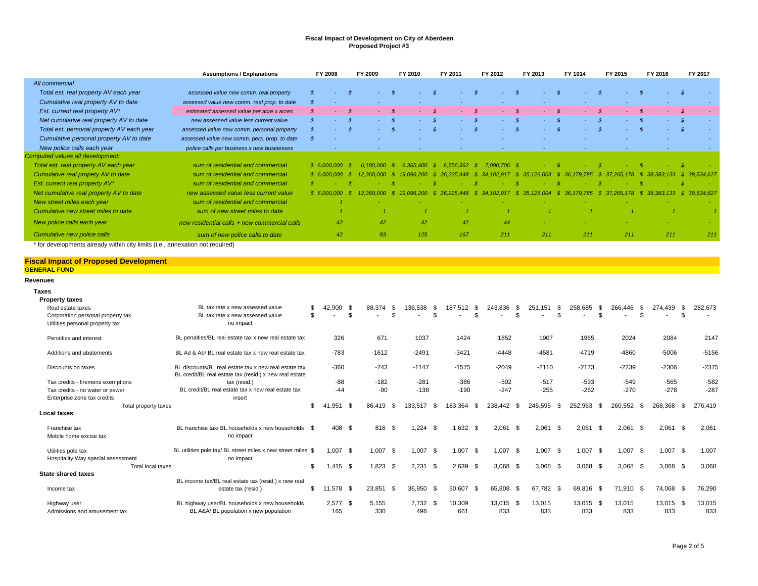# Fiscal Impact of Development on City of Aberdeen
## Proposed Project #3

| | Assumptions / Explanations | FY 2008 | FY 2009 | FY 2010 | FY 2011 | FY 2012 | FY 2013 | FY 1014 | FY 2015 | FY 2016 | FY 2017 |
|---|---|---|---|---|---|---|---|---|---|---|---|
| *All commercial* | | | | | | | | | | | |
| *Total est. real property AV each year* | *assessed value new comm. real property* | *$ -* | *$ -* | *$ -* | *$ -* | *$ -* | *$ -* | *$ -* | *$ -* | *$ -* | *$ -* |
| *Cumulative real property AV to date* | *assessed value new comm. real prop. to date* | *$ -* | *-* | *-* | *-* | *-* | *-* | *-* | *-* | *-* | *-* |
| *Est. current real property AV** | *estimated assessed value per acre x acres* | *$ -* | *$ -* | *$ -* | *$ -* | *$ -* | *$ -* | *$ -* | *$ -* | *$ -* | *$ -* |
| *Net cumulative real property AV to date* | *new assessed value less current value* | *$ -* | *$ -* | *$ -* | *$ -* | *$ -* | *$ -* | *$ -* | *$ -* | *$ -* | *$ -* |
| *Total est. personal property AV each year* | *assessed value new comm. personal property* | *$ -* | *$ -* | *$ -* | *$ -* | *$ -* | *$ -* | *$ -* | *$ -* | *$ -* | *$ -* |
| *Cumulative personal property AV to date* | *assessed value new comm. pers. prop. to date* | *$ -* | *-* | *-* | *-* | *-* | *-* | *-* | *-* | *-* | *-* |
| *New police calls each year* | *police calls per business x new businesses* | *-* | *-* | *-* | *-* | *-* | *-* | *-* | *-* | *-* | *-* |
| *Computed values all development:* | | | | | | | | | | | |
| *Total est. real property AV each year* | *sum of residential and commercial* | *$ 6,000,000* | *$ 6,180,000* | *$ 6,365,400* | *$ 6,556,362* | *$ 7,090,706* | *$ -* | *$ -* | *$ -* | *$ -* | *$ -* |
| *Cumulative real propety AV to date* | *sum of residential and commercial* | *$ 6,000,000* | *$ 12,360,000* | *$ 19,096,200* | *$ 26,225,448* | *$ 34,102,917* | *$ 35,126,004* | *$ 36,179,785* | *$ 37,265,178* | *$ 38,383,133* | *$ 39,534,627* |
| *Est. current real property AV** | *sum of residential and commercial* | *$ -* | *$ -* | *$ -* | *$ -* | *$ -* | *$ -* | *$ -* | *$ -* | *$ -* | *$ -* |
| *Net cumulative real property AV to date* | *new assessed value less current value* | *$ 6,000,000* | *$ 12,360,000* | *$ 19,096,200* | *$ 26,225,448* | *$ 34,102,917* | *$ 35,126,004* | *$ 36,179,785* | *$ 37,265,178* | *$ 38,383,133* | *$ 39,534,627* |
| *New street miles each year* | *sum of residential and commercial* | *1* | *-* | *-* | *-* | *-* | *-* | *-* | *-* | *-* | *-* |
| *Cumulative new street miles to date* | *sum of new street miles to date* | *1* | *1* | *1* | *1* | *1* | *1* | *1* | *1* | *1* | *1* |
| *New police calls each year* | *new residential calls + new commercial calls* | *42* | *42* | *42* | *42* | *44* | *-* | *-* | *-* | *-* | *-* |
| *Cumulative new police calls* | *sum of new police calls to date* | *42* | *83* | *125* | *167* | *211* | *211* | *211* | *211* | *211* | *211* |

\* for developments already within city limits (i.e., annexation not required)

## Fiscal Impact of Proposed Development
### GENERAL FUND

**Revenues**

| | Assumptions / Explanations | FY 2008 | FY 2009 | FY 2010 | FY 2011 | FY 2012 | FY 2013 | FY 1014 | FY 2015 | FY 2016 | FY 2017 |
|---|---|---|---|---|---|---|---|---|---|---|---|
| **Taxes** | | | | | | | | | | | |
| **Property taxes** | | | | | | | | | | | |
| Real estate taxes | BL tax rate x new assessed value | $ 42,900 | $ 88,374 | $ 136,538 | $ 187,512 | $ 243,836 | $ 251,151 | $ 258,685 | $ 266,446 | $ 274,439 | $ 282,673 |
| Corporation personal property tax | BL tax rate x new assessed value | $ - | $ - | $ - | $ - | $ - | $ - | $ - | $ - | $ - | $ - |
| Utilities personal property tax | no impact | | | | | | | | | | |
| Penalties and interest | BL penalties/BL real estate tax x new real estate tax | 326 | 671 | 1037 | 1424 | 1852 | 1907 | 1965 | 2024 | 2084 | 2147 |
| Additions and abatements | BL Ad & Ab/ BL real estate tax x new real estate tax | -783 | -1612 | -2491 | -3421 | -4448 | -4581 | -4719 | -4860 | -5006 | -5156 |
| Discounts on taxes | BL discounts/BL real estate tax x new real estate tax | -360 | -743 | -1147 | -1575 | -2049 | -2110 | -2173 | -2239 | -2306 | -2375 |
| Tax credits - firemens exemptions | BL credit/BL real estate tax (resid.) x new real estate tax (resid.) | -88 | -182 | -281 | -386 | -502 | -517 | -533 | -549 | -565 | -582 |
| Tax credits - no water or sewer | BL credit/BL real estate tax x new real estate tax | -44 | -90 | -138 | -190 | -247 | -255 | -262 | -270 | -278 | -287 |
| Enterprise zone tax credits | insert | | | | | | | | | | |
| Total property taxes | | $ 41,951 | $ 86,419 | $ 133,517 | $ 183,364 | $ 238,442 | $ 245,595 | $ 252,963 | $ 260,552 | $ 268,368 | $ 276,419 |
| **Local taxes** | | | | | | | | | | | |
| Franchise tax | BL franchise tax/ BL households x new households | $ 408 | $ 816 | $ 1,224 | $ 1,632 | $ 2,061 | $ 2,061 | $ 2,061 | $ 2,061 | $ 2,061 | $ 2,061 |
| Mobile home excise tax | no impact | | | | | | | | | | |
| Utilities pole tax | BL utilities pole tax/ BL street miles x new street miles | $ 1,007 | $ 1,007 | $ 1,007 | $ 1,007 | $ 1,007 | $ 1,007 | $ 1,007 | $ 1,007 | $ 1,007 | $ 1,007 |
| Hospitality Way special assessment | no impact | | | | | | | | | | |
| Total local taxes | | $ 1,415 | $ 1,823 | $ 2,231 | $ 2,639 | $ 3,068 | $ 3,068 | $ 3,068 | $ 3,068 | $ 3,068 | $ 3,068 |
| **State shared taxes** | | | | | | | | | | | |
| Income tax | BL income tax/BL real estate tax (resid.) x new real estate tax (resid.) | $ 11,578 | $ 23,851 | $ 36,850 | $ 50,607 | $ 65,808 | $ 67,782 | $ 69,816 | $ 71,910 | $ 74,068 | $ 76,290 |
| Highway user | BL highway user/BL households x new households | 2,577 | $ 5,155 | 7,732 | $ 10,309 | 13,015 | $ 13,015 | 13,015 | $ 13,015 | 13,015 | $ 13,015 |
| Admissions and amusement tax | BL A&A/ BL population x new population | 165 | 330 | 496 | 661 | 833 | 833 | 833 | 833 | 833 | 833 |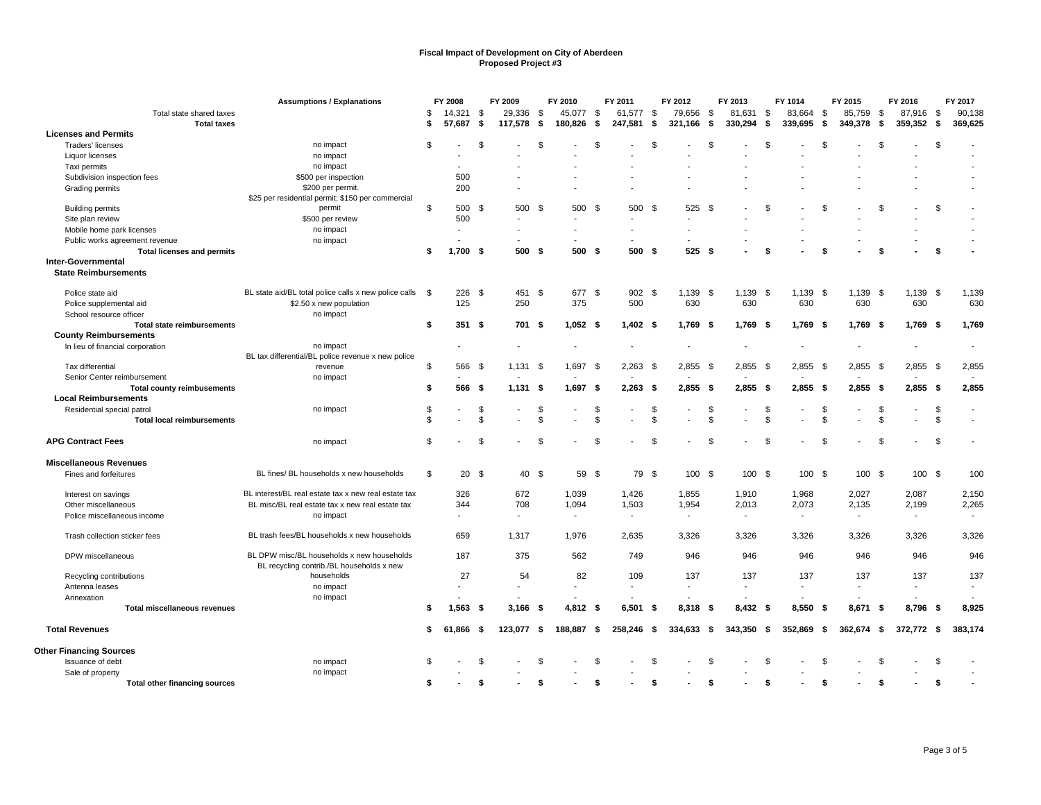**Fiscal Impact of Development on City of Aberdeen**
**Proposed Project #3**

| | Assumptions / Explanations | FY 2008 | FY 2009 | FY 2010 | FY 2011 | FY 2012 | FY 2013 | FY 1014 | FY 2015 | FY 2016 | FY 2017 |
|---|---|---|---|---|---|---|---|---|---|---|---|
| Total state shared taxes | | $ 14,321 | $ 29,336 | $ 45,077 | $ 61,577 | $ 79,656 | $ 81,631 | $ 83,664 | $ 85,759 | $ 87,916 | $ 90,138 |
| **Total taxes** | | **$ 57,687** | **$ 117,578** | **$ 180,826** | **$ 247,581** | **$ 321,166** | **$ 330,294** | **$ 339,695** | **$ 349,378** | **$ 359,352** | **$ 369,625** |
| **Licenses and Permits** | | | | | | | | | | | |
| Traders' licenses | no impact | $ - | $ - | $ - | $ - | $ - | $ - | $ - | $ - | $ - | $ - |
| Liquor licenses | no impact | - | - | - | - | - | - | - | - | - | - |
| Taxi permits | no impact | - | - | - | - | - | - | - | - | - | - |
| Subdivision inspection fees | $500 per inspection | 500 | - | - | - | - | - | - | - | - | - |
| Grading permits | $200 per permit. | 200 | - | - | - | - | - | - | - | - | - |
| Building permits | $25 per residential permit; $150 per commercial permit | $ 500 | $ 500 | $ 500 | $ 500 | $ 525 | $ - | $ - | $ - | $ - | $ - |
| Site plan review | $500 per review | 500 | - | - | - | - | - | - | - | - | - |
| Mobile home park licenses | no impact | - | - | - | - | - | - | - | - | - | - |
| Public works agreement revenue | no impact | - | - | - | - | - | - | - | - | - | - |
| **Total licenses and permits** | | **$ 1,700** | **$ 500** | **$ 500** | **$ 500** | **$ 525** | **$ -** | **$ -** | **$ -** | **$ -** | **$ -** |
| **Inter-Governmental** | | | | | | | | | | | |
| **State Reimbursements** | | | | | | | | | | | |
| Police state aid | BL state aid/BL total police calls x new police calls | $ 226 | $ 451 | $ 677 | $ 902 | $ 1,139 | $ 1,139 | $ 1,139 | $ 1,139 | $ 1,139 | $ 1,139 |
| Police supplemental aid | $2.50 x new population | 125 | 250 | 375 | 500 | 630 | 630 | 630 | 630 | 630 | 630 |
| School resource officer | no impact | | | | | | | | | | |
| **Total state reimbursements** | | **$ 351** | **$ 701** | **$ 1,052** | **$ 1,402** | **$ 1,769** | **$ 1,769** | **$ 1,769** | **$ 1,769** | **$ 1,769** | **$ 1,769** |
| **County Reimbursements** | | | | | | | | | | | |
| In lieu of financial corporation | no impact | - | - | - | - | - | - | - | - | - | - |
| Tax differential | BL tax differential/BL police revenue x new police revenue | $ 566 | $ 1,131 | $ 1,697 | $ 2,263 | $ 2,855 | $ 2,855 | $ 2,855 | $ 2,855 | $ 2,855 | $ 2,855 |
| Senior Center reimbursement | no impact | - | - | - | - | - | - | - | - | - | - |
| **Total county reimbursements** | | **$ 566** | **$ 1,131** | **$ 1,697** | **$ 2,263** | **$ 2,855** | **$ 2,855** | **$ 2,855** | **$ 2,855** | **$ 2,855** | **$ 2,855** |
| **Local Reimbursements** | | | | | | | | | | | |
| Residential special patrol | no impact | $ - | $ - | $ - | $ - | $ - | $ - | $ - | $ - | $ - | $ - |
| **Total local reimbursements** | | $ - | $ - | $ - | $ - | $ - | $ - | $ - | $ - | $ - | $ - |
| **APG Contract Fees** | no impact | $ - | $ - | $ - | $ - | $ - | $ - | $ - | $ - | $ - | $ - |
| **Miscellaneous Revenues** | | | | | | | | | | | |
| Fines and forfeitures | BL fines/ BL households x new households | $ 20 | $ 40 | $ 59 | $ 79 | $ 100 | $ 100 | $ 100 | $ 100 | $ 100 | $ 100 |
| Interest on savings | BL interest/BL real estate tax x new real estate tax | 326 | 672 | 1,039 | 1,426 | 1,855 | 1,910 | 1,968 | 2,027 | 2,087 | 2,150 |
| Other miscellaneous | BL misc/BL real estate tax x new real estate tax | 344 | 708 | 1,094 | 1,503 | 1,954 | 2,013 | 2,073 | 2,135 | 2,199 | 2,265 |
| Police miscellaneous income | no impact | - | - | - | - | - | - | - | - | - | - |
| Trash collection sticker fees | BL trash fees/BL households x new households | 659 | 1,317 | 1,976 | 2,635 | 3,326 | 3,326 | 3,326 | 3,326 | 3,326 | 3,326 |
| DPW miscellaneous | BL DPW misc/BL households x new households | 187 | 375 | 562 | 749 | 946 | 946 | 946 | 946 | 946 | 946 |
| Recycling contributions | BL recycling contrib./BL households x new households | 27 | 54 | 82 | 109 | 137 | 137 | 137 | 137 | 137 | 137 |
| Antenna leases | no impact | - | - | - | - | - | - | - | - | - | - |
| Annexation | no impact | - | - | - | - | - | - | - | - | - | - |
| **Total miscellaneous revenues** | | **$ 1,563** | **$ 3,166** | **$ 4,812** | **$ 6,501** | **$ 8,318** | **$ 8,432** | **$ 8,550** | **$ 8,671** | **$ 8,796** | **$ 8,925** |
| **Total Revenues** | | **$ 61,866** | **$ 123,077** | **$ 188,887** | **$ 258,246** | **$ 334,633** | **$ 343,350** | **$ 352,869** | **$ 362,674** | **$ 372,772** | **$ 383,174** |
| **Other Financing Sources** | | | | | | | | | | | |
| Issuance of debt | no impact | $ - | $ - | $ - | $ - | $ - | $ - | $ - | $ - | $ - | $ - |
| Sale of property | no impact | - | - | - | - | - | - | - | - | - | - |
| **Total other financing sources** | | **$ -** | **$ -** | **$ -** | **$ -** | **$ -** | **$ -** | **$ -** | **$ -** | **$ -** | **$ -** |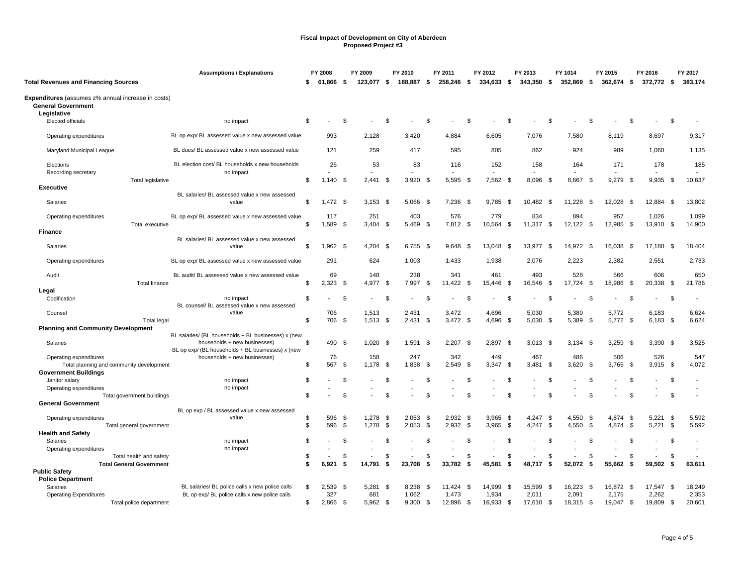# Fiscal Impact of Development on City of Aberdeen
## Proposed Project #3

| | Assumptions / Explanations | FY 2008 | FY 2009 | FY 2010 | FY 2011 | FY 2012 | FY 2013 | FY 1014 | FY 2015 | FY 2016 | FY 2017 |
|---|---|---|---|---|---|---|---|---|---|---|---|
| **Total Revenues and Financing Sources** | | $ 61,866 | $ 123,077 | $ 188,887 | $ 258,246 | $ 334,633 | $ 343,350 | $ 352,869 | $ 362,674 | $ 372,772 | $ 383,174 |
| **Expenditures** (assumes z% annual increase in costs) | | | | | | | | | | | |
| **General Government** | | | | | | | | | | | |
| **Legislative** | | | | | | | | | | | |
| Elected officials | no impact | $ - | $ - | $ - | $ - | $ - | $ - | $ - | $ - | $ - | $ - |
| Operating expenditures | BL op exp/ BL assessed value x new assessed value | 993 | 2,128 | 3,420 | 4,884 | 6,605 | 7,076 | 7,580 | 8,119 | 8,697 | 9,317 |
| Maryland Municipal League | BL dues/ BL assessed value x new assessed value | 121 | 259 | 417 | 595 | 805 | 862 | 924 | 989 | 1,060 | 1,135 |
| Elections | BL election cost/ BL households x new households | 26 | 53 | 83 | 116 | 152 | 158 | 164 | 171 | 178 | 185 |
| Recording secretary | no impact | - | - | - | - | - | - | - | - | - | - |
| Total legislative | | $ 1,140 | $ 2,441 | $ 3,920 | $ 5,595 | $ 7,562 | $ 8,096 | $ 8,667 | $ 9,279 | $ 9,935 | $ 10,637 |
| **Executive** | | | | | | | | | | | |
| Salaries | BL salaries/ BL assessed value x new assessed value | $ 1,472 | $ 3,153 | $ 5,066 | $ 7,236 | $ 9,785 | $ 10,482 | $ 11,228 | $ 12,028 | $ 12,884 | $ 13,802 |
| Operating expenditures | BL op exp/ BL assessed value x new assessed value | 117 | 251 | 403 | 576 | 779 | 834 | 894 | 957 | 1,026 | 1,099 |
| Total executive | | $ 1,589 | $ 3,404 | $ 5,469 | $ 7,812 | $ 10,564 | $ 11,317 | $ 12,122 | $ 12,985 | $ 13,910 | $ 14,900 |
| **Finance** | | | | | | | | | | | |
| Salaries | BL salaries/ BL assessed value x new assessed value | $ 1,962 | $ 4,204 | $ 6,755 | $ 9,648 | $ 13,048 | $ 13,977 | $ 14,972 | $ 16,038 | $ 17,180 | $ 18,404 |
| Operating expenditures | BL op exp/ BL assessed value x new assessed value | 291 | 624 | 1,003 | 1,433 | 1,938 | 2,076 | 2,223 | 2,382 | 2,551 | 2,733 |
| Audit | BL audit/ BL assessed value x new assessed value | 69 | 148 | 238 | 341 | 461 | 493 | 528 | 566 | 606 | 650 |
| Total finance | | $ 2,323 | $ 4,977 | $ 7,997 | $ 11,422 | $ 15,446 | $ 16,546 | $ 17,724 | $ 18,986 | $ 20,338 | $ 21,786 |
| **Legal** | | | | | | | | | | | |
| Codification | no impact | $ - | $ - | $ - | $ - | $ - | $ - | $ - | $ - | $ - | $ - |
| Counsel | BL counsel/ BL assessed value x new assessed value | 706 | 1,513 | 2,431 | 3,472 | 4,696 | 5,030 | 5,389 | 5,772 | 6,183 | 6,624 |
| Total legal | | $ 706 | $ 1,513 | $ 2,431 | $ 3,472 | $ 4,696 | $ 5,030 | $ 5,389 | $ 5,772 | $ 6,183 | $ 6,624 |
| **Planning and Community Development** | | | | | | | | | | | |
| Salaries | BL salaries/ (BL households + BL businesses) x (new households + new businesses) | $ 490 | $ 1,020 | $ 1,591 | $ 2,207 | $ 2,897 | $ 3,013 | $ 3,134 | $ 3,259 | $ 3,390 | $ 3,525 |
| Operating expenditures | BL op exp/ (BL households + BL businesses) x (new households + new businesses) | 76 | 158 | 247 | 342 | 449 | 467 | 486 | 506 | 526 | 547 |
| Total planning and community development | | $ 567 | $ 1,178 | $ 1,838 | $ 2,549 | $ 3,347 | $ 3,481 | $ 3,620 | $ 3,765 | $ 3,915 | $ 4,072 |
| **Government Buildings** | | | | | | | | | | | |
| Janitor salary | no impact | $ - | $ - | $ - | $ - | $ - | $ - | $ - | $ - | $ - | $ - |
| Operating expenditures | no impact | - | - | - | - | - | - | - | - | - | - |
| Total government buildings | | $ - | $ - | $ - | $ - | $ - | $ - | $ - | $ - | $ - | $ - |
| **General Government** | | | | | | | | | | | |
| Operating expenditures | BL op exp / BL assessed value x new assessed value | $ 596 | $ 1,278 | $ 2,053 | $ 2,932 | $ 3,965 | $ 4,247 | $ 4,550 | $ 4,874 | $ 5,221 | $ 5,592 |
| Total general government | | $ 596 | $ 1,278 | $ 2,053 | $ 2,932 | $ 3,965 | $ 4,247 | $ 4,550 | $ 4,874 | $ 5,221 | $ 5,592 |
| **Health and Safety** | | | | | | | | | | | |
| Salaries | no impact | $ - | $ - | $ - | $ - | $ - | $ - | $ - | $ - | $ - | $ - |
| Operating expenditures | no impact | - | - | - | - | - | - | - | - | - | - |
| Total health and safety | | $ - | $ - | $ - | $ - | $ - | $ - | $ - | $ - | $ - | $ - |
| **Total General Government** | | **$ 6,921** | **$ 14,791** | **$ 23,708** | **$ 33,782** | **$ 45,581** | **$ 48,717** | **$ 52,072** | **$ 55,662** | **$ 59,502** | **$ 63,611** |
| **Public Safety** | | | | | | | | | | | |
| **Police Department** | | | | | | | | | | | |
| Salaries | BL salaries/ BL police calls x new police calls | $ 2,539 | $ 5,281 | $ 8,238 | $ 11,424 | $ 14,999 | $ 15,599 | $ 16,223 | $ 16,872 | $ 17,547 | $ 18,249 |
| Operating Expenditures | BL op exp/ BL police calls x new police calls | 327 | 681 | 1,062 | 1,473 | 1,934 | 2,011 | 2,091 | 2,175 | 2,262 | 2,353 |
| Total police department | | $ 2,866 | $ 5,962 | $ 9,300 | $ 12,896 | $ 16,933 | $ 17,610 | $ 18,315 | $ 19,047 | $ 19,809 | $ 20,601 |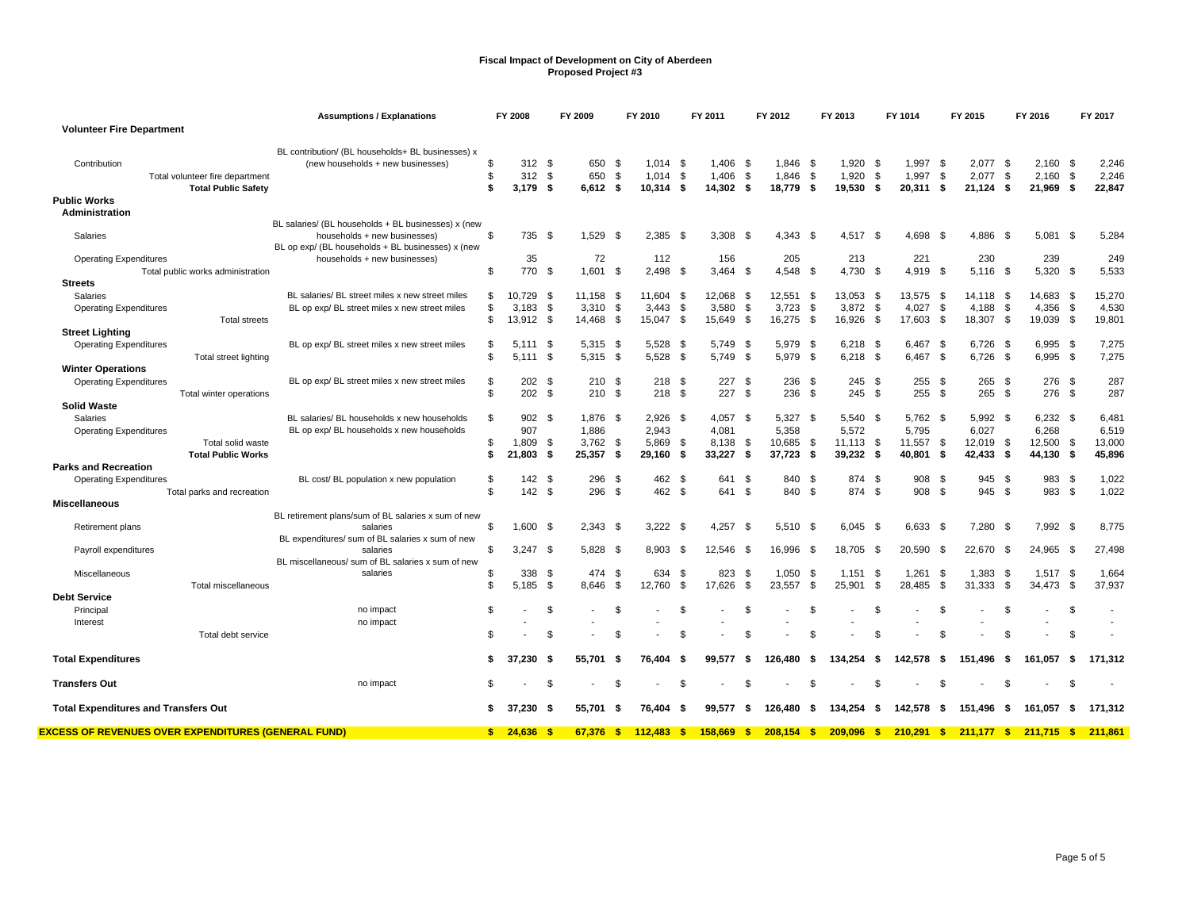# Fiscal Impact of Development on City of Aberdeen
## Proposed Project #3

| | Assumptions / Explanations | FY 2008 | FY 2009 | FY 2010 | FY 2011 | FY 2012 | FY 2013 | FY 1014 | FY 2015 | FY 2016 | FY 2017 |
|---|---|---|---|---|---|---|---|---|---|---|---|
| **Volunteer Fire Department** | | | | | | | | | | | |
| Contribution | BL contribution/ (BL households+ BL businesses) x (new households + new businesses) | $ 312 | $ 650 | $ 1,014 | $ 1,406 | $ 1,846 | $ 1,920 | $ 1,997 | $ 2,077 | $ 2,160 | $ 2,246 |
| Total volunteer fire department | | $ 312 | $ 650 | $ 1,014 | $ 1,406 | $ 1,846 | $ 1,920 | $ 1,997 | $ 2,077 | $ 2,160 | $ 2,246 |
| **Total Public Safety** | | **$ 3,179** | **$ 6,612** | **$ 10,314** | **$ 14,302** | **$ 18,779** | **$ 19,530** | **$ 20,311** | **$ 21,124** | **$ 21,969** | **$ 22,847** |
| **Public Works** | | | | | | | | | | | |
| **Administration** | | | | | | | | | | | |
| Salaries | BL salaries/ (BL households + BL businesses) x (new households + new businesses) | $ 735 | $ 1,529 | $ 2,385 | $ 3,308 | $ 4,343 | $ 4,517 | $ 4,698 | $ 4,886 | $ 5,081 | $ 5,284 |
| Operating Expenditures | BL op exp/ (BL households + BL businesses) x (new households + new businesses) | 35 | 72 | 112 | 156 | 205 | 213 | 221 | 230 | 239 | 249 |
| Total public works administration | | $ 770 | $ 1,601 | $ 2,498 | $ 3,464 | $ 4,548 | $ 4,730 | $ 4,919 | $ 5,116 | $ 5,320 | $ 5,533 |
| **Streets** | | | | | | | | | | | |
| Salaries | BL salaries/ BL street miles x new street miles | $ 10,729 | $ 11,158 | $ 11,604 | $ 12,068 | $ 12,551 | $ 13,053 | $ 13,575 | $ 14,118 | $ 14,683 | $ 15,270 |
| Operating Expenditures | BL op exp/ BL street miles x new street miles | $ 3,183 | $ 3,310 | $ 3,443 | $ 3,580 | $ 3,723 | $ 3,872 | $ 4,027 | $ 4,188 | $ 4,356 | $ 4,530 |
| Total streets | | $ 13,912 | $ 14,468 | $ 15,047 | $ 15,649 | $ 16,275 | $ 16,926 | $ 17,603 | $ 18,307 | $ 19,039 | $ 19,801 |
| **Street Lighting** | | | | | | | | | | | |
| Operating Expenditures | BL op exp/ BL street miles x new street miles | $ 5,111 | $ 5,315 | $ 5,528 | $ 5,749 | $ 5,979 | $ 6,218 | $ 6,467 | $ 6,726 | $ 6,995 | $ 7,275 |
| Total street lighting | | $ 5,111 | $ 5,315 | $ 5,528 | $ 5,749 | $ 5,979 | $ 6,218 | $ 6,467 | $ 6,726 | $ 6,995 | $ 7,275 |
| **Winter Operations** | | | | | | | | | | | |
| Operating Expenditures | BL op exp/ BL street miles x new street miles | $ 202 | $ 210 | $ 218 | $ 227 | $ 236 | $ 245 | $ 255 | $ 265 | $ 276 | $ 287 |
| Total winter operations | | $ 202 | $ 210 | $ 218 | $ 227 | $ 236 | $ 245 | $ 255 | $ 265 | $ 276 | $ 287 |
| **Solid Waste** | | | | | | | | | | | |
| Salaries | BL salaries/ BL households x new households | $ 902 | $ 1,876 | $ 2,926 | $ 4,057 | $ 5,327 | $ 5,540 | $ 5,762 | $ 5,992 | $ 6,232 | $ 6,481 |
| Operating Expenditures | BL op exp/ BL households x new households | 907 | 1,886 | 2,943 | 4,081 | 5,358 | 5,572 | 5,795 | 6,027 | 6,268 | 6,519 |
| Total solid waste | | $ 1,809 | $ 3,762 | $ 5,869 | $ 8,138 | $ 10,685 | $ 11,113 | $ 11,557 | $ 12,019 | $ 12,500 | $ 13,000 |
| **Total Public Works** | | **$ 21,803** | **$ 25,357** | **$ 29,160** | **$ 33,227** | **$ 37,723** | **$ 39,232** | **$ 40,801** | **$ 42,433** | **$ 44,130** | **$ 45,896** |
| **Parks and Recreation** | | | | | | | | | | | |
| Operating Expenditures | BL cost/ BL population x new population | $ 142 | $ 296 | $ 462 | $ 641 | $ 840 | $ 874 | $ 908 | $ 945 | $ 983 | $ 1,022 |
| Total parks and recreation | | $ 142 | $ 296 | $ 462 | $ 641 | $ 840 | $ 874 | $ 908 | $ 945 | $ 983 | $ 1,022 |
| **Miscellaneous** | | | | | | | | | | | |
| Retirement plans | BL retirement plans/sum of BL salaries x sum of new salaries | $ 1,600 | $ 2,343 | $ 3,222 | $ 4,257 | $ 5,510 | $ 6,045 | $ 6,633 | $ 7,280 | $ 7,992 | $ 8,775 |
| Payroll expenditures | BL expenditures/ sum of BL salaries x sum of new salaries | $ 3,247 | $ 5,828 | $ 8,903 | $ 12,546 | $ 16,996 | $ 18,705 | $ 20,590 | $ 22,670 | $ 24,965 | $ 27,498 |
| Miscellaneous | BL miscellaneous/ sum of BL salaries x sum of new salaries | $ 338 | $ 474 | $ 634 | $ 823 | $ 1,050 | $ 1,151 | $ 1,261 | $ 1,383 | $ 1,517 | $ 1,664 |
| Total miscellaneous | | $ 5,185 | $ 8,646 | $ 12,760 | $ 17,626 | $ 23,557 | $ 25,901 | $ 28,485 | $ 31,333 | $ 34,473 | $ 37,937 |
| **Debt Service** | | | | | | | | | | | |
| Principal | no impact | $ - | $ - | $ - | $ - | $ - | $ - | $ - | $ - | $ - | $ - |
| Interest | no impact | - | - | - | - | - | - | - | - | - | - |
| Total debt service | | $ - | $ - | $ - | $ - | $ - | $ - | $ - | $ - | $ - | $ - |
| **Total Expenditures** | | **$ 37,230** | **$ 55,701** | **$ 76,404** | **$ 99,577** | **$ 126,480** | **$ 134,254** | **$ 142,578** | **$ 151,496** | **$ 161,057** | **$ 171,312** |
| **Transfers Out** | no impact | $ - | $ - | $ - | $ - | $ - | $ - | $ - | $ - | $ - | $ - |
| **Total Expenditures and Transfers Out** | | **$ 37,230** | **$ 55,701** | **$ 76,404** | **$ 99,577** | **$ 126,480** | **$ 134,254** | **$ 142,578** | **$ 151,496** | **$ 161,057** | **$ 171,312** |
| **EXCESS OF REVENUES OVER EXPENDITURES (GENERAL FUND)** | | **$ 24,636** | **$ 67,376** | **$ 112,483** | **$ 158,669** | **$ 208,154** | **$ 209,096** | **$ 210,291** | **$ 211,177** | **$ 211,715** | **$ 211,861** |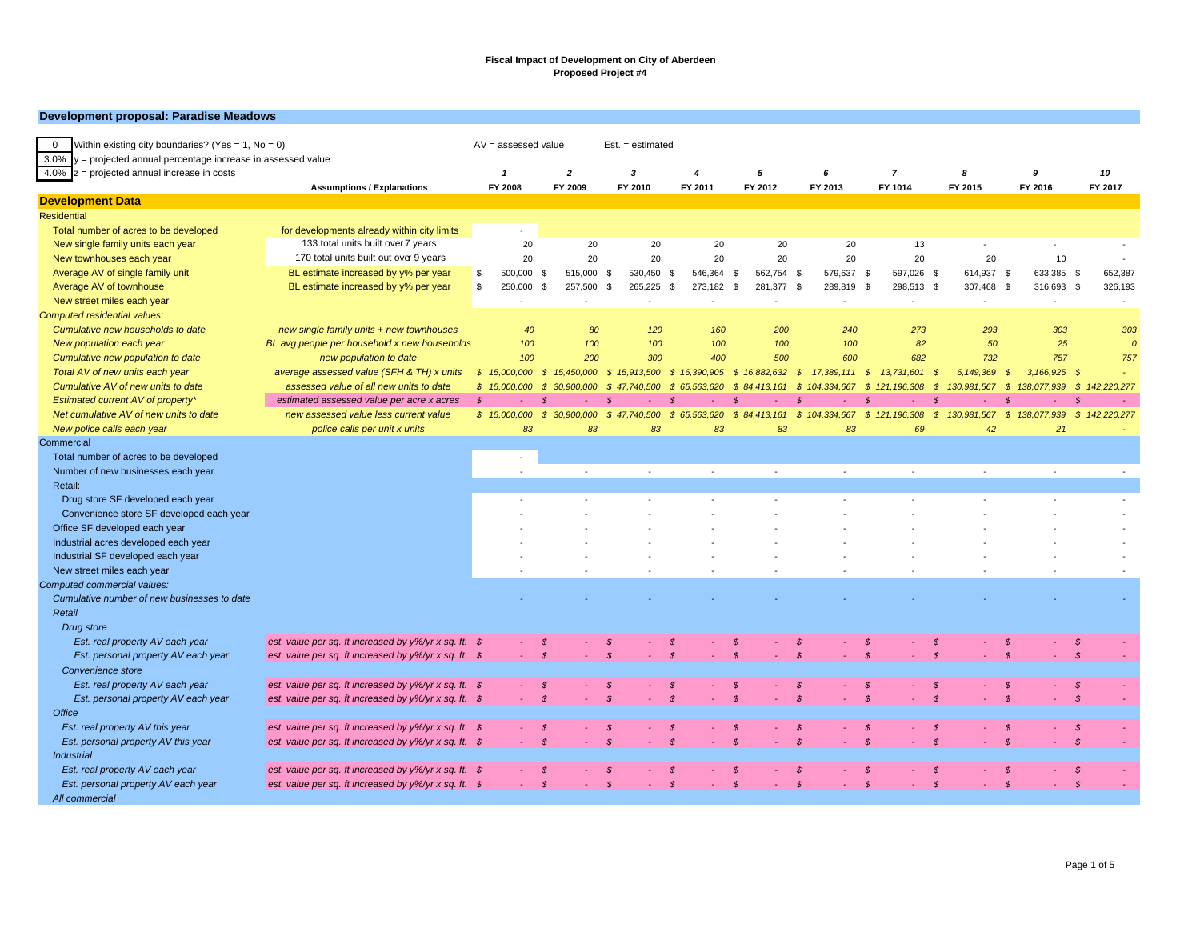**Fiscal Impact of Development on City of Aberdeen**
**Proposed Project #4**

## Development proposal: Paradise Meadows

| 0 | Within existing city boundaries? (Yes = 1, No = 0) |
|---|---|
| 3.0% | y = projected annual percentage increase in assessed value |
| 4.0% | z = projected annual increase in costs |

AV = assessed value    Est. = estimated

| | Assumptions / Explanations | 1<br>FY 2008 | 2<br>FY 2009 | 3<br>FY 2010 | 4<br>FY 2011 | 5<br>FY 2012 | 6<br>FY 2013 | 7<br>FY 1014 | 8<br>FY 2015 | 9<br>FY 2016 | 10<br>FY 2017 |
|---|---|---|---|---|---|---|---|---|---|---|---|
| **Development Data** | | | | | | | | | | | |
| Residential | | | | | | | | | | | |
| Total number of acres to be developed | for developments already within city limits | - | | | | | | | | | |
| New single family units each year | 133 total units built over 7 years | 20 | 20 | 20 | 20 | 20 | 20 | 13 | - | - | - |
| New townhouses each year | 170 total units built out over 9 years | 20 | 20 | 20 | 20 | 20 | 20 | 20 | 20 | 10 | - |
| Average AV of single family unit | BL estimate increased by y% per year | $ 500,000 | $ 515,000 | $ 530,450 | $ 546,364 | $ 562,754 | $ 579,637 | $ 597,026 | $ 614,937 | $ 633,385 | $ 652,387 |
| Average AV of townhouse | BL estimate increased by y% per year | $ 250,000 | $ 257,500 | $ 265,225 | $ 273,182 | $ 281,377 | $ 289,819 | $ 298,513 | $ 307,468 | $ 316,693 | $ 326,193 |
| New street miles each year | | - | - | - | - | - | - | - | - | - | - |
| *Computed residential values:* | | | | | | | | | | | |
| *Cumulative new households to date* | *new single family units + new townhouses* | *40* | *80* | *120* | *160* | *200* | *240* | *273* | *293* | *303* | *303* |
| *New population each year* | *BL avg people per household x new households* | *100* | *100* | *100* | *100* | *100* | *100* | *82* | *50* | *25* | *0* |
| *Cumulative new population to date* | *new population to date* | *100* | *200* | *300* | *400* | *500* | *600* | *682* | *732* | *757* | *757* |
| *Total AV of new units each year* | *average assessed value (SFH & TH) x units* | *$ 15,000,000* | *$ 15,450,000* | *$ 15,913,500* | *$ 16,390,905* | *$ 16,882,632* | *$ 17,389,111* | *$ 13,731,601* | *$ 6,149,369* | *$ 3,166,925* | *$ -* |
| *Cumulative AV of new units to date* | *assessed value of all new units to date* | *$ 15,000,000* | *$ 30,900,000* | *$ 47,740,500* | *$ 65,563,620* | *$ 84,413,161* | *$ 104,334,667* | *$ 121,196,308* | *$ 130,981,567* | *$ 138,077,939* | *$ 142,220,277* |
| *Estimated current AV of property** | *estimated assessed value per acre x acres* | *$ -* | *$ -* | *$ -* | *$ -* | *$ -* | *$ -* | *$ -* | *$ -* | *$ -* | *$ -* |
| *Net cumulative AV of new units to date* | *new assessed value less current value* | *$ 15,000,000* | *$ 30,900,000* | *$ 47,740,500* | *$ 65,563,620* | *$ 84,413,161* | *$ 104,334,667* | *$ 121,196,308* | *$ 130,981,567* | *$ 138,077,939* | *$ 142,220,277* |
| *New police calls each year* | *police calls per unit x units* | *83* | *83* | *83* | *83* | *83* | *83* | *69* | *42* | *21* | *-* |
| Commercial | | | | | | | | | | | |
| Total number of acres to be developed | | - | | | | | | | | | |
| Number of new businesses each year | | - | - | - | - | - | - | - | - | - | - |
| Retail: | | | | | | | | | | | |
| Drug store SF developed each year | | - | - | - | - | - | - | - | - | - | - |
| Convenience store SF developed each year | | - | - | - | - | - | - | - | - | - | - |
| Office SF developed each year | | - | - | - | - | - | - | - | - | - | - |
| Industrial acres developed each year | | - | - | - | - | - | - | - | - | - | - |
| Industrial SF developed each year | | - | - | - | - | - | - | - | - | - | - |
| New street miles each year | | - | - | - | - | - | - | - | - | - | - |
| *Computed commercial values:* | | | | | | | | | | | |
| *Cumulative number of new businesses to date* | | *-* | *-* | *-* | *-* | *-* | *-* | *-* | *-* | *-* | *-* |
| *Retail* | | | | | | | | | | | |
| *Drug store* | | | | | | | | | | | |
| *Est. real property AV each year* | *est. value per sq. ft increased by y%/yr x sq. ft.* | *$ -* | *$ -* | *$ -* | *$ -* | *$ -* | *$ -* | *$ -* | *$ -* | *$ -* | *$ -* |
| *Est. personal property AV each year* | *est. value per sq. ft increased by y%/yr x sq. ft.* | *$ -* | *$ -* | *$ -* | *$ -* | *$ -* | *$ -* | *$ -* | *$ -* | *$ -* | *$ -* |
| *Convenience store* | | | | | | | | | | | |
| *Est. real property AV each year* | *est. value per sq. ft increased by y%/yr x sq. ft.* | *$ -* | *$ -* | *$ -* | *$ -* | *$ -* | *$ -* | *$ -* | *$ -* | *$ -* | *$ -* |
| *Est. personal property AV each year* | *est. value per sq. ft increased by y%/yr x sq. ft.* | *$ -* | *$ -* | *$ -* | *$ -* | *$ -* | *$ -* | *$ -* | *$ -* | *$ -* | *$ -* |
| *Office* | | | | | | | | | | | |
| *Est. real property AV this year* | *est. value per sq. ft increased by y%/yr x sq. ft.* | *$ -* | *$ -* | *$ -* | *$ -* | *$ -* | *$ -* | *$ -* | *$ -* | *$ -* | *$ -* |
| *Est. personal property AV this year* | *est. value per sq. ft increased by y%/yr x sq. ft.* | *$ -* | *$ -* | *$ -* | *$ -* | *$ -* | *$ -* | *$ -* | *$ -* | *$ -* | *$ -* |
| *Industrial* | | | | | | | | | | | |
| *Est. real property AV each year* | *est. value per sq. ft increased by y%/yr x sq. ft.* | *$ -* | *$ -* | *$ -* | *$ -* | *$ -* | *$ -* | *$ -* | *$ -* | *$ -* | *$ -* |
| *Est. personal property AV each year* | *est. value per sq. ft increased by y%/yr x sq. ft.* | *$ -* | *$ -* | *$ -* | *$ -* | *$ -* | *$ -* | *$ -* | *$ -* | *$ -* | *$ -* |
| *All commercial* | | | | | | | | | | | |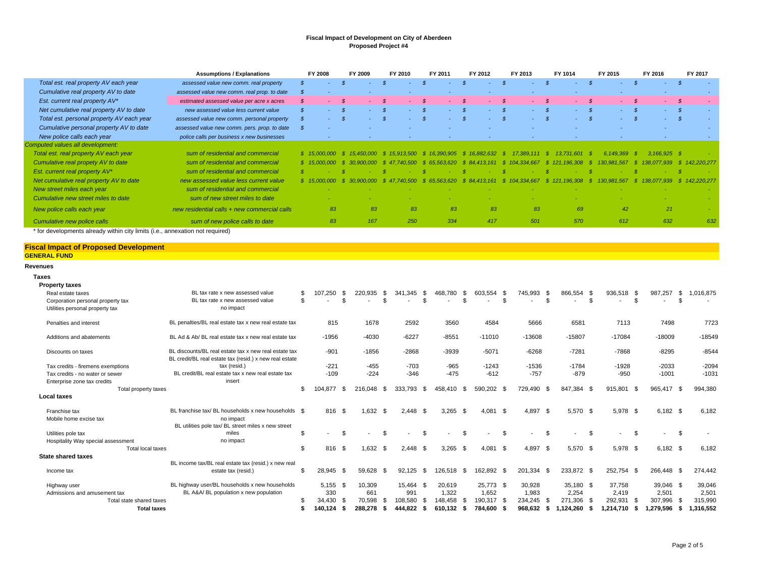**Fiscal Impact of Development on City of Aberdeen**
**Proposed Project #4**

| | Assumptions / Explanations | FY 2008 | FY 2009 | FY 2010 | FY 2011 | FY 2012 | FY 2013 | FY 1014 | FY 2015 | FY 2016 | FY 2017 |
|---|---|---|---|---|---|---|---|---|---|---|---|
| *Total est. real property AV each year* | *assessed value new comm. real property* | $ - | $ - | $ - | $ - | $ - | $ - | $ - | $ - | $ - | $ - |
| *Cumulative real property AV to date* | *assessed value new comm. real prop. to date* | $ - | - | - | - | - | - | - | - | - | - |
| *Est. current real property AV** | *estimated assessed value per acre x acres* | $ - | $ - | $ - | $ - | $ - | $ - | $ - | $ - | $ - | $ - |
| *Net cumulative real property AV to date* | *new assessed value less current value* | $ - | $ - | $ - | $ - | $ - | $ - | $ - | $ - | $ - | $ - |
| *Total est. personal property AV each year* | *assessed value new comm. personal property* | $ - | $ - | $ - | $ - | $ - | $ - | $ - | $ - | $ - | $ - |
| *Cumulative personal property AV to date* | *assessed value new comm. pers. prop. to date* | $ - | - | - | - | - | - | - | - | - | - |
| *New police calls each year* | *police calls per business x new businesses* | - | - | - | - | - | - | - | - | - | - |
| *Computed values all development:* | | | | | | | | | | | |
| *Total est. real property AV each year* | *sum of residential and commercial* | $ 15,000,000 | $ 15,450,000 | $ 15,913,500 | $ 16,390,905 | $ 16,882,632 | $ 17,389,111 | $ 13,731,601 | $ 6,149,369 | $ 3,166,925 | $ - |
| *Cumulative real propety AV to date* | *sum of residential and commercial* | $ 15,000,000 | $ 30,900,000 | $ 47,740,500 | $ 65,563,620 | $ 84,413,161 | $ 104,334,667 | $ 121,196,308 | $ 130,981,567 | $ 138,077,939 | $ 142,220,277 |
| *Est. current real property AV** | *sum of residential and commercial* | $ - | $ - | $ - | $ - | $ - | $ - | $ - | $ - | $ - | $ - |
| *Net cumulative real property AV to date* | *new assessed value less current value* | $ 15,000,000 | $ 30,900,000 | $ 47,740,500 | $ 65,563,620 | $ 84,413,161 | $ 104,334,667 | $ 121,196,308 | $ 130,981,567 | $ 138,077,939 | $ 142,220,277 |
| *New street miles each year* | *sum of residential and commercial* | - | - | - | - | - | - | - | - | - | - |
| *Cumulative new street miles to date* | *sum of new street miles to date* | - | - | - | - | - | - | - | - | - | - |
| *New police calls each year* | *new residential calls + new commercial calls* | 83 | 83 | 83 | 83 | 83 | 83 | 69 | 42 | 21 | - |
| *Cumulative new police calls* | *sum of new police calls to date* | 83 | 167 | 250 | 334 | 417 | 501 | 570 | 612 | 632 | 632 |

\* for developments already within city limits (i.e., annexation not required)

## Fiscal Impact of Proposed Development

**GENERAL FUND**

**Revenues**

| | | FY 2008 | FY 2009 | FY 2010 | FY 2011 | FY 2012 | FY 2013 | FY 1014 | FY 2015 | FY 2016 | FY 2017 |
|---|---|---|---|---|---|---|---|---|---|---|---|
| **Taxes** | | | | | | | | | | | |
| **Property taxes** | | | | | | | | | | | |
| Real estate taxes | BL tax rate x new assessed value | $ 107,250 | $ 220,935 | $ 341,345 | $ 468,780 | $ 603,554 | $ 745,993 | $ 866,554 | $ 936,518 | $ 987,257 | $ 1,016,875 |
| Corporation personal property tax | BL tax rate x new assessed value | $ - | $ - | $ - | $ - | $ - | $ - | $ - | $ - | $ - | $ - |
| Utilities personal property tax | no impact | | | | | | | | | | |
| Penalties and interest | BL penalties/BL real estate tax x new real estate tax | 815 | 1678 | 2592 | 3560 | 4584 | 5666 | 6581 | 7113 | 7498 | 7723 |
| Additions and abatements | BL Ad & Ab/ BL real estate tax x new real estate tax | -1956 | -4030 | -6227 | -8551 | -11010 | -13608 | -15807 | -17084 | -18009 | -18549 |
| Discounts on taxes | BL discounts/BL real estate tax x new real estate tax | -901 | -1856 | -2868 | -3939 | -5071 | -6268 | -7281 | -7868 | -8295 | -8544 |
| Tax credits - firemens exemptions | BL credit/BL real estate tax (resid.) x new real estate tax (resid.) | -221 | -455 | -703 | -965 | -1243 | -1536 | -1784 | -1928 | -2033 | -2094 |
| Tax credits - no water or sewer | BL credit/BL real estate tax x new real estate tax | -109 | -224 | -346 | -475 | -612 | -757 | -879 | -950 | -1001 | -1031 |
| Enterprise zone tax credits | insert | | | | | | | | | | |
| Total property taxes | | $ 104,877 | $ 216,048 | $ 333,793 | $ 458,410 | $ 590,202 | $ 729,490 | $ 847,384 | $ 915,801 | $ 965,417 | $ 994,380 |
| **Local taxes** | | | | | | | | | | | |
| Franchise tax | BL franchise tax/ BL households x new households | $ 816 | $ 1,632 | $ 2,448 | $ 3,265 | $ 4,081 | $ 4,897 | $ 5,570 | $ 5,978 | $ 6,182 | $ 6,182 |
| Mobile home excise tax | no impact | | | | | | | | | | |
| Utilities pole tax | BL utilities pole tax/ BL street miles x new street miles | $ - | $ - | $ - | $ - | $ - | $ - | $ - | $ - | $ - | $ - |
| Hospitality Way special assessment | no impact | | | | | | | | | | |
| Total local taxes | | $ 816 | $ 1,632 | $ 2,448 | $ 3,265 | $ 4,081 | $ 4,897 | $ 5,570 | $ 5,978 | $ 6,182 | $ 6,182 |
| **State shared taxes** | | | | | | | | | | | |
| Income tax | BL income tax/BL real estate tax (resid.) x new real estate tax (resid.) | $ 28,945 | $ 59,628 | $ 92,125 | $ 126,518 | $ 162,892 | $ 201,334 | $ 233,872 | $ 252,754 | $ 266,448 | $ 274,442 |
| Highway user | BL highway user/BL households x new households | 5,155 | $ 10,309 | 15,464 | $ 20,619 | 25,773 | $ 30,928 | 35,180 | $ 37,758 | 39,046 | $ 39,046 |
| Admissions and amusement tax | BL A&A/ BL population x new population | 330 | 661 | 991 | 1,322 | 1,652 | 1,983 | 2,254 | 2,419 | 2,501 | 2,501 |
| Total state shared taxes | | $ 34,430 | $ 70,598 | $ 108,580 | $ 148,458 | $ 190,317 | $ 234,245 | $ 271,306 | $ 292,931 | $ 307,996 | $ 315,990 |
| **Total taxes** | | **$ 140,124** | **$ 288,278** | **$ 444,822** | **$ 610,132** | **$ 784,600** | **$ 968,632** | **$ 1,124,260** | **$ 1,214,710** | **$ 1,279,596** | **$ 1,316,552** |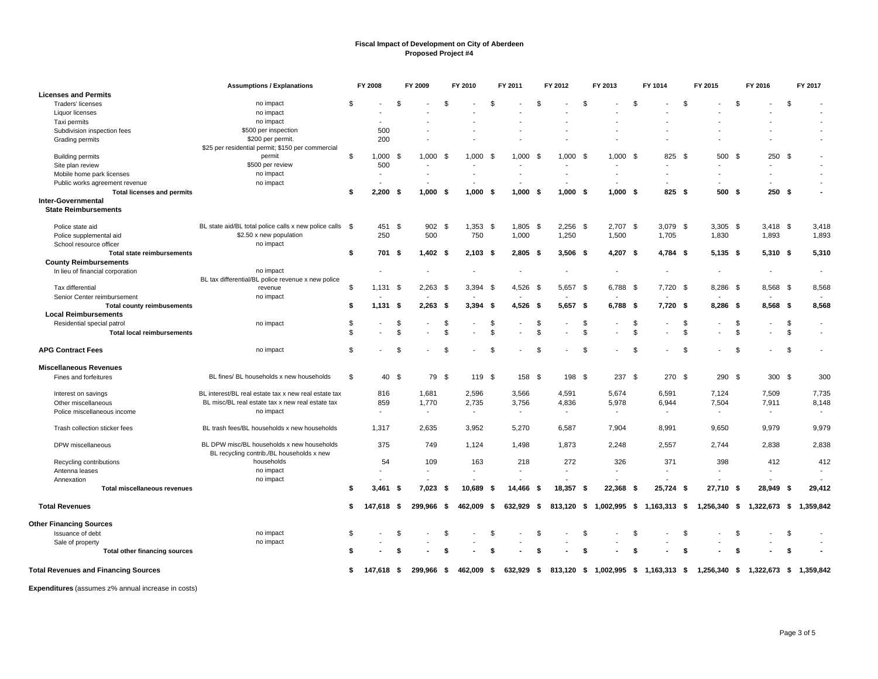**Fiscal Impact of Development on City of Aberdeen**
**Proposed Project #4**

| | Assumptions / Explanations | FY 2008 | FY 2009 | FY 2010 | FY 2011 | FY 2012 | FY 2013 | FY 1014 | FY 2015 | FY 2016 | FY 2017 |
|---|---|---|---|---|---|---|---|---|---|---|---|
| **Licenses and Permits** | | | | | | | | | | | |
| Traders' licenses | no impact | $ - | $ - | $ - | $ - | $ - | $ - | $ - | $ - | $ - | $ - |
| Liquor licenses | no impact | - | - | - | - | - | - | - | - | - | - |
| Taxi permits | no impact | - | - | - | - | - | - | - | - | - | - |
| Subdivision inspection fees | $500 per inspection | 500 | - | - | - | - | - | - | - | - | - |
| Grading permits | $200 per permit. | 200 | - | - | - | - | - | - | - | - | - |
| Building permits | $25 per residential permit; $150 per commercial permit | $ 1,000 | $ 1,000 | $ 1,000 | $ 1,000 | $ 1,000 | $ 1,000 | $ 825 | $ 500 | $ 250 | $ - |
| Site plan review | $500 per review | 500 | - | - | - | - | - | - | - | - | - |
| Mobile home park licenses | no impact | - | - | - | - | - | - | - | - | - | - |
| Public works agreement revenue | no impact | - | - | - | - | - | - | - | - | - | - |
| **Total licenses and permits** | | **$ 2,200** | **$ 1,000** | **$ 1,000** | **$ 1,000** | **$ 1,000** | **$ 1,000** | **$ 825** | **$ 500** | **$ 250** | **$ -** |
| **Inter-Governmental** | | | | | | | | | | | |
| **State Reimbursements** | | | | | | | | | | | |
| Police state aid | BL state aid/BL total police calls x new police calls | $ 451 | $ 902 | $ 1,353 | $ 1,805 | $ 2,256 | $ 2,707 | $ 3,079 | $ 3,305 | $ 3,418 | $ 3,418 |
| Police supplemental aid | $2.50 x new population | 250 | 500 | 750 | 1,000 | 1,250 | 1,500 | 1,705 | 1,830 | 1,893 | 1,893 |
| School resource officer | no impact | | | | | | | | | | |
| **Total state reimbursements** | | **$ 701** | **$ 1,402** | **$ 2,103** | **$ 2,805** | **$ 3,506** | **$ 4,207** | **$ 4,784** | **$ 5,135** | **$ 5,310** | **$ 5,310** |
| **County Reimbursements** | | | | | | | | | | | |
| In lieu of financial corporation | no impact | - | - | - | - | - | - | - | - | - | - |
| Tax differential | BL tax differential/BL police revenue x new police revenue | $ 1,131 | $ 2,263 | $ 3,394 | $ 4,526 | $ 5,657 | $ 6,788 | $ 7,720 | $ 8,286 | $ 8,568 | $ 8,568 |
| Senior Center reimbursement | no impact | - | - | - | - | - | - | - | - | - | - |
| **Total county reimbusements** | | **$ 1,131** | **$ 2,263** | **$ 3,394** | **$ 4,526** | **$ 5,657** | **$ 6,788** | **$ 7,720** | **$ 8,286** | **$ 8,568** | **$ 8,568** |
| **Local Reimbursements** | | | | | | | | | | | |
| Residential special patrol | no impact | $ - | $ - | $ - | $ - | $ - | $ - | $ - | $ - | $ - | $ - |
| **Total local reimbursements** | | $ - | $ - | $ - | $ - | $ - | $ - | $ - | $ - | $ - | $ - |
| **APG Contract Fees** | no impact | $ - | $ - | $ - | $ - | $ - | $ - | $ - | $ - | $ - | $ - |
| **Miscellaneous Revenues** | | | | | | | | | | | |
| Fines and forfeitures | BL fines/ BL households x new households | $ 40 | $ 79 | $ 119 | $ 158 | $ 198 | $ 237 | $ 270 | $ 290 | $ 300 | $ 300 |
| Interest on savings | BL interest/BL real estate tax x new real estate tax | 816 | 1,681 | 2,596 | 3,566 | 4,591 | 5,674 | 6,591 | 7,124 | 7,509 | 7,735 |
| Other miscellaneous | BL misc/BL real estate tax x new real estate tax | 859 | 1,770 | 2,735 | 3,756 | 4,836 | 5,978 | 6,944 | 7,504 | 7,911 | 8,148 |
| Police miscellaneous income | no impact | - | - | - | - | - | - | - | - | - | - |
| Trash collection sticker fees | BL trash fees/BL households x new households | 1,317 | 2,635 | 3,952 | 5,270 | 6,587 | 7,904 | 8,991 | 9,650 | 9,979 | 9,979 |
| DPW miscellaneous | BL DPW misc/BL households x new households | 375 | 749 | 1,124 | 1,498 | 1,873 | 2,248 | 2,557 | 2,744 | 2,838 | 2,838 |
| Recycling contributions | BL recycling contrib./BL households x new households | 54 | 109 | 163 | 218 | 272 | 326 | 371 | 398 | 412 | 412 |
| Antenna leases | no impact | - | - | - | - | - | - | - | - | - | - |
| Annexation | no impact | - | - | - | - | - | - | - | - | - | - |
| **Total miscellaneous revenues** | | **$ 3,461** | **$ 7,023** | **$ 10,689** | **$ 14,466** | **$ 18,357** | **$ 22,368** | **$ 25,724** | **$ 27,710** | **$ 28,949** | **$ 29,412** |
| **Total Revenues** | | **$ 147,618** | **$ 299,966** | **$ 462,009** | **$ 632,929** | **$ 813,120** | **$ 1,002,995** | **$ 1,163,313** | **$ 1,256,340** | **$ 1,322,673** | **$ 1,359,842** |
| **Other Financing Sources** | | | | | | | | | | | |
| Issuance of debt | no impact | $ - | $ - | $ - | $ - | $ - | $ - | $ - | $ - | $ - | $ - |
| Sale of property | no impact | - | - | - | - | - | - | - | - | - | - |
| **Total other financing sources** | | **$ -** | **$ -** | **$ -** | **$ -** | **$ -** | **$ -** | **$ -** | **$ -** | **$ -** | **$ -** |
| **Total Revenues and Financing Sources** | | **$ 147,618** | **$ 299,966** | **$ 462,009** | **$ 632,929** | **$ 813,120** | **$ 1,002,995** | **$ 1,163,313** | **$ 1,256,340** | **$ 1,322,673** | **$ 1,359,842** |

**Expenditures** (assumes z% annual increase in costs)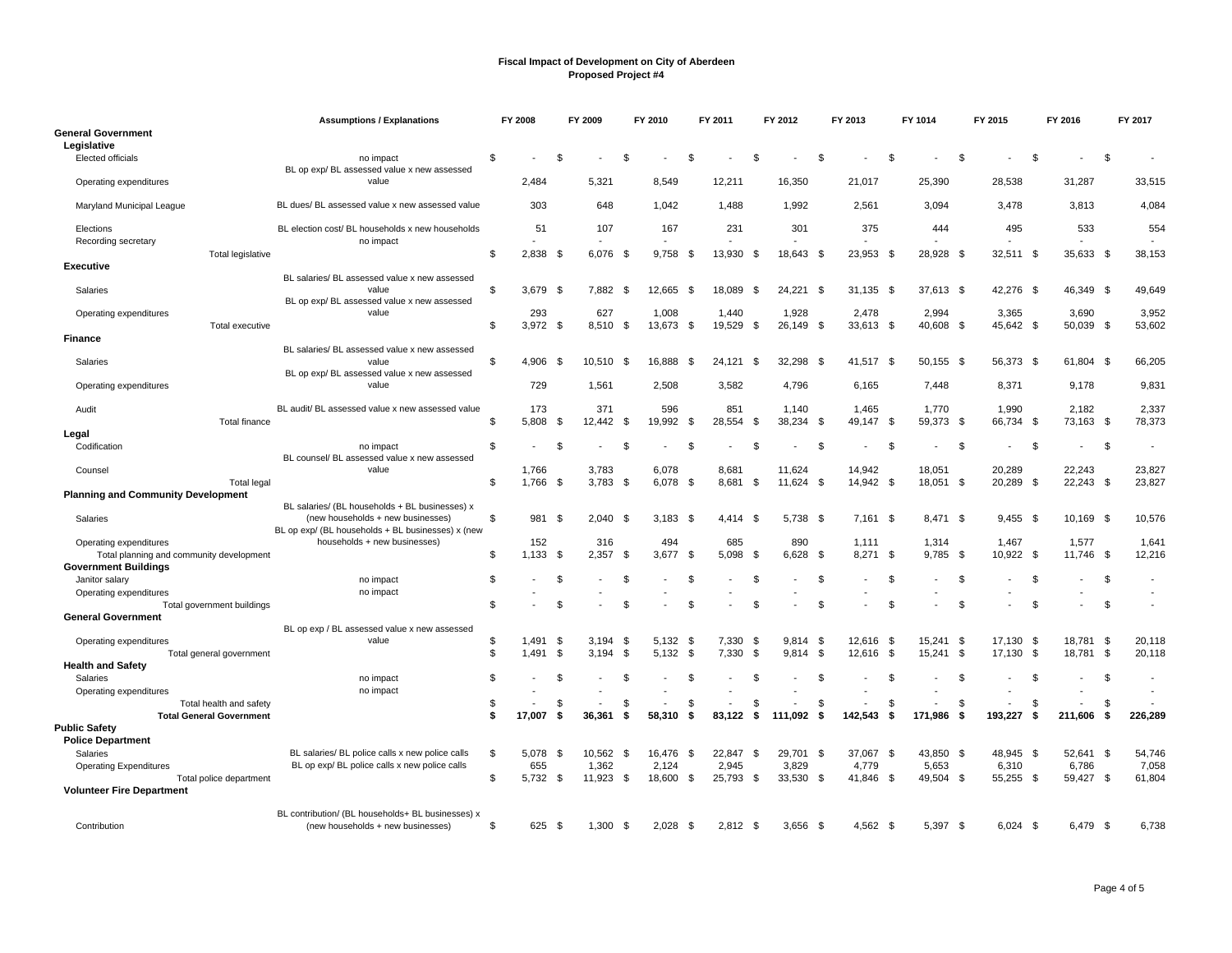**Fiscal Impact of Development on City of Aberdeen**
**Proposed Project #4**

| | Assumptions / Explanations | FY 2008 | FY 2009 | FY 2010 | FY 2011 | FY 2012 | FY 2013 | FY 1014 | FY 2015 | FY 2016 | FY 2017 |
|---|---|---|---|---|---|---|---|---|---|---|---|
| **General Government** | | | | | | | | | | | |
| **Legislative** | | | | | | | | | | | |
| Elected officials | no impact | $ - | $ - | $ - | $ - | $ - | $ - | $ - | $ - | $ - | $ - |
| Operating expenditures | BL op exp/ BL assessed value x new assessed value | 2,484 | 5,321 | 8,549 | 12,211 | 16,350 | 21,017 | 25,390 | 28,538 | 31,287 | 33,515 |
| Maryland Municipal League | BL dues/ BL assessed value x new assessed value | 303 | 648 | 1,042 | 1,488 | 1,992 | 2,561 | 3,094 | 3,478 | 3,813 | 4,084 |
| Elections | BL election cost/ BL households x new households | 51 | 107 | 167 | 231 | 301 | 375 | 444 | 495 | 533 | 554 |
| Recording secretary | no impact | - | - | - | - | - | - | - | - | - | - |
| Total legislative | | $ 2,838 | $ 6,076 | $ 9,758 | $ 13,930 | $ 18,643 | $ 23,953 | $ 28,928 | $ 32,511 | $ 35,633 | $ 38,153 |
| **Executive** | | | | | | | | | | | |
| Salaries | BL salaries/ BL assessed value x new assessed value | $ 3,679 | $ 7,882 | $ 12,665 | $ 18,089 | $ 24,221 | $ 31,135 | $ 37,613 | $ 42,276 | $ 46,349 | $ 49,649 |
| Operating expenditures | BL op exp/ BL assessed value x new assessed value | 293 | 627 | 1,008 | 1,440 | 1,928 | 2,478 | 2,994 | 3,365 | 3,690 | 3,952 |
| Total executive | | $ 3,972 | $ 8,510 | $ 13,673 | $ 19,529 | $ 26,149 | $ 33,613 | $ 40,608 | $ 45,642 | $ 50,039 | $ 53,602 |
| **Finance** | | | | | | | | | | | |
| Salaries | BL salaries/ BL assessed value x new assessed value | $ 4,906 | $ 10,510 | $ 16,888 | $ 24,121 | $ 32,298 | $ 41,517 | $ 50,155 | $ 56,373 | $ 61,804 | $ 66,205 |
| Operating expenditures | BL op exp/ BL assessed value x new assessed value | 729 | 1,561 | 2,508 | 3,582 | 4,796 | 6,165 | 7,448 | 8,371 | 9,178 | 9,831 |
| Audit | BL audit/ BL assessed value x new assessed value | 173 | 371 | 596 | 851 | 1,140 | 1,465 | 1,770 | 1,990 | 2,182 | 2,337 |
| Total finance | | $ 5,808 | $ 12,442 | $ 19,992 | $ 28,554 | $ 38,234 | $ 49,147 | $ 59,373 | $ 66,734 | $ 73,163 | $ 78,373 |
| **Legal** | | | | | | | | | | | |
| Codification | no impact | $ - | $ - | $ - | $ - | $ - | $ - | $ - | $ - | $ - | $ - |
| Counsel | BL counsel/ BL assessed value x new assessed value | 1,766 | 3,783 | 6,078 | 8,681 | 11,624 | 14,942 | 18,051 | 20,289 | 22,243 | 23,827 |
| Total legal | | $ 1,766 | $ 3,783 | $ 6,078 | $ 8,681 | $ 11,624 | $ 14,942 | $ 18,051 | $ 20,289 | $ 22,243 | $ 23,827 |
| **Planning and Community Development** | | | | | | | | | | | |
| Salaries | BL salaries/ (BL households + BL businesses) x (new households + new businesses) | $ 981 | $ 2,040 | $ 3,183 | $ 4,414 | $ 5,738 | $ 7,161 | $ 8,471 | $ 9,455 | $ 10,169 | $ 10,576 |
| Operating expenditures | BL op exp/ (BL households + BL businesses) x (new households + new businesses) | 152 | 316 | 494 | 685 | 890 | 1,111 | 1,314 | 1,467 | 1,577 | 1,641 |
| Total planning and community development | | $ 1,133 | $ 2,357 | $ 3,677 | $ 5,098 | $ 6,628 | $ 8,271 | $ 9,785 | $ 10,922 | $ 11,746 | $ 12,216 |
| **Government Buildings** | | | | | | | | | | | |
| Janitor salary | no impact | $ - | $ - | $ - | $ - | $ - | $ - | $ - | $ - | $ - | $ - |
| Operating expenditures | no impact | - | - | - | - | - | - | - | - | - | - |
| Total government buildings | | $ - | $ - | $ - | $ - | $ - | $ - | $ - | $ - | $ - | $ - |
| **General Government** | | | | | | | | | | | |
| Operating expenditures | BL op exp / BL assessed value x new assessed value | $ 1,491 | $ 3,194 | $ 5,132 | $ 7,330 | $ 9,814 | $ 12,616 | $ 15,241 | $ 17,130 | $ 18,781 | $ 20,118 |
| Total general government | | $ 1,491 | $ 3,194 | $ 5,132 | $ 7,330 | $ 9,814 | $ 12,616 | $ 15,241 | $ 17,130 | $ 18,781 | $ 20,118 |
| **Health and Safety** | | | | | | | | | | | |
| Salaries | no impact | $ - | $ - | $ - | $ - | $ - | $ - | $ - | $ - | $ - | $ - |
| Operating expenditures | no impact | - | - | - | - | - | - | - | - | - | - |
| Total health and safety | | $ - | $ - | $ - | $ - | $ - | $ - | $ - | $ - | $ - | $ - |
| **Total General Government** | | **$ 17,007** | **$ 36,361** | **$ 58,310** | **$ 83,122** | **$ 111,092** | **$ 142,543** | **$ 171,986** | **$ 193,227** | **$ 211,606** | **$ 226,289** |
| **Public Safety** | | | | | | | | | | | |
| **Police Department** | | | | | | | | | | | |
| Salaries | BL salaries/ BL police calls x new police calls | $ 5,078 | $ 10,562 | $ 16,476 | $ 22,847 | $ 29,701 | $ 37,067 | $ 43,850 | $ 48,945 | $ 52,641 | $ 54,746 |
| Operating Expenditures | BL op exp/ BL police calls x new police calls | 655 | 1,362 | 2,124 | 2,945 | 3,829 | 4,779 | 5,653 | 6,310 | 6,786 | 7,058 |
| Total police department | | $ 5,732 | $ 11,923 | $ 18,600 | $ 25,793 | $ 33,530 | $ 41,846 | $ 49,504 | $ 55,255 | $ 59,427 | $ 61,804 |
| **Volunteer Fire Department** | | | | | | | | | | | |
| Contribution | BL contribution/ (BL households+ BL businesses) x (new households + new businesses) | $ 625 | $ 1,300 | $ 2,028 | $ 2,812 | $ 3,656 | $ 4,562 | $ 5,397 | $ 6,024 | $ 6,479 | $ 6,738 |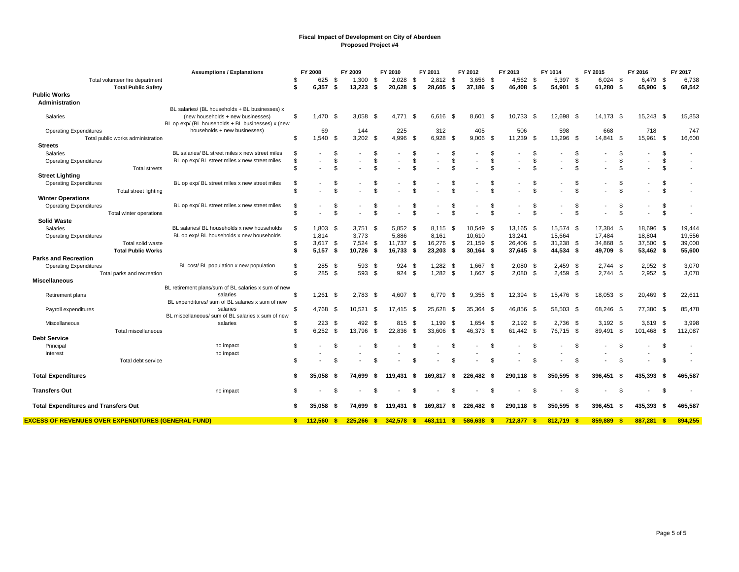**Fiscal Impact of Development on City of Aberdeen**
**Proposed Project #4**

| | Assumptions / Explanations | FY 2008 | FY 2009 | FY 2010 | FY 2011 | FY 2012 | FY 2013 | FY 1014 | FY 2015 | FY 2016 | FY 2017 |
|---|---|---|---|---|---|---|---|---|---|---|---|
| Total volunteer fire department | | $ 625 | $ 1,300 | $ 2,028 | $ 2,812 | $ 3,656 | $ 4,562 | $ 5,397 | $ 6,024 | $ 6,479 | $ 6,738 |
| **Total Public Safety** | | **$ 6,357** | **$ 13,223** | **$ 20,628** | **$ 28,605** | **$ 37,186** | **$ 46,408** | **$ 54,901** | **$ 61,280** | **$ 65,906** | **$ 68,542** |
| **Public Works** | | | | | | | | | | | |
| **Administration** | | | | | | | | | | | |
| Salaries | BL salaries/ (BL households + BL businesses) x (new households + new businesses) | $ 1,470 | $ 3,058 | $ 4,771 | $ 6,616 | $ 8,601 | $ 10,733 | $ 12,698 | $ 14,173 | $ 15,243 | $ 15,853 |
| Operating Expenditures | BL op exp/ (BL households + BL businesses) x (new households + new businesses) | 69 | 144 | 225 | 312 | 405 | 506 | 598 | 668 | 718 | 747 |
| Total public works administration | | $ 1,540 | $ 3,202 | $ 4,996 | $ 6,928 | $ 9,006 | $ 11,239 | $ 13,296 | $ 14,841 | $ 15,961 | $ 16,600 |
| **Streets** | | | | | | | | | | | |
| Salaries | BL salaries/ BL street miles x new street miles | $ - | $ - | $ - | $ - | $ - | $ - | $ - | $ - | $ - | $ - |
| Operating Expenditures | BL op exp/ BL street miles x new street miles | $ - | $ - | $ - | $ - | $ - | $ - | $ - | $ - | $ - | $ - |
| Total streets | | $ - | $ - | $ - | $ - | $ - | $ - | $ - | $ - | $ - | $ - |
| **Street Lighting** | | | | | | | | | | | |
| Operating Expenditures | BL op exp/ BL street miles x new street miles | $ - | $ - | $ - | $ - | $ - | $ - | $ - | $ - | $ - | $ - |
| Total street lighting | | $ - | $ - | $ - | $ - | $ - | $ - | $ - | $ - | $ - | $ - |
| **Winter Operations** | | | | | | | | | | | |
| Operating Expenditures | BL op exp/ BL street miles x new street miles | $ - | $ - | $ - | $ - | $ - | $ - | $ - | $ - | $ - | $ - |
| Total winter operations | | $ - | $ - | $ - | $ - | $ - | $ - | $ - | $ - | $ - | $ - |
| **Solid Waste** | | | | | | | | | | | |
| Salaries | BL salaries/ BL households x new households | $ 1,803 | $ 3,751 | $ 5,852 | $ 8,115 | $ 10,549 | $ 13,165 | $ 15,574 | $ 17,384 | $ 18,696 | $ 19,444 |
| Operating Expenditures | BL op exp/ BL households x new households | 1,814 | 3,773 | 5,886 | 8,161 | 10,610 | 13,241 | 15,664 | 17,484 | 18,804 | 19,556 |
| Total solid waste | | $ 3,617 | $ 7,524 | $ 11,737 | $ 16,276 | $ 21,159 | $ 26,406 | $ 31,238 | $ 34,868 | $ 37,500 | $ 39,000 |
| **Total Public Works** | | **$ 5,157** | **$ 10,726** | **$ 16,733** | **$ 23,203** | **$ 30,164** | **$ 37,645** | **$ 44,534** | **$ 49,709** | **$ 53,462** | **$ 55,600** |
| **Parks and Recreation** | | | | | | | | | | | |
| Operating Expenditures | BL cost/ BL population x new population | $ 285 | $ 593 | $ 924 | $ 1,282 | $ 1,667 | $ 2,080 | $ 2,459 | $ 2,744 | $ 2,952 | $ 3,070 |
| Total parks and recreation | | $ 285 | $ 593 | $ 924 | $ 1,282 | $ 1,667 | $ 2,080 | $ 2,459 | $ 2,744 | $ 2,952 | $ 3,070 |
| **Miscellaneous** | | | | | | | | | | | |
| Retirement plans | BL retirement plans/sum of BL salaries x sum of new salaries | $ 1,261 | $ 2,783 | $ 4,607 | $ 6,779 | $ 9,355 | $ 12,394 | $ 15,476 | $ 18,053 | $ 20,469 | $ 22,611 |
| Payroll expenditures | BL expenditures/ sum of BL salaries x sum of new salaries | $ 4,768 | $ 10,521 | $ 17,415 | $ 25,628 | $ 35,364 | $ 46,856 | $ 58,503 | $ 68,246 | $ 77,380 | $ 85,478 |
| Miscellaneous | BL miscellaneous/ sum of BL salaries x sum of new salaries | $ 223 | $ 492 | $ 815 | $ 1,199 | $ 1,654 | $ 2,192 | $ 2,736 | $ 3,192 | $ 3,619 | $ 3,998 |
| Total miscellaneous | | $ 6,252 | $ 13,796 | $ 22,836 | $ 33,606 | $ 46,373 | $ 61,442 | $ 76,715 | $ 89,491 | $ 101,468 | $ 112,087 |
| **Debt Service** | | | | | | | | | | | |
| Principal | no impact | $ - | $ - | $ - | $ - | $ - | $ - | $ - | $ - | $ - | $ - |
| Interest | no impact | - | - | - | - | - | - | - | - | - | - |
| Total debt service | | $ - | $ - | $ - | $ - | $ - | $ - | $ - | $ - | $ - | $ - |
| **Total Expenditures** | | **$ 35,058** | **$ 74,699** | **$ 119,431** | **$ 169,817** | **$ 226,482** | **$ 290,118** | **$ 350,595** | **$ 396,451** | **$ 435,393** | **$ 465,587** |
| **Transfers Out** | no impact | $ - | $ - | $ - | $ - | $ - | $ - | $ - | $ - | $ - | $ - |
| **Total Expenditures and Transfers Out** | | **$ 35,058** | **$ 74,699** | **$ 119,431** | **$ 169,817** | **$ 226,482** | **$ 290,118** | **$ 350,595** | **$ 396,451** | **$ 435,393** | **$ 465,587** |
| **EXCESS OF REVENUES OVER EXPENDITURES (GENERAL FUND)** | | **$ 112,560** | **$ 225,266** | **$ 342,578** | **$ 463,111** | **$ 586,638** | **$ 712,877** | **$ 812,719** | **$ 859,889** | **$ 887,281** | **$ 894,255** |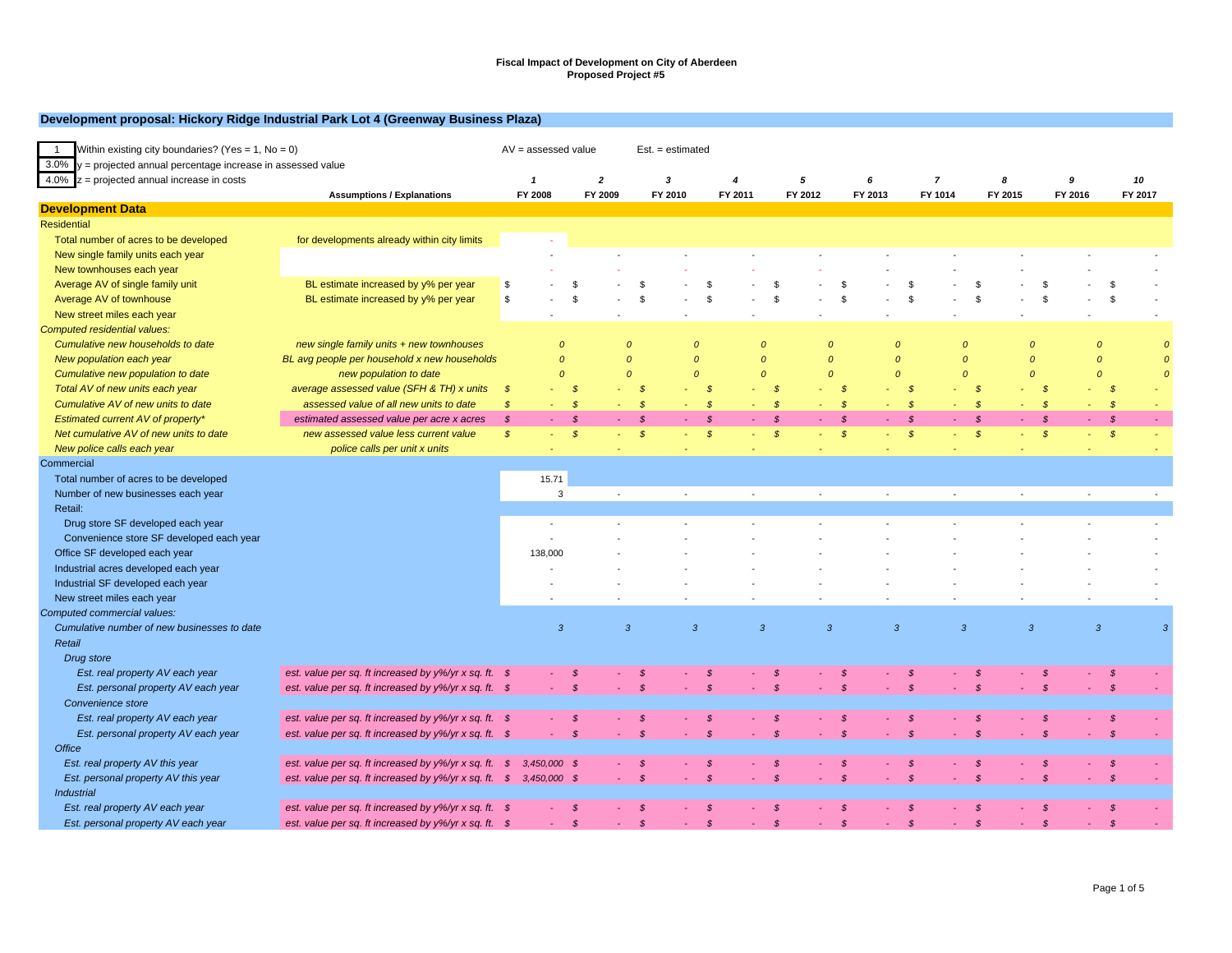# Fiscal Impact of Development on City of Aberdeen
## Proposed Project #5

### Development proposal: Hickory Ridge Industrial Park Lot 4 (Greenway Business Plaza)

| | | | |
|---|---|---|---|
| 1 | Within existing city boundaries? (Yes = 1, No = 0) | AV = assessed value | Est. = estimated |
| 3.0% | y = projected annual percentage increase in assessed value | | |
| 4.0% | z = projected annual increase in costs | | |

| | Assumptions / Explanations | 1 FY 2008 | 2 FY 2009 | 3 FY 2010 | 4 FY 2011 | 5 FY 2012 | 6 FY 2013 | 7 FY 1014 | 8 FY 2015 | 9 FY 2016 | 10 FY 2017 |
|---|---|---|---|---|---|---|---|---|---|---|---|
| **Development Data** | | | | | | | | | | | |
| Residential | | | | | | | | | | | |
| Total number of acres to be developed | for developments already within city limits | - | | | | | | | | | |
| New single family units each year | | - | - | - | - | - | - | - | - | - | - |
| New townhouses each year | | - | - | - | - | - | - | - | - | - | - |
| Average AV of single family unit | BL estimate increased by y% per year | $ - | $ - | $ - | $ - | $ - | $ - | $ - | $ - | $ - | $ - |
| Average AV of townhouse | BL estimate increased by y% per year | $ - | $ - | $ - | $ - | $ - | $ - | $ - | $ - | $ - | $ - |
| New street miles each year | | - | - | - | - | - | - | - | - | - | - |
| *Computed residential values:* | | | | | | | | | | | |
| *Cumulative new households to date* | *new single family units + new townhouses* | *0* | *0* | *0* | *0* | *0* | *0* | *0* | *0* | *0* | *0* |
| *New population each year* | *BL avg people per household x new households* | *0* | *0* | *0* | *0* | *0* | *0* | *0* | *0* | *0* | *0* |
| *Cumulative new population to date* | *new population to date* | *0* | *0* | *0* | *0* | *0* | *0* | *0* | *0* | *0* | *0* |
| *Total AV of new units each year* | *average assessed value (SFH & TH) x units* | *$ -* | *$ -* | *$ -* | *$ -* | *$ -* | *$ -* | *$ -* | *$ -* | *$ -* | *$ -* |
| *Cumulative AV of new units to date* | *assessed value of all new units to date* | *$ -* | *$ -* | *$ -* | *$ -* | *$ -* | *$ -* | *$ -* | *$ -* | *$ -* | *$ -* |
| *Estimated current AV of property** | *estimated assessed value per acre x acres* | *$ -* | *$ -* | *$ -* | *$ -* | *$ -* | *$ -* | *$ -* | *$ -* | *$ -* | *$ -* |
| *Net cumulative AV of new units to date* | *new assessed value less current value* | *$ -* | *$ -* | *$ -* | *$ -* | *$ -* | *$ -* | *$ -* | *$ -* | *$ -* | *$ -* |
| *New police calls each year* | *police calls per unit x units* | *-* | *-* | *-* | *-* | *-* | *-* | *-* | *-* | *-* | *-* |
| Commercial | | | | | | | | | | | |
| Total number of acres to be developed | | 15.71 | | | | | | | | | |
| Number of new businesses each year | | 3 | - | - | - | - | - | - | - | - | - |
| Retail: | | | | | | | | | | | |
| Drug store SF developed each year | | - | - | - | - | - | - | - | - | - | - |
| Convenience store SF developed each year | | - | - | - | - | - | - | - | - | - | - |
| Office SF developed each year | | 138,000 | - | - | - | - | - | - | - | - | - |
| Industrial acres developed each year | | - | - | - | - | - | - | - | - | - | - |
| Industrial SF developed each year | | - | - | - | - | - | - | - | - | - | - |
| New street miles each year | | - | - | - | - | - | - | - | - | - | - |
| *Computed commercial values:* | | | | | | | | | | | |
| *Cumulative number of new businesses to date* | | *3* | *3* | *3* | *3* | *3* | *3* | *3* | *3* | *3* | *3* |
| *Retail* | | | | | | | | | | | |
| *Drug store* | | | | | | | | | | | |
| *Est. real property AV each year* | *est. value per sq. ft increased by y%/yr x sq. ft.* | *$ -* | *$ -* | *$ -* | *$ -* | *$ -* | *$ -* | *$ -* | *$ -* | *$ -* | *$ -* |
| *Est. personal property AV each year* | *est. value per sq. ft increased by y%/yr x sq. ft.* | *$ -* | *$ -* | *$ -* | *$ -* | *$ -* | *$ -* | *$ -* | *$ -* | *$ -* | *$ -* |
| *Convenience store* | | | | | | | | | | | |
| *Est. real property AV each year* | *est. value per sq. ft increased by y%/yr x sq. ft.* | *$ -* | *$ -* | *$ -* | *$ -* | *$ -* | *$ -* | *$ -* | *$ -* | *$ -* | *$ -* |
| *Est. personal property AV each year* | *est. value per sq. ft increased by y%/yr x sq. ft.* | *$ -* | *$ -* | *$ -* | *$ -* | *$ -* | *$ -* | *$ -* | *$ -* | *$ -* | *$ -* |
| *Office* | | | | | | | | | | | |
| *Est. real property AV this year* | *est. value per sq. ft increased by y%/yr x sq. ft.* | *$ 3,450,000* | *$ -* | *$ -* | *$ -* | *$ -* | *$ -* | *$ -* | *$ -* | *$ -* | *$ -* |
| *Est. personal property AV this year* | *est. value per sq. ft increased by y%/yr x sq. ft.* | *$ 3,450,000* | *$ -* | *$ -* | *$ -* | *$ -* | *$ -* | *$ -* | *$ -* | *$ -* | *$ -* |
| *Industrial* | | | | | | | | | | | |
| *Est. real property AV each year* | *est. value per sq. ft increased by y%/yr x sq. ft.* | *$ -* | *$ -* | *$ -* | *$ -* | *$ -* | *$ -* | *$ -* | *$ -* | *$ -* | *$ -* |
| *Est. personal property AV each year* | *est. value per sq. ft increased by y%/yr x sq. ft.* | *$ -* | *$ -* | *$ -* | *$ -* | *$ -* | *$ -* | *$ -* | *$ -* | *$ -* | *$ -* |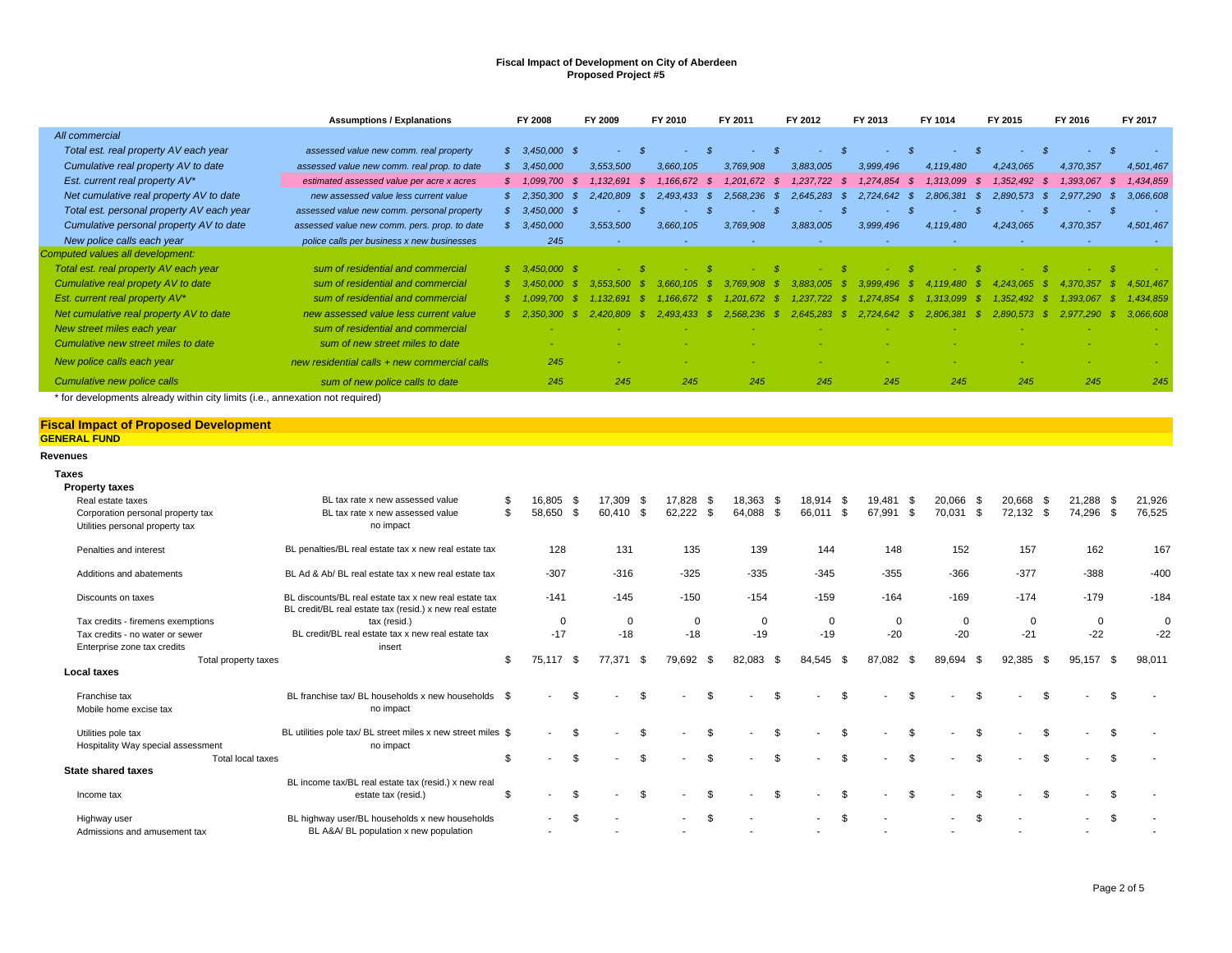# Fiscal Impact of Development on City of Aberdeen
## Proposed Project #5

| | Assumptions / Explanations | FY 2008 | FY 2009 | FY 2010 | FY 2011 | FY 2012 | FY 2013 | FY 1014 | FY 2015 | FY 2016 | FY 2017 |
|---|---|---|---|---|---|---|---|---|---|---|---|
| *All commercial* | | | | | | | | | | | |
| *Total est. real property AV each year* | *assessed value new comm. real property* | *$ 3,450,000* | *$ -* | *$ -* | *$ -* | *$ -* | *$ -* | *$ -* | *$ -* | *$ -* | *$ -* |
| *Cumulative real property AV to date* | *assessed value new comm. real prop. to date* | *$ 3,450,000* | *3,553,500* | *3,660,105* | *3,769,908* | *3,883,005* | *3,999,496* | *4,119,480* | *4,243,065* | *4,370,357* | *4,501,467* |
| *Est. current real property AV** | *estimated assessed value per acre x acres* | *$ 1,099,700* | *$ 1,132,691* | *$ 1,166,672* | *$ 1,201,672* | *$ 1,237,722* | *$ 1,274,854* | *$ 1,313,099* | *$ 1,352,492* | *$ 1,393,067* | *$ 1,434,859* |
| *Net cumulative real property AV to date* | *new assessed value less current value* | *$ 2,350,300* | *$ 2,420,809* | *$ 2,493,433* | *$ 2,568,236* | *$ 2,645,283* | *$ 2,724,642* | *$ 2,806,381* | *$ 2,890,573* | *$ 2,977,290* | *$ 3,066,608* |
| *Total est. personal property AV each year* | *assessed value new comm. personal property* | *$ 3,450,000* | *$ -* | *$ -* | *$ -* | *$ -* | *$ -* | *$ -* | *$ -* | *$ -* | *$ -* |
| *Cumulative personal property AV to date* | *assessed value new comm. pers. prop. to date* | *$ 3,450,000* | *3,553,500* | *3,660,105* | *3,769,908* | *3,883,005* | *3,999,496* | *4,119,480* | *4,243,065* | *4,370,357* | *4,501,467* |
| *New police calls each year* | *police calls per business x new businesses* | *245* | *-* | *-* | *-* | *-* | *-* | *-* | *-* | *-* | *-* |
| *Computed values all development:* | | | | | | | | | | | |
| *Total est. real property AV each year* | *sum of residential and commercial* | *$ 3,450,000* | *$ -* | *$ -* | *$ -* | *$ -* | *$ -* | *$ -* | *$ -* | *$ -* | *$ -* |
| *Cumulative real propety AV to date* | *sum of residential and commercial* | *$ 3,450,000* | *$ 3,553,500* | *$ 3,660,105* | *$ 3,769,908* | *$ 3,883,005* | *$ 3,999,496* | *$ 4,119,480* | *$ 4,243,065* | *$ 4,370,357* | *$ 4,501,467* |
| *Est. current real property AV** | *sum of residential and commercial* | *$ 1,099,700* | *$ 1,132,691* | *$ 1,166,672* | *$ 1,201,672* | *$ 1,237,722* | *$ 1,274,854* | *$ 1,313,099* | *$ 1,352,492* | *$ 1,393,067* | *$ 1,434,859* |
| *Net cumulative real property AV to date* | *new assessed value less current value* | *$ 2,350,300* | *$ 2,420,809* | *$ 2,493,433* | *$ 2,568,236* | *$ 2,645,283* | *$ 2,724,642* | *$ 2,806,381* | *$ 2,890,573* | *$ 2,977,290* | *$ 3,066,608* |
| *New street miles each year* | *sum of residential and commercial* | *-* | *-* | *-* | *-* | *-* | *-* | *-* | *-* | *-* | *-* |
| *Cumulative new street miles to date* | *sum of new street miles to date* | *-* | *-* | *-* | *-* | *-* | *-* | *-* | *-* | *-* | *-* |
| *New police calls each year* | *new residential calls + new commercial calls* | *245* | *-* | *-* | *-* | *-* | *-* | *-* | *-* | *-* | *-* |
| *Cumulative new police calls* | *sum of new police calls to date* | *245* | *245* | *245* | *245* | *245* | *245* | *245* | *245* | *245* | *245* |

\* for developments already within city limits (i.e., annexation not required)

## Fiscal Impact of Proposed Development
### GENERAL FUND

**Revenues**

| | Assumptions / Explanations | FY 2008 | FY 2009 | FY 2010 | FY 2011 | FY 2012 | FY 2013 | FY 1014 | FY 2015 | FY 2016 | FY 2017 |
|---|---|---|---|---|---|---|---|---|---|---|---|
| **Taxes** | | | | | | | | | | | |
| **Property taxes** | | | | | | | | | | | |
| Real estate taxes | BL tax rate x new assessed value | $ 16,805 | $ 17,309 | $ 17,828 | $ 18,363 | $ 18,914 | $ 19,481 | $ 20,066 | $ 20,668 | $ 21,288 | $ 21,926 |
| Corporation personal property tax | BL tax rate x new assessed value | $ 58,650 | $ 60,410 | $ 62,222 | $ 64,088 | $ 66,011 | $ 67,991 | $ 70,031 | $ 72,132 | $ 74,296 | $ 76,525 |
| Utilities personal property tax | no impact | | | | | | | | | | |
| Penalties and interest | BL penalties/BL real estate tax x new real estate tax | 128 | 131 | 135 | 139 | 144 | 148 | 152 | 157 | 162 | 167 |
| Additions and abatements | BL Ad & Ab/ BL real estate tax x new real estate tax | -307 | -316 | -325 | -335 | -345 | -355 | -366 | -377 | -388 | -400 |
| Discounts on taxes | BL discounts/BL real estate tax x new real estate tax | -141 | -145 | -150 | -154 | -159 | -164 | -169 | -174 | -179 | -184 |
| Tax credits - firemens exemptions | BL credit/BL real estate tax (resid.) x new real estate tax (resid.) | 0 | 0 | 0 | 0 | 0 | 0 | 0 | 0 | 0 | 0 |
| Tax credits - no water or sewer | BL credit/BL real estate tax x new real estate tax | -17 | -18 | -18 | -19 | -19 | -20 | -20 | -21 | -22 | -22 |
| Enterprise zone tax credits | insert | | | | | | | | | | |
| Total property taxes | | $ 75,117 | $ 77,371 | $ 79,692 | $ 82,083 | $ 84,545 | $ 87,082 | $ 89,694 | $ 92,385 | $ 95,157 | $ 98,011 |
| **Local taxes** | | | | | | | | | | | |
| Franchise tax | BL franchise tax/ BL households x new households | $ - | $ - | $ - | $ - | $ - | $ - | $ - | $ - | $ - | $ - |
| Mobile home excise tax | no impact | | | | | | | | | | |
| Utilities pole tax | BL utilities pole tax/ BL street miles x new street miles | $ - | $ - | $ - | $ - | $ - | $ - | $ - | $ - | $ - | $ - |
| Hospitality Way special assessment | no impact | | | | | | | | | | |
| Total local taxes | | $ - | $ - | $ - | $ - | $ - | $ - | $ - | $ - | $ - | $ - |
| **State shared taxes** | | | | | | | | | | | |
| Income tax | BL income tax/BL real estate tax (resid.) x new real estate tax (resid.) | $ - | $ - | $ - | $ - | $ - | $ - | $ - | $ - | $ - | $ - |
| Highway user | BL highway user/BL households x new households | - | $ - | - | $ - | - | $ - | - | $ - | - | $ - |
| Admissions and amusement tax | BL A&A/ BL population x new population | - | - | - | - | - | - | - | - | - | - |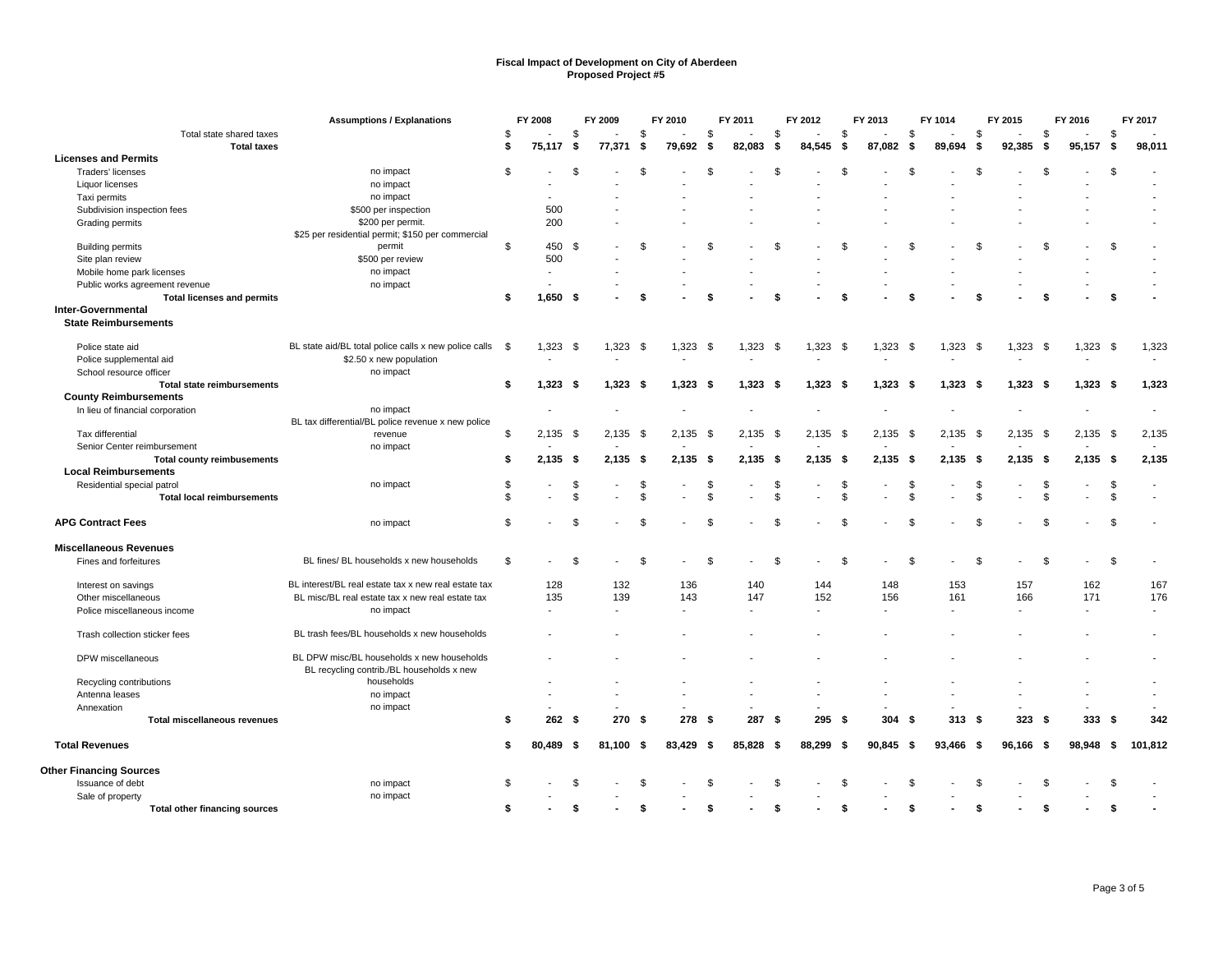**Fiscal Impact of Development on City of Aberdeen**
**Proposed Project #5**

| | Assumptions / Explanations | FY 2008 | FY 2009 | FY 2010 | FY 2011 | FY 2012 | FY 2013 | FY 1014 | FY 2015 | FY 2016 | FY 2017 |
|---|---|---|---|---|---|---|---|---|---|---|---|
| Total state shared taxes | | $ - | $ - | $ - | $ - | $ - | $ - | $ - | $ - | $ - | $ - |
| **Total taxes** | | **$ 75,117** | **$ 77,371** | **$ 79,692** | **$ 82,083** | **$ 84,545** | **$ 87,082** | **$ 89,694** | **$ 92,385** | **$ 95,157** | **$ 98,011** |
| **Licenses and Permits** | | | | | | | | | | | |
| Traders' licenses | no impact | $ - | $ - | $ - | $ - | $ - | $ - | $ - | $ - | $ - | $ - |
| Liquor licenses | no impact | - | - | - | - | - | - | - | - | - | - |
| Taxi permits | no impact | - | - | - | - | - | - | - | - | - | - |
| Subdivision inspection fees | $500 per inspection | 500 | - | - | - | - | - | - | - | - | - |
| Grading permits | $200 per permit. | 200 | - | - | - | - | - | - | - | - | - |
| Building permits | $25 per residential permit; $150 per commercial permit | $ 450 | $ - | $ - | $ - | $ - | $ - | $ - | $ - | $ - | $ - |
| Site plan review | $500 per review | 500 | - | - | - | - | - | - | - | - | - |
| Mobile home park licenses | no impact | - | - | - | - | - | - | - | - | - | - |
| Public works agreement revenue | no impact | - | - | - | - | - | - | - | - | - | - |
| **Total licenses and permits** | | **$ 1,650** | **$ -** | **$ -** | **$ -** | **$ -** | **$ -** | **$ -** | **$ -** | **$ -** | **$ -** |
| **Inter-Governmental** | | | | | | | | | | | |
| **State Reimbursements** | | | | | | | | | | | |
| Police state aid | BL state aid/BL total police calls x new police calls | $ 1,323 | $ 1,323 | $ 1,323 | $ 1,323 | $ 1,323 | $ 1,323 | $ 1,323 | $ 1,323 | $ 1,323 | $ 1,323 |
| Police supplemental aid | $2.50 x new population | - | - | - | - | - | - | - | - | - | - |
| School resource officer | no impact | | | | | | | | | | |
| **Total state reimbursements** | | **$ 1,323** | **$ 1,323** | **$ 1,323** | **$ 1,323** | **$ 1,323** | **$ 1,323** | **$ 1,323** | **$ 1,323** | **$ 1,323** | **$ 1,323** |
| **County Reimbursements** | | | | | | | | | | | |
| In lieu of financial corporation | no impact | - | - | - | - | - | - | - | - | - | - |
| Tax differential | BL tax differential/BL police revenue x new police revenue | $ 2,135 | $ 2,135 | $ 2,135 | $ 2,135 | $ 2,135 | $ 2,135 | $ 2,135 | $ 2,135 | $ 2,135 | $ 2,135 |
| Senior Center reimbursement | no impact | - | - | - | - | - | - | - | - | - | - |
| **Total county reimbusements** | | **$ 2,135** | **$ 2,135** | **$ 2,135** | **$ 2,135** | **$ 2,135** | **$ 2,135** | **$ 2,135** | **$ 2,135** | **$ 2,135** | **$ 2,135** |
| **Local Reimbursements** | | | | | | | | | | | |
| Residential special patrol | no impact | $ - | $ - | $ - | $ - | $ - | $ - | $ - | $ - | $ - | $ - |
| **Total local reimbursements** | | $ - | $ - | $ - | $ - | $ - | $ - | $ - | $ - | $ - | $ - |
| **APG Contract Fees** | no impact | $ - | $ - | $ - | $ - | $ - | $ - | $ - | $ - | $ - | $ - |
| **Miscellaneous Revenues** | | | | | | | | | | | |
| Fines and forfeitures | BL fines/ BL households x new households | $ - | $ - | $ - | $ - | $ - | $ - | $ - | $ - | $ - | $ - |
| Interest on savings | BL interest/BL real estate tax x new real estate tax | 128 | 132 | 136 | 140 | 144 | 148 | 153 | 157 | 162 | 167 |
| Other miscellaneous | BL misc/BL real estate tax x new real estate tax | 135 | 139 | 143 | 147 | 152 | 156 | 161 | 166 | 171 | 176 |
| Police miscellaneous income | no impact | - | - | - | - | - | - | - | - | - | - |
| Trash collection sticker fees | BL trash fees/BL households x new households | - | - | - | - | - | - | - | - | - | - |
| DPW miscellaneous | BL DPW misc/BL households x new households | - | - | - | - | - | - | - | - | - | - |
| Recycling contributions | BL recycling contrib./BL households x new households | - | - | - | - | - | - | - | - | - | - |
| Antenna leases | no impact | - | - | - | - | - | - | - | - | - | - |
| Annexation | no impact | - | - | - | - | - | - | - | - | - | - |
| **Total miscellaneous revenues** | | **$ 262** | **$ 270** | **$ 278** | **$ 287** | **$ 295** | **$ 304** | **$ 313** | **$ 323** | **$ 333** | **$ 342** |
| **Total Revenues** | | **$ 80,489** | **$ 81,100** | **$ 83,429** | **$ 85,828** | **$ 88,299** | **$ 90,845** | **$ 93,466** | **$ 96,166** | **$ 98,948** | **$ 101,812** |
| **Other Financing Sources** | | | | | | | | | | | |
| Issuance of debt | no impact | $ - | $ - | $ - | $ - | $ - | $ - | $ - | $ - | $ - | $ - |
| Sale of property | no impact | - | - | - | - | - | - | - | - | - | - |
| **Total other financing sources** | | **$ -** | **$ -** | **$ -** | **$ -** | **$ -** | **$ -** | **$ -** | **$ -** | **$ -** | **$ -** |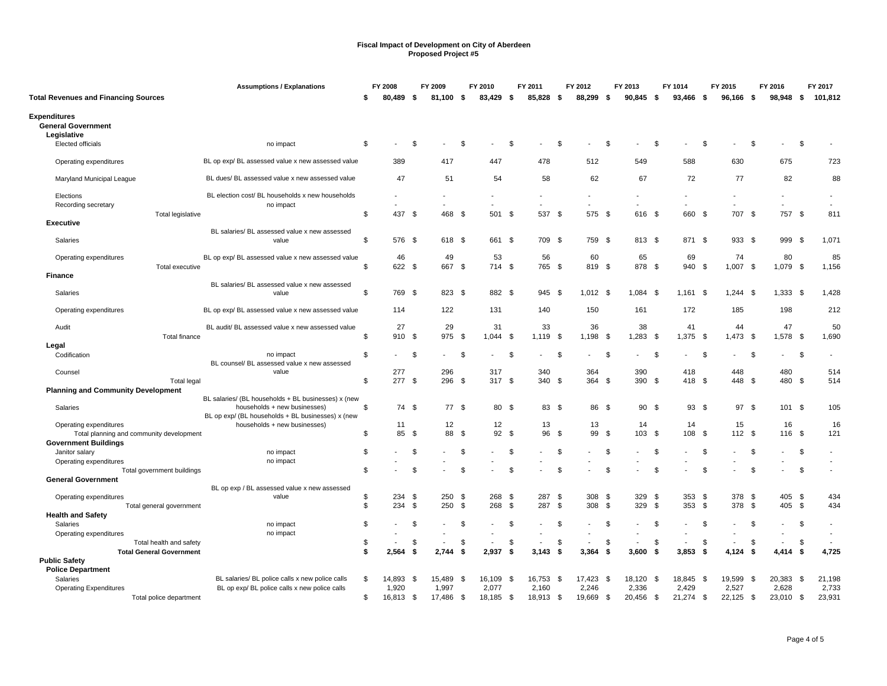# Fiscal Impact of Development on City of Aberdeen
## Proposed Project #5

| | Assumptions / Explanations | FY 2008 | FY 2009 | FY 2010 | FY 2011 | FY 2012 | FY 2013 | FY 1014 | FY 2015 | FY 2016 | FY 2017 |
|---|---|---|---|---|---|---|---|---|---|---|---|
| **Total Revenues and Financing Sources** | | **$ 80,489** | **$ 81,100** | **$ 83,429** | **$ 85,828** | **$ 88,299** | **$ 90,845** | **$ 93,466** | **$ 96,166** | **$ 98,948** | **$ 101,812** |
| **Expenditures** | | | | | | | | | | | |
| **General Government** | | | | | | | | | | | |
| **Legislative** | | | | | | | | | | | |
| Elected officials | no impact | $ - | $ - | $ - | $ - | $ - | $ - | $ - | $ - | $ - | $ - |
| Operating expenditures | BL op exp/ BL assessed value x new assessed value | 389 | 417 | 447 | 478 | 512 | 549 | 588 | 630 | 675 | 723 |
| Maryland Municipal League | BL dues/ BL assessed value x new assessed value | 47 | 51 | 54 | 58 | 62 | 67 | 72 | 77 | 82 | 88 |
| Elections | BL election cost/ BL households x new households | - | - | - | - | - | - | - | - | - | - |
| Recording secretary | no impact | - | - | - | - | - | - | - | - | - | - |
| Total legislative | | $ 437 | $ 468 | $ 501 | $ 537 | $ 575 | $ 616 | $ 660 | $ 707 | $ 757 | $ 811 |
| **Executive** | | | | | | | | | | | |
| Salaries | BL salaries/ BL assessed value x new assessed value | $ 576 | $ 618 | $ 661 | $ 709 | $ 759 | $ 813 | $ 871 | $ 933 | $ 999 | $ 1,071 |
| Operating expenditures | BL op exp/ BL assessed value x new assessed value | 46 | 49 | 53 | 56 | 60 | 65 | 69 | 74 | 80 | 85 |
| Total executive | | $ 622 | $ 667 | $ 714 | $ 765 | $ 819 | $ 878 | $ 940 | $ 1,007 | $ 1,079 | $ 1,156 |
| **Finance** | | | | | | | | | | | |
| Salaries | BL salaries/ BL assessed value x new assessed value | $ 769 | $ 823 | $ 882 | $ 945 | $ 1,012 | $ 1,084 | $ 1,161 | $ 1,244 | $ 1,333 | $ 1,428 |
| Operating expenditures | BL op exp/ BL assessed value x new assessed value | 114 | 122 | 131 | 140 | 150 | 161 | 172 | 185 | 198 | 212 |
| Audit | BL audit/ BL assessed value x new assessed value | 27 | 29 | 31 | 33 | 36 | 38 | 41 | 44 | 47 | 50 |
| Total finance | | $ 910 | $ 975 | $ 1,044 | $ 1,119 | $ 1,198 | $ 1,283 | $ 1,375 | $ 1,473 | $ 1,578 | $ 1,690 |
| **Legal** | | | | | | | | | | | |
| Codification | no impact | $ - | $ - | $ - | $ - | $ - | $ - | $ - | $ - | $ - | $ - |
| Counsel | BL counsel/ BL assessed value x new assessed value | 277 | 296 | 317 | 340 | 364 | 390 | 418 | 448 | 480 | 514 |
| Total legal | | $ 277 | $ 296 | $ 317 | $ 340 | $ 364 | $ 390 | $ 418 | $ 448 | $ 480 | $ 514 |
| **Planning and Community Development** | | | | | | | | | | | |
| Salaries | BL salaries/ (BL households + BL businesses) x (new households + new businesses) | $ 74 | $ 77 | $ 80 | $ 83 | $ 86 | $ 90 | $ 93 | $ 97 | $ 101 | $ 105 |
| Operating expenditures | BL op exp/ (BL households + BL businesses) x (new households + new businesses) | 11 | 12 | 12 | 13 | 13 | 14 | 14 | 15 | 16 | 16 |
| Total planning and community development | | $ 85 | $ 88 | $ 92 | $ 96 | $ 99 | $ 103 | $ 108 | $ 112 | $ 116 | $ 121 |
| **Government Buildings** | | | | | | | | | | | |
| Janitor salary | no impact | $ - | $ - | $ - | $ - | $ - | $ - | $ - | $ - | $ - | $ - |
| Operating expenditures | no impact | - | - | - | - | - | - | - | - | - | - |
| Total government buildings | | $ - | $ - | $ - | $ - | $ - | $ - | $ - | $ - | $ - | $ - |
| **General Government** | | | | | | | | | | | |
| Operating expenditures | BL op exp / BL assessed value x new assessed value | $ 234 | $ 250 | $ 268 | $ 287 | $ 308 | $ 329 | $ 353 | $ 378 | $ 405 | $ 434 |
| Total general government | | $ 234 | $ 250 | $ 268 | $ 287 | $ 308 | $ 329 | $ 353 | $ 378 | $ 405 | $ 434 |
| **Health and Safety** | | | | | | | | | | | |
| Salaries | no impact | $ - | $ - | $ - | $ - | $ - | $ - | $ - | $ - | $ - | $ - |
| Operating expenditures | no impact | - | - | - | - | - | - | - | - | - | - |
| Total health and safety | | $ - | $ - | $ - | $ - | $ - | $ - | $ - | $ - | $ - | $ - |
| **Total General Government** | | **$ 2,564** | **$ 2,744** | **$ 2,937** | **$ 3,143** | **$ 3,364** | **$ 3,600** | **$ 3,853** | **$ 4,124** | **$ 4,414** | **$ 4,725** |
| **Public Safety** | | | | | | | | | | | |
| **Police Department** | | | | | | | | | | | |
| Salaries | BL salaries/ BL police calls x new police calls | $ 14,893 | $ 15,489 | $ 16,109 | $ 16,753 | $ 17,423 | $ 18,120 | $ 18,845 | $ 19,599 | $ 20,383 | $ 21,198 |
| Operating Expenditures | BL op exp/ BL police calls x new police calls | 1,920 | 1,997 | 2,077 | 2,160 | 2,246 | 2,336 | 2,429 | 2,527 | 2,628 | 2,733 |
| Total police department | | $ 16,813 | $ 17,486 | $ 18,185 | $ 18,913 | $ 19,669 | $ 20,456 | $ 21,274 | $ 22,125 | $ 23,010 | $ 23,931 |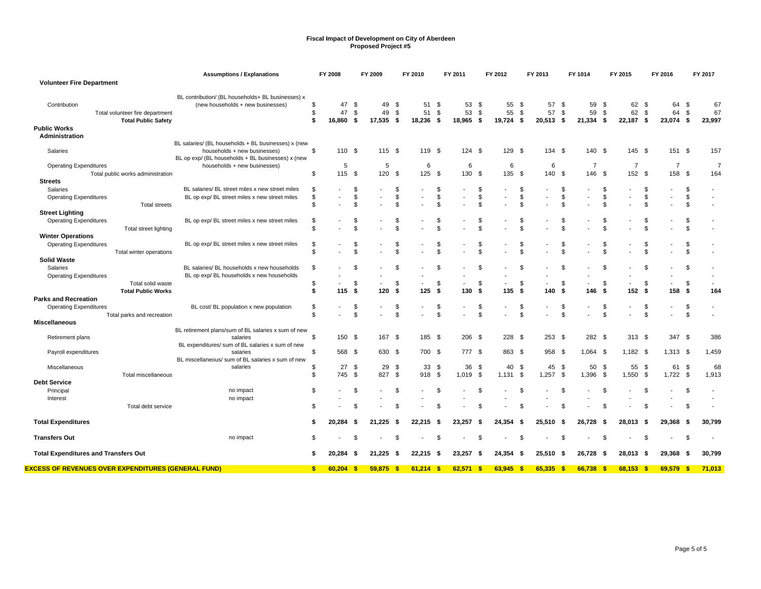# Fiscal Impact of Development on City of Aberdeen
## Proposed Project #5

| | Assumptions / Explanations | FY 2008 | FY 2009 | FY 2010 | FY 2011 | FY 2012 | FY 2013 | FY 1014 | FY 2015 | FY 2016 | FY 2017 |
|---|---|---|---|---|---|---|---|---|---|---|---|
| **Volunteer Fire Department** | | | | | | | | | | | |
| Contribution | BL contribution/ (BL households+ BL businesses) x (new households + new businesses) | $ 47 | $ 49 | $ 51 | $ 53 | $ 55 | $ 57 | $ 59 | $ 62 | $ 64 | $ 67 |
| Total volunteer fire department | | $ 47 | $ 49 | $ 51 | $ 53 | $ 55 | $ 57 | $ 59 | $ 62 | $ 64 | $ 67 |
| **Total Public Safety** | | **$ 16,860** | **$ 17,535** | **$ 18,236** | **$ 18,965** | **$ 19,724** | **$ 20,513** | **$ 21,334** | **$ 22,187** | **$ 23,074** | **$ 23,997** |
| **Public Works** | | | | | | | | | | | |
| **Administration** | | | | | | | | | | | |
| Salaries | BL salaries/ (BL households + BL businesses) x (new households + new businesses) | $ 110 | $ 115 | $ 119 | $ 124 | $ 129 | $ 134 | $ 140 | $ 145 | $ 151 | $ 157 |
| Operating Expenditures | BL op exp/ (BL households + BL businesses) x (new households + new businesses) | 5 | 5 | 6 | 6 | 6 | 6 | 7 | 7 | 7 | 7 |
| Total public works administration | | $ 115 | $ 120 | $ 125 | $ 130 | $ 135 | $ 140 | $ 146 | $ 152 | $ 158 | $ 164 |
| **Streets** | | | | | | | | | | | |
| Salaries | BL salaries/ BL street miles x new street miles | $ - | $ - | $ - | $ - | $ - | $ - | $ - | $ - | $ - | $ - |
| Operating Expenditures | BL op exp/ BL street miles x new street miles | $ - | $ - | $ - | $ - | $ - | $ - | $ - | $ - | $ - | $ - |
| Total streets | | $ - | $ - | $ - | $ - | $ - | $ - | $ - | $ - | $ - | $ - |
| **Street Lighting** | | | | | | | | | | | |
| Operating Expenditures | BL op exp/ BL street miles x new street miles | $ - | $ - | $ - | $ - | $ - | $ - | $ - | $ - | $ - | $ - |
| Total street lighting | | $ - | $ - | $ - | $ - | $ - | $ - | $ - | $ - | $ - | $ - |
| **Winter Operations** | | | | | | | | | | | |
| Operating Expenditures | BL op exp/ BL street miles x new street miles | $ - | $ - | $ - | $ - | $ - | $ - | $ - | $ - | $ - | $ - |
| Total winter operations | | $ - | $ - | $ - | $ - | $ - | $ - | $ - | $ - | $ - | $ - |
| **Solid Waste** | | | | | | | | | | | |
| Salaries | BL salaries/ BL households x new households | $ - | $ - | $ - | $ - | $ - | $ - | $ - | $ - | $ - | $ - |
| Operating Expenditures | BL op exp/ BL households x new households | - | - | - | - | - | - | - | - | - | - |
| Total solid waste | | $ - | $ - | $ - | $ - | $ - | $ - | $ - | $ - | $ - | $ - |
| **Total Public Works** | | **$ 115** | **$ 120** | **$ 125** | **$ 130** | **$ 135** | **$ 140** | **$ 146** | **$ 152** | **$ 158** | **$ 164** |
| **Parks and Recreation** | | | | | | | | | | | |
| Operating Expenditures | BL cost/ BL population x new population | $ - | $ - | $ - | $ - | $ - | $ - | $ - | $ - | $ - | $ - |
| Total parks and recreation | | $ - | $ - | $ - | $ - | $ - | $ - | $ - | $ - | $ - | $ - |
| **Miscellaneous** | | | | | | | | | | | |
| Retirement plans | BL retirement plans/sum of BL salaries x sum of new salaries | $ 150 | $ 167 | $ 185 | $ 206 | $ 228 | $ 253 | $ 282 | $ 313 | $ 347 | $ 386 |
| Payroll expenditures | BL expenditures/ sum of BL salaries x sum of new salaries | $ 568 | $ 630 | $ 700 | $ 777 | $ 863 | $ 958 | $ 1,064 | $ 1,182 | $ 1,313 | $ 1,459 |
| Miscellaneous | BL miscellaneous/ sum of BL salaries x sum of new salaries | $ 27 | $ 29 | $ 33 | $ 36 | $ 40 | $ 45 | $ 50 | $ 55 | $ 61 | $ 68 |
| Total miscellaneous | | $ 745 | $ 827 | $ 918 | $ 1,019 | $ 1,131 | $ 1,257 | $ 1,396 | $ 1,550 | $ 1,722 | $ 1,913 |
| **Debt Service** | | | | | | | | | | | |
| Principal | no impact | $ - | $ - | $ - | $ - | $ - | $ - | $ - | $ - | $ - | $ - |
| Interest | no impact | - | - | - | - | - | - | - | - | - | - |
| Total debt service | | $ - | $ - | $ - | $ - | $ - | $ - | $ - | $ - | $ - | $ - |
| **Total Expenditures** | | **$ 20,284** | **$ 21,225** | **$ 22,215** | **$ 23,257** | **$ 24,354** | **$ 25,510** | **$ 26,728** | **$ 28,013** | **$ 29,368** | **$ 30,799** |
| **Transfers Out** | no impact | $ - | $ - | $ - | $ - | $ - | $ - | $ - | $ - | $ - | $ - |
| **Total Expenditures and Transfers Out** | | **$ 20,284** | **$ 21,225** | **$ 22,215** | **$ 23,257** | **$ 24,354** | **$ 25,510** | **$ 26,728** | **$ 28,013** | **$ 29,368** | **$ 30,799** |
| **EXCESS OF REVENUES OVER EXPENDITURES (GENERAL FUND)** | | **$ 60,204** | **$ 59,875** | **$ 61,214** | **$ 62,571** | **$ 63,945** | **$ 65,335** | **$ 66,738** | **$ 68,153** | **$ 69,579** | **$ 71,013** |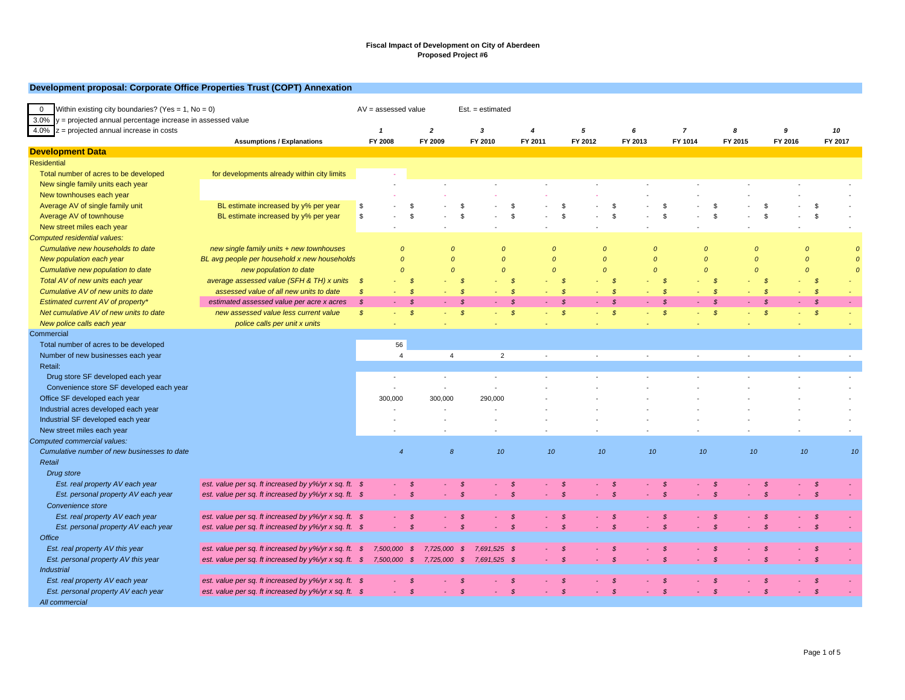**Fiscal Impact of Development on City of Aberdeen**
**Proposed Project #6**

## Development proposal: Corporate Office Properties Trust (COPT) Annexation

| 0 | Within existing city boundaries? (Yes = 1, No = 0) |
|---|---|
| 3.0% | y = projected annual percentage increase in assessed value |
| 4.0% | z = projected annual increase in costs |

AV = assessed value    Est. = estimated

| | Assumptions / Explanations | 1<br>FY 2008 | 2<br>FY 2009 | 3<br>FY 2010 | 4<br>FY 2011 | 5<br>FY 2012 | 6<br>FY 2013 | 7<br>FY 1014 | 8<br>FY 2015 | 9<br>FY 2016 | 10<br>FY 2017 |
|---|---|---|---|---|---|---|---|---|---|---|---|
| **Development Data** | | | | | | | | | | | |
| Residential | | | | | | | | | | | |
| Total number of acres to be developed | for developments already within city limits | - | | | | | | | | | |
| New single family units each year | | - | - | - | - | - | - | - | - | - | - |
| New townhouses each year | | - | - | - | - | - | - | - | - | - | - |
| Average AV of single family unit | BL estimate increased by y% per year | $ - | $ - | $ - | $ - | $ - | $ - | $ - | $ - | $ - | $ - |
| Average AV of townhouse | BL estimate increased by y% per year | $ - | $ - | $ - | $ - | $ - | $ - | $ - | $ - | $ - | $ - |
| New street miles each year | | - | - | - | - | - | - | - | - | - | - |
| *Computed residential values:* | | | | | | | | | | | |
| *Cumulative new households to date* | *new single family units + new townhouses* | *0* | *0* | *0* | *0* | *0* | *0* | *0* | *0* | *0* | *0* |
| *New population each year* | *BL avg people per household x new households* | *0* | *0* | *0* | *0* | *0* | *0* | *0* | *0* | *0* | *0* |
| *Cumulative new population to date* | *new population to date* | *0* | *0* | *0* | *0* | *0* | *0* | *0* | *0* | *0* | *0* |
| *Total AV of new units each year* | *average assessed value (SFH & TH) x units* | *$ -* | *$ -* | *$ -* | *$ -* | *$ -* | *$ -* | *$ -* | *$ -* | *$ -* | *$ -* |
| *Cumulative AV of new units to date* | *assessed value of all new units to date* | *$ -* | *$ -* | *$ -* | *$ -* | *$ -* | *$ -* | *$ -* | *$ -* | *$ -* | *$ -* |
| *Estimated current AV of property\** | *estimated assessed value per acre x acres* | *$ -* | *$ -* | *$ -* | *$ -* | *$ -* | *$ -* | *$ -* | *$ -* | *$ -* | *$ -* |
| *Net cumulative AV of new units to date* | *new assessed value less current value* | *$ -* | *$ -* | *$ -* | *$ -* | *$ -* | *$ -* | *$ -* | *$ -* | *$ -* | *$ -* |
| *New police calls each year* | *police calls per unit x units* | *-* | *-* | *-* | *-* | *-* | *-* | *-* | *-* | *-* | *-* |
| Commercial | | | | | | | | | | | |
| Total number of acres to be developed | | 56 | | | | | | | | | |
| Number of new businesses each year | | 4 | 4 | 2 | - | - | - | - | - | - | - |
| Retail: | | | | | | | | | | | |
| Drug store SF developed each year | | - | - | - | - | - | - | - | - | - | - |
| Convenience store SF developed each year | | - | - | - | - | - | - | - | - | - | - |
| Office SF developed each year | | 300,000 | 300,000 | 290,000 | - | - | - | - | - | - | - |
| Industrial acres developed each year | | - | - | - | - | - | - | - | - | - | - |
| Industrial SF developed each year | | - | - | - | - | - | - | - | - | - | - |
| New street miles each year | | - | - | - | - | - | - | - | - | - | - |
| *Computed commercial values:* | | | | | | | | | | | |
| *Cumulative number of new businesses to date* | | *4* | *8* | *10* | *10* | *10* | *10* | *10* | *10* | *10* | *10* |
| *Retail* | | | | | | | | | | | |
| *Drug store* | | | | | | | | | | | |
| *Est. real property AV each year* | *est. value per sq. ft increased by y%/yr x sq. ft.* | *$ -* | *$ -* | *$ -* | *$ -* | *$ -* | *$ -* | *$ -* | *$ -* | *$ -* | *$ -* |
| *Est. personal property AV each year* | *est. value per sq. ft increased by y%/yr x sq. ft.* | *$ -* | *$ -* | *$ -* | *$ -* | *$ -* | *$ -* | *$ -* | *$ -* | *$ -* | *$ -* |
| *Convenience store* | | | | | | | | | | | |
| *Est. real property AV each year* | *est. value per sq. ft increased by y%/yr x sq. ft.* | *$ -* | *$ -* | *$ -* | *$ -* | *$ -* | *$ -* | *$ -* | *$ -* | *$ -* | *$ -* |
| *Est. personal property AV each year* | *est. value per sq. ft increased by y%/yr x sq. ft.* | *$ -* | *$ -* | *$ -* | *$ -* | *$ -* | *$ -* | *$ -* | *$ -* | *$ -* | *$ -* |
| *Office* | | | | | | | | | | | |
| *Est. real property AV this year* | *est. value per sq. ft increased by y%/yr x sq. ft.* | *$ 7,500,000* | *$ 7,725,000* | *$ 7,691,525* | *$ -* | *$ -* | *$ -* | *$ -* | *$ -* | *$ -* | *$ -* |
| *Est. personal property AV this year* | *est. value per sq. ft increased by y%/yr x sq. ft.* | *$ 7,500,000* | *$ 7,725,000* | *$ 7,691,525* | *$ -* | *$ -* | *$ -* | *$ -* | *$ -* | *$ -* | *$ -* |
| *Industrial* | | | | | | | | | | | |
| *Est. real property AV each year* | *est. value per sq. ft increased by y%/yr x sq. ft.* | *$ -* | *$ -* | *$ -* | *$ -* | *$ -* | *$ -* | *$ -* | *$ -* | *$ -* | *$ -* |
| *Est. personal property AV each year* | *est. value per sq. ft increased by y%/yr x sq. ft.* | *$ -* | *$ -* | *$ -* | *$ -* | *$ -* | *$ -* | *$ -* | *$ -* | *$ -* | *$ -* |
| *All commercial* | | | | | | | | | | | |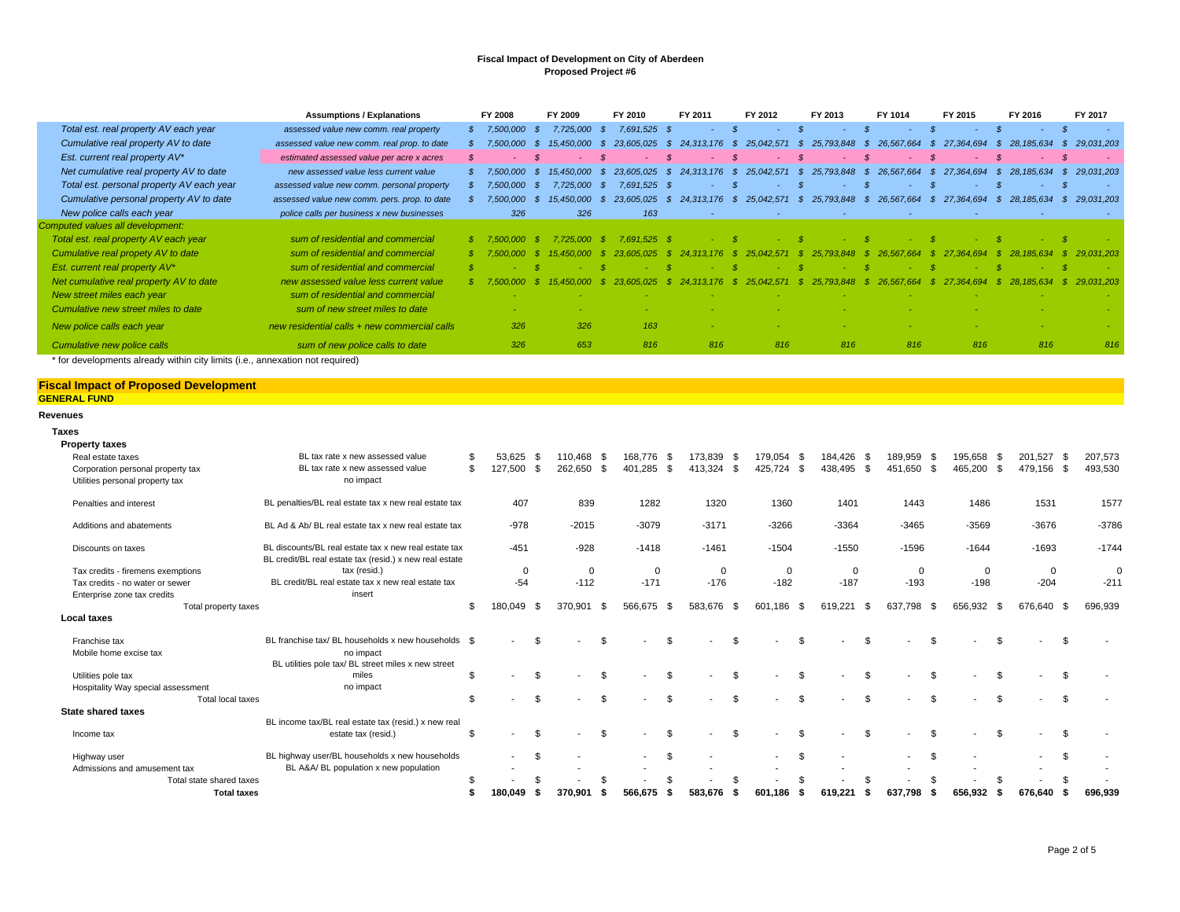**Fiscal Impact of Development on City of Aberdeen**
**Proposed Project #6**

| | Assumptions / Explanations | FY 2008 | FY 2009 | FY 2010 | FY 2011 | FY 2012 | FY 2013 | FY 1014 | FY 2015 | FY 2016 | FY 2017 |
|---|---|---|---|---|---|---|---|---|---|---|---|
| *Total est. real property AV each year* | *assessed value new comm. real property* | $ 7,500,000 | $ 7,725,000 | $ 7,691,525 | $ - | $ - | $ - | $ - | $ - | $ - | $ - |
| *Cumulative real property AV to date* | *assessed value new comm. real prop. to date* | $ 7,500,000 | $ 15,450,000 | $ 23,605,025 | $ 24,313,176 | $ 25,042,571 | $ 25,793,848 | $ 26,567,664 | $ 27,364,694 | $ 28,185,634 | $ 29,031,203 |
| *Est. current real property AV** | *estimated assessed value per acre x acres* | $ - | $ - | $ - | $ - | $ - | $ - | $ - | $ - | $ - | $ - |
| *Net cumulative real property AV to date* | *new assessed value less current value* | $ 7,500,000 | $ 15,450,000 | $ 23,605,025 | $ 24,313,176 | $ 25,042,571 | $ 25,793,848 | $ 26,567,664 | $ 27,364,694 | $ 28,185,634 | $ 29,031,203 |
| *Total est. personal property AV each year* | *assessed value new comm. personal property* | $ 7,500,000 | $ 7,725,000 | $ 7,691,525 | $ - | $ - | $ - | $ - | $ - | $ - | $ - |
| *Cumulative personal property AV to date* | *assessed value new comm. pers. prop. to date* | $ 7,500,000 | $ 15,450,000 | $ 23,605,025 | $ 24,313,176 | $ 25,042,571 | $ 25,793,848 | $ 26,567,664 | $ 27,364,694 | $ 28,185,634 | $ 29,031,203 |
| *New police calls each year* | *police calls per business x new businesses* | 326 | 326 | 163 | - | - | - | - | - | - | - |
| *Computed values all development:* | | | | | | | | | | | |
| *Total est. real property AV each year* | *sum of residential and commercial* | $ 7,500,000 | $ 7,725,000 | $ 7,691,525 | $ - | $ - | $ - | $ - | $ - | $ - | $ - |
| *Cumulative real propety AV to date* | *sum of residential and commercial* | $ 7,500,000 | $ 15,450,000 | $ 23,605,025 | $ 24,313,176 | $ 25,042,571 | $ 25,793,848 | $ 26,567,664 | $ 27,364,694 | $ 28,185,634 | $ 29,031,203 |
| *Est. current real property AV** | *sum of residential and commercial* | $ - | $ - | $ - | $ - | $ - | $ - | $ - | $ - | $ - | $ - |
| *Net cumulative real property AV to date* | *new assessed value less current value* | $ 7,500,000 | $ 15,450,000 | $ 23,605,025 | $ 24,313,176 | $ 25,042,571 | $ 25,793,848 | $ 26,567,664 | $ 27,364,694 | $ 28,185,634 | $ 29,031,203 |
| *New street miles each year* | *sum of residential and commercial* | - | - | - | - | - | - | - | - | - | - |
| *Cumulative new street miles to date* | *sum of new street miles to date* | - | - | - | - | - | - | - | - | - | - |
| *New police calls each year* | *new residential calls + new commercial calls* | 326 | 326 | 163 | - | - | - | - | - | - | - |
| *Cumulative new police calls* | *sum of new police calls to date* | 326 | 653 | 816 | 816 | 816 | 816 | 816 | 816 | 816 | 816 |

\* for developments already within city limits (i.e., annexation not required)

## Fiscal Impact of Proposed Development

**GENERAL FUND**

**Revenues**

| | | FY 2008 | FY 2009 | FY 2010 | FY 2011 | FY 2012 | FY 2013 | FY 1014 | FY 2015 | FY 2016 | FY 2017 |
|---|---|---|---|---|---|---|---|---|---|---|---|
| **Taxes** | | | | | | | | | | | |
| **Property taxes** | | | | | | | | | | | |
| Real estate taxes | BL tax rate x new assessed value | $ 53,625 | $ 110,468 | $ 168,776 | $ 173,839 | $ 179,054 | $ 184,426 | $ 189,959 | $ 195,658 | $ 201,527 | $ 207,573 |
| Corporation personal property tax | BL tax rate x new assessed value | $ 127,500 | $ 262,650 | $ 401,285 | $ 413,324 | $ 425,724 | $ 438,495 | $ 451,650 | $ 465,200 | $ 479,156 | $ 493,530 |
| Utilities personal property tax | no impact | | | | | | | | | | |
| Penalties and interest | BL penalties/BL real estate tax x new real estate tax | 407 | 839 | 1282 | 1320 | 1360 | 1401 | 1443 | 1486 | 1531 | 1577 |
| Additions and abatements | BL Ad & Ab/ BL real estate tax x new real estate tax | -978 | -2015 | -3079 | -3171 | -3266 | -3364 | -3465 | -3569 | -3676 | -3786 |
| Discounts on taxes | BL discounts/BL real estate tax x new real estate tax | -451 | -928 | -1418 | -1461 | -1504 | -1550 | -1596 | -1644 | -1693 | -1744 |
| Tax credits - firemens exemptions | BL credit/BL real estate tax (resid.) x new real estate tax (resid.) | 0 | 0 | 0 | 0 | 0 | 0 | 0 | 0 | 0 | 0 |
| Tax credits - no water or sewer | BL credit/BL real estate tax x new real estate tax | -54 | -112 | -171 | -176 | -182 | -187 | -193 | -198 | -204 | -211 |
| Enterprise zone tax credits | insert | | | | | | | | | | |
| Total property taxes | | $ 180,049 | $ 370,901 | $ 566,675 | $ 583,676 | $ 601,186 | $ 619,221 | $ 637,798 | $ 656,932 | $ 676,640 | $ 696,939 |
| **Local taxes** | | | | | | | | | | | |
| Franchise tax | BL franchise tax/ BL households x new households | $ - | $ - | $ - | $ - | $ - | $ - | $ - | $ - | $ - | $ - |
| Mobile home excise tax | no impact | | | | | | | | | | |
| Utilities pole tax | BL utilities pole tax/ BL street miles x new street miles | $ - | $ - | $ - | $ - | $ - | $ - | $ - | $ - | $ - | $ - |
| Hospitality Way special assessment | no impact | | | | | | | | | | |
| Total local taxes | | $ - | $ - | $ - | $ - | $ - | $ - | $ - | $ - | $ - | $ - |
| **State shared taxes** | | | | | | | | | | | |
| Income tax | BL income tax/BL real estate tax (resid.) x new real estate tax (resid.) | $ - | $ - | $ - | $ - | $ - | $ - | $ - | $ - | $ - | $ - |
| Highway user | BL highway user/BL households x new households | - | $ - | - | $ - | - | $ - | - | $ - | - | $ - |
| Admissions and amusement tax | BL A&A/ BL population x new population | - | - | - | - | - | - | - | - | - | - |
| Total state shared taxes | | $ - | $ - | $ - | $ - | $ - | $ - | $ - | $ - | $ - | $ - |
| **Total taxes** | | **$ 180,049** | **$ 370,901** | **$ 566,675** | **$ 583,676** | **$ 601,186** | **$ 619,221** | **$ 637,798** | **$ 656,932** | **$ 676,640** | **$ 696,939** |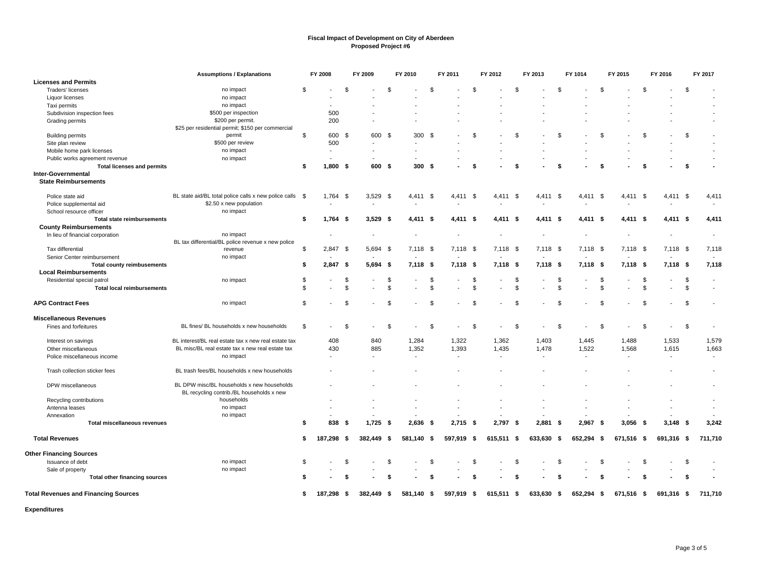**Fiscal Impact of Development on City of Aberdeen**
**Proposed Project #6**

| | Assumptions / Explanations | FY 2008 | FY 2009 | FY 2010 | FY 2011 | FY 2012 | FY 2013 | FY 1014 | FY 2015 | FY 2016 | FY 2017 |
|---|---|---|---|---|---|---|---|---|---|---|---|
| **Licenses and Permits** | | | | | | | | | | | |
| Traders' licenses | no impact | $ - | $ - | $ - | $ - | $ - | $ - | $ - | $ - | $ - | $ - |
| Liquor licenses | no impact | - | - | - | - | - | - | - | - | - | - |
| Taxi permits | no impact | - | - | - | - | - | - | - | - | - | - |
| Subdivision inspection fees | $500 per inspection | 500 | - | - | - | - | - | - | - | - | - |
| Grading permits | $200 per permit. | 200 | - | - | - | - | - | - | - | - | - |
| Building permits | $25 per residential permit; $150 per commercial permit | $ 600 | $ 600 | $ 300 | $ - | $ - | $ - | $ - | $ - | $ - | $ - |
| Site plan review | $500 per review | 500 | - | - | - | - | - | - | - | - | - |
| Mobile home park licenses | no impact | - | - | - | - | - | - | - | - | - | - |
| Public works agreement revenue | no impact | - | - | - | - | - | - | - | - | - | - |
| **Total licenses and permits** | | **$ 1,800** | **$ 600** | **$ 300** | **$ -** | **$ -** | **$ -** | **$ -** | **$ -** | **$ -** | **$ -** |
| **Inter-Governmental** | | | | | | | | | | | |
| **State Reimbursements** | | | | | | | | | | | |
| Police state aid | BL state aid/BL total police calls x new police calls | $ 1,764 | $ 3,529 | $ 4,411 | $ 4,411 | $ 4,411 | $ 4,411 | $ 4,411 | $ 4,411 | $ 4,411 | $ 4,411 |
| Police supplemental aid | $2.50 x new population | - | - | - | - | - | - | - | - | - | - |
| School resource officer | no impact | | | | | | | | | | |
| **Total state reimbursements** | | **$ 1,764** | **$ 3,529** | **$ 4,411** | **$ 4,411** | **$ 4,411** | **$ 4,411** | **$ 4,411** | **$ 4,411** | **$ 4,411** | **$ 4,411** |
| **County Reimbursements** | | | | | | | | | | | |
| In lieu of financial corporation | no impact | - | - | - | - | - | - | - | - | - | - |
| Tax differential | BL tax differential/BL police revenue x new police revenue | $ 2,847 | $ 5,694 | $ 7,118 | $ 7,118 | $ 7,118 | $ 7,118 | $ 7,118 | $ 7,118 | $ 7,118 | $ 7,118 |
| Senior Center reimbursement | no impact | - | - | - | - | - | - | - | - | - | - |
| **Total county reimbusements** | | **$ 2,847** | **$ 5,694** | **$ 7,118** | **$ 7,118** | **$ 7,118** | **$ 7,118** | **$ 7,118** | **$ 7,118** | **$ 7,118** | **$ 7,118** |
| **Local Reimbursements** | | | | | | | | | | | |
| Residential special patrol | no impact | $ - | $ - | $ - | $ - | $ - | $ - | $ - | $ - | $ - | $ - |
| **Total local reimbursements** | | $ - | $ - | $ - | $ - | $ - | $ - | $ - | $ - | $ - | $ - |
| **APG Contract Fees** | no impact | $ - | $ - | $ - | $ - | $ - | $ - | $ - | $ - | $ - | $ - |
| **Miscellaneous Revenues** | | | | | | | | | | | |
| Fines and forfeitures | BL fines/ BL households x new households | $ - | $ - | $ - | $ - | $ - | $ - | $ - | $ - | $ - | $ - |
| Interest on savings | BL interest/BL real estate tax x new real estate tax | 408 | 840 | 1,284 | 1,322 | 1,362 | 1,403 | 1,445 | 1,488 | 1,533 | 1,579 |
| Other miscellaneous | BL misc/BL real estate tax x new real estate tax | 430 | 885 | 1,352 | 1,393 | 1,435 | 1,478 | 1,522 | 1,568 | 1,615 | 1,663 |
| Police miscellaneous income | no impact | - | - | - | - | - | - | - | - | - | - |
| Trash collection sticker fees | BL trash fees/BL households x new households | - | - | - | - | - | - | - | - | - | - |
| DPW miscellaneous | BL DPW misc/BL households x new households | - | - | - | - | - | - | - | - | - | - |
| Recycling contributions | BL recycling contrib./BL households x new households | - | - | - | - | - | - | - | - | - | - |
| Antenna leases | no impact | - | - | - | - | - | - | - | - | - | - |
| Annexation | no impact | - | - | - | - | - | - | - | - | - | - |
| **Total miscellaneous revenues** | | **$ 838** | **$ 1,725** | **$ 2,636** | **$ 2,715** | **$ 2,797** | **$ 2,881** | **$ 2,967** | **$ 3,056** | **$ 3,148** | **$ 3,242** |
| **Total Revenues** | | **$ 187,298** | **$ 382,449** | **$ 581,140** | **$ 597,919** | **$ 615,511** | **$ 633,630** | **$ 652,294** | **$ 671,516** | **$ 691,316** | **$ 711,710** |
| **Other Financing Sources** | | | | | | | | | | | |
| Issuance of debt | no impact | $ - | $ - | $ - | $ - | $ - | $ - | $ - | $ - | $ - | $ - |
| Sale of property | no impact | - | - | - | - | - | - | - | - | - | - |
| **Total other financing sources** | | **$ -** | **$ -** | **$ -** | **$ -** | **$ -** | **$ -** | **$ -** | **$ -** | **$ -** | **$ -** |
| **Total Revenues and Financing Sources** | | **$ 187,298** | **$ 382,449** | **$ 581,140** | **$ 597,919** | **$ 615,511** | **$ 633,630** | **$ 652,294** | **$ 671,516** | **$ 691,316** | **$ 711,710** |

**Expenditures**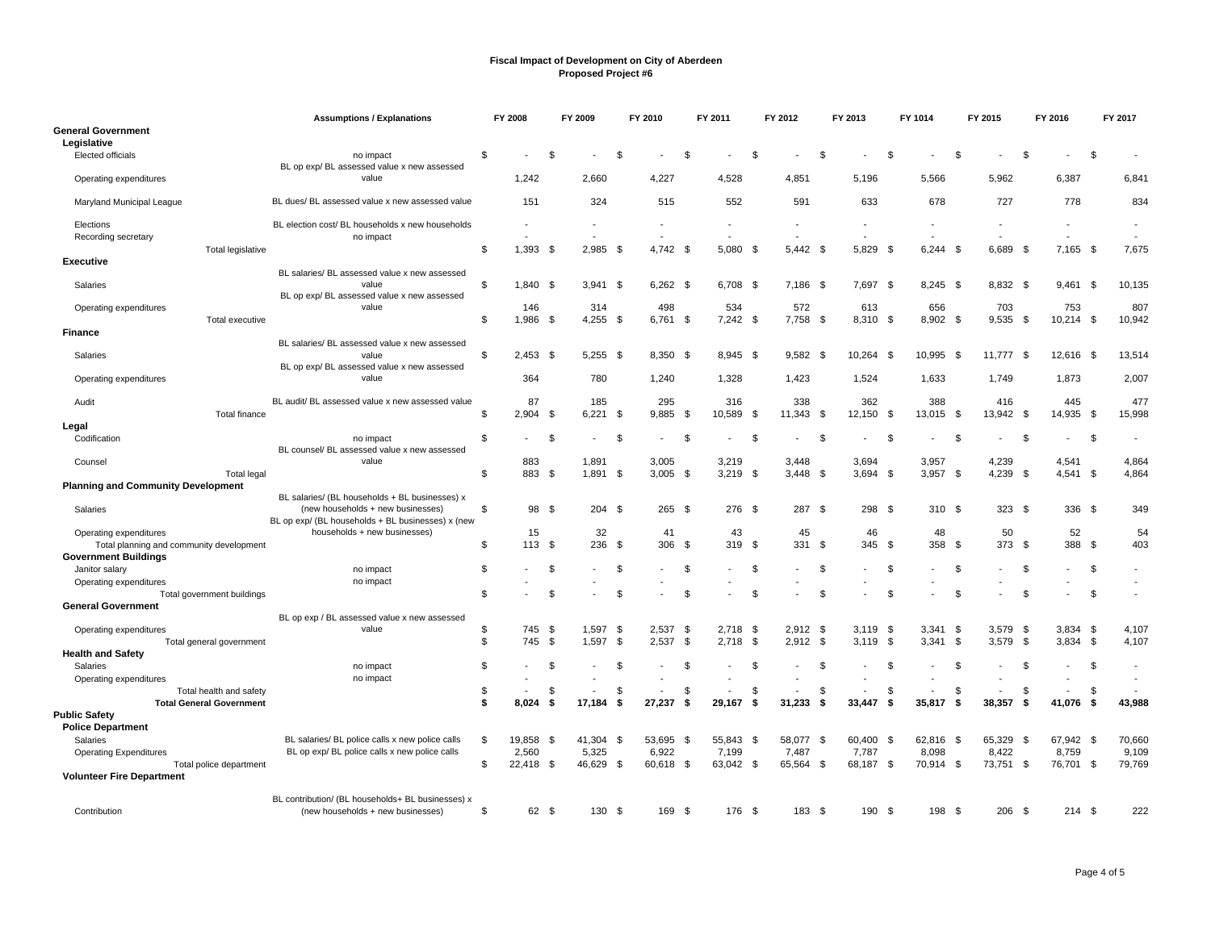**Fiscal Impact of Development on City of Aberdeen**
**Proposed Project #6**

| | Assumptions / Explanations | FY 2008 | FY 2009 | FY 2010 | FY 2011 | FY 2012 | FY 2013 | FY 1014 | FY 2015 | FY 2016 | FY 2017 |
|---|---|---|---|---|---|---|---|---|---|---|---|
| **General Government** | | | | | | | | | | | |
| **Legislative** | | | | | | | | | | | |
| Elected officials | no impact | $ - | $ - | $ - | $ - | $ - | $ - | $ - | $ - | $ - | $ - |
| Operating expenditures | BL op exp/ BL assessed value x new assessed value | 1,242 | 2,660 | 4,227 | 4,528 | 4,851 | 5,196 | 5,566 | 5,962 | 6,387 | 6,841 |
| Maryland Municipal League | BL dues/ BL assessed value x new assessed value | 151 | 324 | 515 | 552 | 591 | 633 | 678 | 727 | 778 | 834 |
| Elections | BL election cost/ BL households x new households | - | - | - | - | - | - | - | - | - | - |
| Recording secretary | no impact | - | - | - | - | - | - | - | - | - | - |
| Total legislative | | $ 1,393 | $ 2,985 | $ 4,742 | $ 5,080 | $ 5,442 | $ 5,829 | $ 6,244 | $ 6,689 | $ 7,165 | $ 7,675 |
| **Executive** | | | | | | | | | | | |
| Salaries | BL salaries/ BL assessed value x new assessed value | $ 1,840 | $ 3,941 | $ 6,262 | $ 6,708 | $ 7,186 | $ 7,697 | $ 8,245 | $ 8,832 | $ 9,461 | $ 10,135 |
| Operating expenditures | BL op exp/ BL assessed value x new assessed value | 146 | 314 | 498 | 534 | 572 | 613 | 656 | 703 | 753 | 807 |
| Total executive | | $ 1,986 | $ 4,255 | $ 6,761 | $ 7,242 | $ 7,758 | $ 8,310 | $ 8,902 | $ 9,535 | $ 10,214 | $ 10,942 |
| **Finance** | | | | | | | | | | | |
| Salaries | BL salaries/ BL assessed value x new assessed value | $ 2,453 | $ 5,255 | $ 8,350 | $ 8,945 | $ 9,582 | $ 10,264 | $ 10,995 | $ 11,777 | $ 12,616 | $ 13,514 |
| Operating expenditures | BL op exp/ BL assessed value x new assessed value | 364 | 780 | 1,240 | 1,328 | 1,423 | 1,524 | 1,633 | 1,749 | 1,873 | 2,007 |
| Audit | BL audit/ BL assessed value x new assessed value | 87 | 185 | 295 | 316 | 338 | 362 | 388 | 416 | 445 | 477 |
| Total finance | | $ 2,904 | $ 6,221 | $ 9,885 | $ 10,589 | $ 11,343 | $ 12,150 | $ 13,015 | $ 13,942 | $ 14,935 | $ 15,998 |
| **Legal** | | | | | | | | | | | |
| Codification | no impact | $ - | $ - | $ - | $ - | $ - | $ - | $ - | $ - | $ - | $ - |
| Counsel | BL counsel/ BL assessed value x new assessed value | 883 | 1,891 | 3,005 | 3,219 | 3,448 | 3,694 | 3,957 | 4,239 | 4,541 | 4,864 |
| Total legal | | $ 883 | $ 1,891 | $ 3,005 | $ 3,219 | $ 3,448 | $ 3,694 | $ 3,957 | $ 4,239 | $ 4,541 | $ 4,864 |
| **Planning and Community Development** | | | | | | | | | | | |
| Salaries | BL salaries/ (BL households + BL businesses) x (new households + new businesses) | $ 98 | $ 204 | $ 265 | $ 276 | $ 287 | $ 298 | $ 310 | $ 323 | $ 336 | $ 349 |
| Operating expenditures | BL op exp/ (BL households + BL businesses) x (new households + new businesses) | 15 | 32 | 41 | 43 | 45 | 46 | 48 | 50 | 52 | 54 |
| Total planning and community development | | $ 113 | $ 236 | $ 306 | $ 319 | $ 331 | $ 345 | $ 358 | $ 373 | $ 388 | $ 403 |
| **Government Buildings** | | | | | | | | | | | |
| Janitor salary | no impact | $ - | $ - | $ - | $ - | $ - | $ - | $ - | $ - | $ - | $ - |
| Operating expenditures | no impact | - | - | - | - | - | - | - | - | - | - |
| Total government buildings | | $ - | $ - | $ - | $ - | $ - | $ - | $ - | $ - | $ - | $ - |
| **General Government** | | | | | | | | | | | |
| Operating expenditures | BL op exp / BL assessed value x new assessed value | $ 745 | $ 1,597 | $ 2,537 | $ 2,718 | $ 2,912 | $ 3,119 | $ 3,341 | $ 3,579 | $ 3,834 | $ 4,107 |
| Total general government | | $ 745 | $ 1,597 | $ 2,537 | $ 2,718 | $ 2,912 | $ 3,119 | $ 3,341 | $ 3,579 | $ 3,834 | $ 4,107 |
| **Health and Safety** | | | | | | | | | | | |
| Salaries | no impact | $ - | $ - | $ - | $ - | $ - | $ - | $ - | $ - | $ - | $ - |
| Operating expenditures | no impact | - | - | - | - | - | - | - | - | - | - |
| Total health and safety | | $ - | $ - | $ - | $ - | $ - | $ - | $ - | $ - | $ - | $ - |
| **Total General Government** | | **$ 8,024** | **$ 17,184** | **$ 27,237** | **$ 29,167** | **$ 31,233** | **$ 33,447** | **$ 35,817** | **$ 38,357** | **$ 41,076** | **$ 43,988** |
| **Public Safety** | | | | | | | | | | | |
| **Police Department** | | | | | | | | | | | |
| Salaries | BL salaries/ BL police calls x new police calls | $ 19,858 | $ 41,304 | $ 53,695 | $ 55,843 | $ 58,077 | $ 60,400 | $ 62,816 | $ 65,329 | $ 67,942 | $ 70,660 |
| Operating Expenditures | BL op exp/ BL police calls x new police calls | 2,560 | 5,325 | 6,922 | 7,199 | 7,487 | 7,787 | 8,098 | 8,422 | 8,759 | 9,109 |
| Total police department | | $ 22,418 | $ 46,629 | $ 60,618 | $ 63,042 | $ 65,564 | $ 68,187 | $ 70,914 | $ 73,751 | $ 76,701 | $ 79,769 |
| **Volunteer Fire Department** | | | | | | | | | | | |
| Contribution | BL contribution/ (BL households+ BL businesses) x (new households + new businesses) | $ 62 | $ 130 | $ 169 | $ 176 | $ 183 | $ 190 | $ 198 | $ 206 | $ 214 | $ 222 |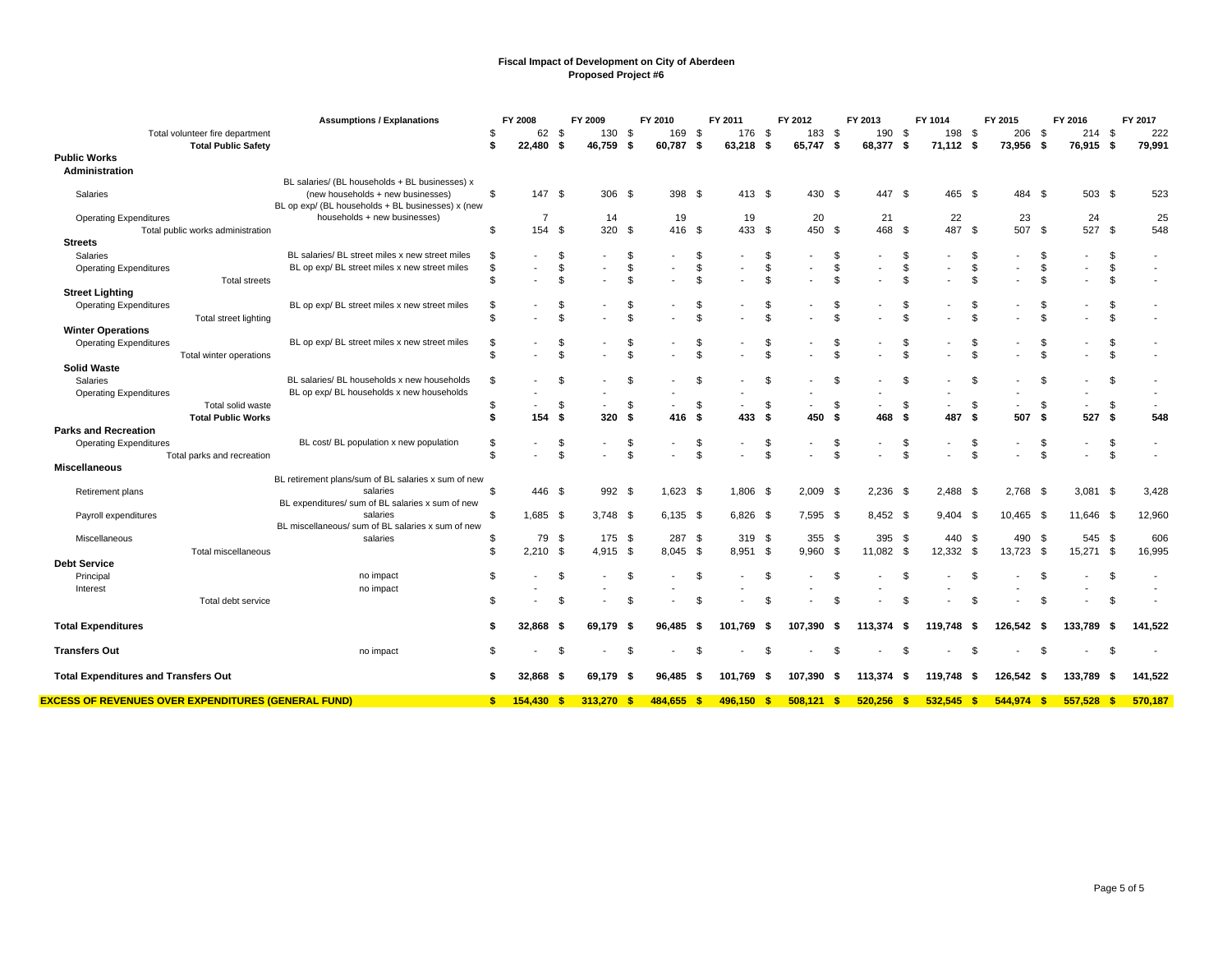# Fiscal Impact of Development on City of Aberdeen
## Proposed Project #6

| | Assumptions / Explanations | FY 2008 | FY 2009 | FY 2010 | FY 2011 | FY 2012 | FY 2013 | FY 1014 | FY 2015 | FY 2016 | FY 2017 |
|---|---|---|---|---|---|---|---|---|---|---|---|
| Total volunteer fire department | | $ 62 | $ 130 | $ 169 | $ 176 | $ 183 | $ 190 | $ 198 | $ 206 | $ 214 | $ 222 |
| **Total Public Safety** | | **$ 22,480** | **$ 46,759** | **$ 60,787** | **$ 63,218** | **$ 65,747** | **$ 68,377** | **$ 71,112** | **$ 73,956** | **$ 76,915** | **$ 79,991** |
| **Public Works** | | | | | | | | | | | |
| **Administration** | | | | | | | | | | | |
| Salaries | BL salaries/ (BL households + BL businesses) x (new households + new businesses) | $ 147 | $ 306 | $ 398 | $ 413 | $ 430 | $ 447 | $ 465 | $ 484 | $ 503 | $ 523 |
| Operating Expenditures | BL op exp/ (BL households + BL businesses) x (new households + new businesses) | 7 | 14 | 19 | 19 | 20 | 21 | 22 | 23 | 24 | 25 |
| Total public works administration | | $ 154 | $ 320 | $ 416 | $ 433 | $ 450 | $ 468 | $ 487 | $ 507 | $ 527 | $ 548 |
| **Streets** | | | | | | | | | | | |
| Salaries | BL salaries/ BL street miles x new street miles | $ - | $ - | $ - | $ - | $ - | $ - | $ - | $ - | $ - | $ - |
| Operating Expenditures | BL op exp/ BL street miles x new street miles | $ - | $ - | $ - | $ - | $ - | $ - | $ - | $ - | $ - | $ - |
| Total streets | | $ - | $ - | $ - | $ - | $ - | $ - | $ - | $ - | $ - | $ - |
| **Street Lighting** | | | | | | | | | | | |
| Operating Expenditures | BL op exp/ BL street miles x new street miles | $ - | $ - | $ - | $ - | $ - | $ - | $ - | $ - | $ - | $ - |
| Total street lighting | | $ - | $ - | $ - | $ - | $ - | $ - | $ - | $ - | $ - | $ - |
| **Winter Operations** | | | | | | | | | | | |
| Operating Expenditures | BL op exp/ BL street miles x new street miles | $ - | $ - | $ - | $ - | $ - | $ - | $ - | $ - | $ - | $ - |
| Total winter operations | | $ - | $ - | $ - | $ - | $ - | $ - | $ - | $ - | $ - | $ - |
| **Solid Waste** | | | | | | | | | | | |
| Salaries | BL salaries/ BL households x new households | $ - | $ - | $ - | $ - | $ - | $ - | $ - | $ - | $ - | $ - |
| Operating Expenditures | BL op exp/ BL households x new households | - | - | - | - | - | - | - | - | - | - |
| Total solid waste | | $ - | $ - | $ - | $ - | $ - | $ - | $ - | $ - | $ - | $ - |
| **Total Public Works** | | **$ 154** | **$ 320** | **$ 416** | **$ 433** | **$ 450** | **$ 468** | **$ 487** | **$ 507** | **$ 527** | **$ 548** |
| **Parks and Recreation** | | | | | | | | | | | |
| Operating Expenditures | BL cost/ BL population x new population | $ - | $ - | $ - | $ - | $ - | $ - | $ - | $ - | $ - | $ - |
| Total parks and recreation | | $ - | $ - | $ - | $ - | $ - | $ - | $ - | $ - | $ - | $ - |
| **Miscellaneous** | | | | | | | | | | | |
| Retirement plans | BL retirement plans/sum of BL salaries x sum of new salaries | $ 446 | $ 992 | $ 1,623 | $ 1,806 | $ 2,009 | $ 2,236 | $ 2,488 | $ 2,768 | $ 3,081 | $ 3,428 |
| Payroll expenditures | BL expenditures/ sum of BL salaries x sum of new salaries | $ 1,685 | $ 3,748 | $ 6,135 | $ 6,826 | $ 7,595 | $ 8,452 | $ 9,404 | $ 10,465 | $ 11,646 | $ 12,960 |
| Miscellaneous | BL miscellaneous/ sum of BL salaries x sum of new salaries | $ 79 | $ 175 | $ 287 | $ 319 | $ 355 | $ 395 | $ 440 | $ 490 | $ 545 | $ 606 |
| Total miscellaneous | | $ 2,210 | $ 4,915 | $ 8,045 | $ 8,951 | $ 9,960 | $ 11,082 | $ 12,332 | $ 13,723 | $ 15,271 | $ 16,995 |
| **Debt Service** | | | | | | | | | | | |
| Principal | no impact | $ - | $ - | $ - | $ - | $ - | $ - | $ - | $ - | $ - | $ - |
| Interest | no impact | - | - | - | - | - | - | - | - | - | - |
| Total debt service | | $ - | $ - | $ - | $ - | $ - | $ - | $ - | $ - | $ - | $ - |
| **Total Expenditures** | | **$ 32,868** | **$ 69,179** | **$ 96,485** | **$ 101,769** | **$ 107,390** | **$ 113,374** | **$ 119,748** | **$ 126,542** | **$ 133,789** | **$ 141,522** |
| **Transfers Out** | no impact | $ - | $ - | $ - | $ - | $ - | $ - | $ - | $ - | $ - | $ - |
| **Total Expenditures and Transfers Out** | | **$ 32,868** | **$ 69,179** | **$ 96,485** | **$ 101,769** | **$ 107,390** | **$ 113,374** | **$ 119,748** | **$ 126,542** | **$ 133,789** | **$ 141,522** |
| **EXCESS OF REVENUES OVER EXPENDITURES (GENERAL FUND)** | | **$ 154,430** | **$ 313,270** | **$ 484,655** | **$ 496,150** | **$ 508,121** | **$ 520,256** | **$ 532,545** | **$ 544,974** | **$ 557,528** | **$ 570,187** |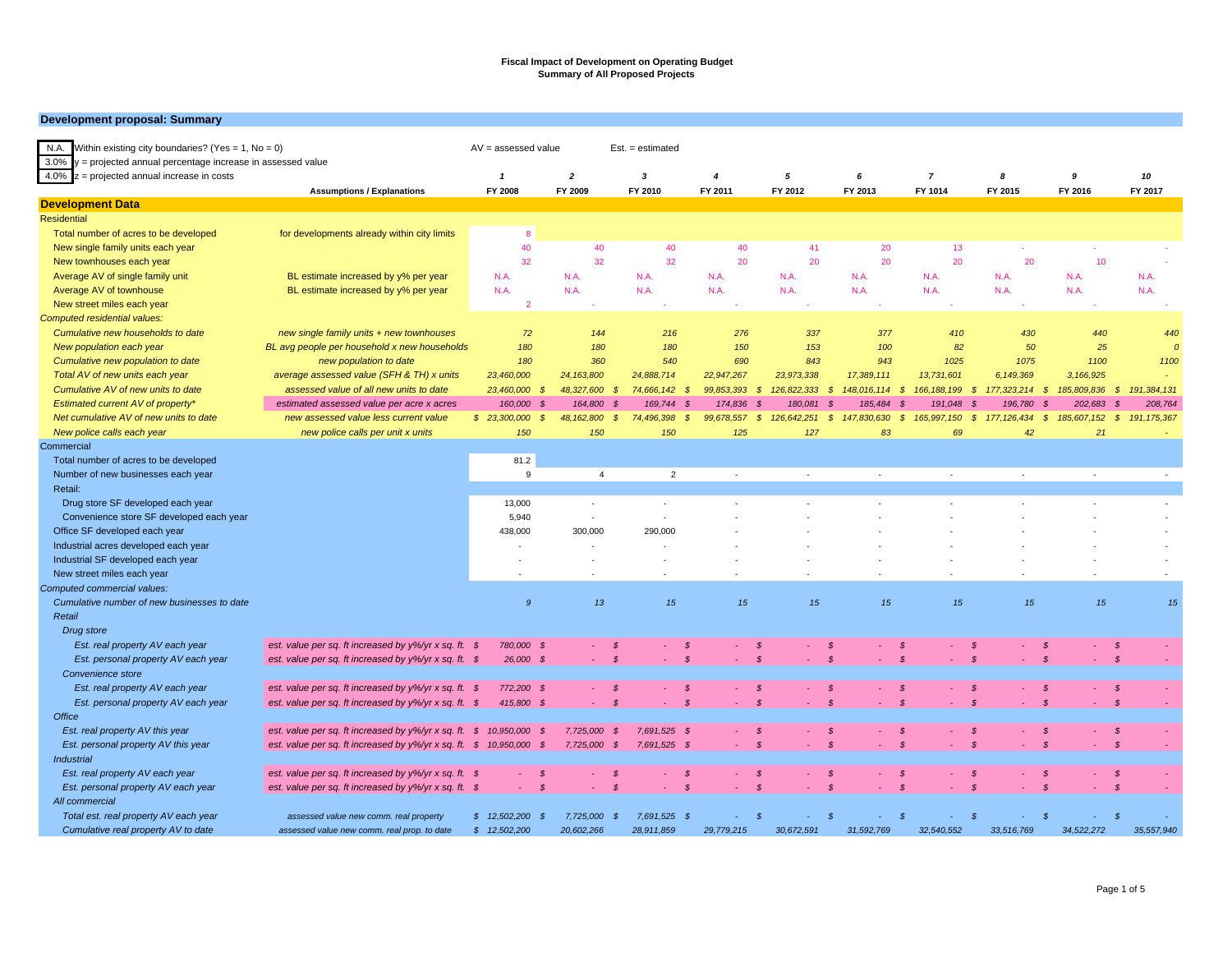**Fiscal Impact of Development on Operating Budget**
**Summary of All Proposed Projects**

## Development proposal: Summary

| N.A. | Within existing city boundaries? (Yes = 1, No = 0) |
|---|---|
| 3.0% | y = projected annual percentage increase in assessed value |
| 4.0% | z = projected annual increase in costs |

AV = assessed value — Est. = estimated

| | Assumptions / Explanations | 1<br>FY 2008 | 2<br>FY 2009 | 3<br>FY 2010 | 4<br>FY 2011 | 5<br>FY 2012 | 6<br>FY 2013 | 7<br>FY 1014 | 8<br>FY 2015 | 9<br>FY 2016 | 10<br>FY 2017 |
|---|---|---|---|---|---|---|---|---|---|---|---|
| **Development Data** | | | | | | | | | | | |
| Residential | | | | | | | | | | | |
| Total number of acres to be developed | for developments already within city limits | 8 | | | | | | | | | |
| New single family units each year | | 40 | 40 | 40 | 40 | 41 | 20 | 13 | - | - | - |
| New townhouses each year | | 32 | 32 | 32 | 20 | 20 | 20 | 20 | 20 | 10 | - |
| Average AV of single family unit | BL estimate increased by y% per year | N.A. | N.A. | N.A. | N.A. | N.A. | N.A. | N.A. | N.A. | N.A. | N.A. |
| Average AV of townhouse | BL estimate increased by y% per year | N.A. | N.A. | N.A. | N.A. | N.A. | N.A. | N.A. | N.A. | N.A. | N.A. |
| New street miles each year | | 2 | - | - | - | - | - | - | - | - | - |
| *Computed residential values:* | | | | | | | | | | | |
| *Cumulative new households to date* | *new single family units + new townhouses* | *72* | *144* | *216* | *276* | *337* | *377* | *410* | *430* | *440* | *440* |
| *New population each year* | *BL avg people per household x new households* | *180* | *180* | *180* | *150* | *153* | *100* | *82* | *50* | *25* | *0* |
| *Cumulative new population to date* | *new population to date* | *180* | *360* | *540* | *690* | *843* | *943* | *1025* | *1075* | *1100* | *1100* |
| *Total AV of new units each year* | *average assessed value (SFH & TH) x units* | *23,460,000* | *24,163,800* | *24,888,714* | *22,947,267* | *23,973,338* | *17,389,111* | *13,731,601* | *6,149,369* | *3,166,925* | *-* |
| *Cumulative AV of new units to date* | *assessed value of all new units to date* | *23,460,000* | *$ 48,327,600* | *$ 74,666,142* | *$ 99,853,393* | *$ 126,822,333* | *$ 148,016,114* | *$ 166,188,199* | *$ 177,323,214* | *$ 185,809,836* | *$ 191,384,131* |
| *Estimated current AV of property** | *estimated assessed value per acre x acres* | *160,000* | *$ 164,800* | *$ 169,744* | *$ 174,836* | *$ 180,081* | *$ 185,484* | *$ 191,048* | *$ 196,780* | *$ 202,683* | *$ 208,764* |
| *Net cumulative AV of new units to date* | *new assessed value less current value* | *$ 23,300,000* | *$ 48,162,800* | *$ 74,496,398* | *$ 99,678,557* | *$ 126,642,251* | *$ 147,830,630* | *$ 165,997,150* | *$ 177,126,434* | *$ 185,607,152* | *$ 191,175,367* |
| *New police calls each year* | *new police calls per unit x units* | *150* | *150* | *150* | *125* | *127* | *83* | *69* | *42* | *21* | *-* |
| Commercial | | | | | | | | | | | |
| Total number of acres to be developed | | 81.2 | | | | | | | | | |
| Number of new businesses each year | | 9 | 4 | 2 | - | - | - | - | - | - | - |
| Retail: | | | | | | | | | | | |
| Drug store SF developed each year | | 13,000 | - | - | - | - | - | - | - | - | - |
| Convenience store SF developed each year | | 5,940 | - | - | - | - | - | - | - | - | - |
| Office SF developed each year | | 438,000 | 300,000 | 290,000 | - | - | - | - | - | - | - |
| Industrial acres developed each year | | - | - | - | - | - | - | - | - | - | - |
| Industrial SF developed each year | | - | - | - | - | - | - | - | - | - | - |
| New street miles each year | | - | - | - | - | - | - | - | - | - | - |
| *Computed commercial values:* | | | | | | | | | | | |
| *Cumulative number of new businesses to date* | | *9* | *13* | *15* | *15* | *15* | *15* | *15* | *15* | *15* | *15* |
| *Retail* | | | | | | | | | | | |
| *Drug store* | | | | | | | | | | | |
| *Est. real property AV each year* | *est. value per sq. ft increased by y%/yr x sq. ft.* | *$ 780,000* | *$ -* | *$ -* | *$ -* | *$ -* | *$ -* | *$ -* | *$ -* | *$ -* | *$ -* |
| *Est. personal property AV each year* | *est. value per sq. ft increased by y%/yr x sq. ft.* | *$ 26,000* | *$ -* | *$ -* | *$ -* | *$ -* | *$ -* | *$ -* | *$ -* | *$ -* | *$ -* |
| *Convenience store* | | | | | | | | | | | |
| *Est. real property AV each year* | *est. value per sq. ft increased by y%/yr x sq. ft.* | *$ 772,200* | *$ -* | *$ -* | *$ -* | *$ -* | *$ -* | *$ -* | *$ -* | *$ -* | *$ -* |
| *Est. personal property AV each year* | *est. value per sq. ft increased by y%/yr x sq. ft.* | *$ 415,800* | *$ -* | *$ -* | *$ -* | *$ -* | *$ -* | *$ -* | *$ -* | *$ -* | *$ -* |
| *Office* | | | | | | | | | | | |
| *Est. real property AV this year* | *est. value per sq. ft increased by y%/yr x sq. ft.* | *$ 10,950,000* | *$ 7,725,000* | *$ 7,691,525* | *$ -* | *$ -* | *$ -* | *$ -* | *$ -* | *$ -* | *$ -* |
| *Est. personal property AV this year* | *est. value per sq. ft increased by y%/yr x sq. ft.* | *$ 10,950,000* | *$ 7,725,000* | *$ 7,691,525* | *$ -* | *$ -* | *$ -* | *$ -* | *$ -* | *$ -* | *$ -* |
| *Industrial* | | | | | | | | | | | |
| *Est. real property AV each year* | *est. value per sq. ft increased by y%/yr x sq. ft.* | *$ -* | *$ -* | *$ -* | *$ -* | *$ -* | *$ -* | *$ -* | *$ -* | *$ -* | *$ -* |
| *Est. personal property AV each year* | *est. value per sq. ft increased by y%/yr x sq. ft.* | *$ -* | *$ -* | *$ -* | *$ -* | *$ -* | *$ -* | *$ -* | *$ -* | *$ -* | *$ -* |
| *All commercial* | | | | | | | | | | | |
| *Total est. real property AV each year* | *assessed value new comm. real property* | *$ 12,502,200* | *$ 7,725,000* | *$ 7,691,525* | *$ -* | *$ -* | *$ -* | *$ -* | *$ -* | *$ -* | *$ -* |
| *Cumulative real property AV to date* | *assessed value new comm. real prop. to date* | *$ 12,502,200* | *20,602,266* | *28,911,859* | *29,779,215* | *30,672,591* | *31,592,769* | *32,540,552* | *33,516,769* | *34,522,272* | *35,557,940* |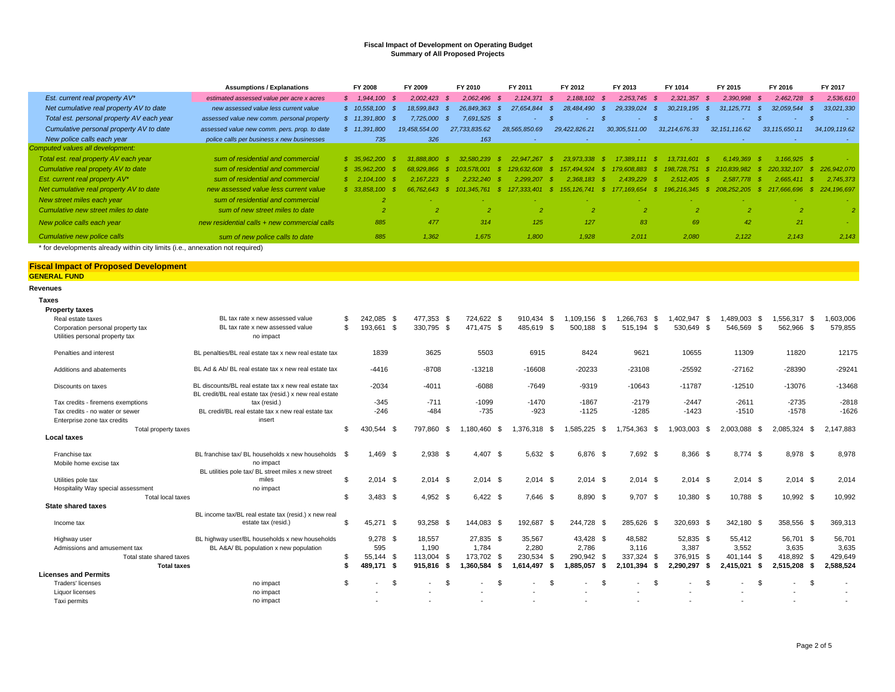# Fiscal Impact of Development on Operating Budget
## Summary of All Proposed Projects

| | Assumptions / Explanations | FY 2008 | FY 2009 | FY 2010 | FY 2011 | FY 2012 | FY 2013 | FY 1014 | FY 2015 | FY 2016 | FY 2017 |
|---|---|---|---|---|---|---|---|---|---|---|---|
| *Est. current real property AV** | *estimated assessed value per acre x acres* | *$ 1,944,100* | *$ 2,002,423* | *$ 2,062,496* | *$ 2,124,371* | *$ 2,188,102* | *$ 2,253,745* | *$ 2,321,357* | *$ 2,390,998* | *$ 2,462,728* | *$ 2,536,610* |
| *Net cumulative real property AV to date* | *new assessed value less current value* | *$ 10,558,100* | *$ 18,599,843* | *$ 26,849,363* | *$ 27,654,844* | *$ 28,484,490* | *$ 29,339,024* | *$ 30,219,195* | *$ 31,125,771* | *$ 32,059,544* | *$ 33,021,330* |
| *Total est. personal property AV each year* | *assessed value new comm. personal property* | *$ 11,391,800* | *$ 7,725,000* | *$ 7,691,525* | *$ -* | *$ -* | *$ -* | *$ -* | *$ -* | *$ -* | *$ -* |
| *Cumulative personal property AV to date* | *assessed value new comm. pers. prop. to date* | *$ 11,391,800* | *19,458,554.00* | *27,733,835.62* | *28,565,850.69* | *29,422,826.21* | *30,305,511.00* | *31,214,676.33* | *32,151,116.62* | *33,115,650.11* | *34,109,119.62* |
| *New police calls each year* | *police calls per business x new businesses* | *735* | *326* | *163* | *-* | *-* | *-* | *-* | *-* | *-* | *-* |
| *Computed values all development:* | | | | | | | | | | | |
| *Total est. real property AV each year* | *sum of residential and commercial* | *$ 35,962,200* | *$ 31,888,800* | *$ 32,580,239* | *$ 22,947,267* | *$ 23,973,338* | *$ 17,389,111* | *$ 13,731,601* | *$ 6,149,369* | *$ 3,166,925* | *$ -* |
| *Cumulative real propety AV to date* | *sum of residential and commercial* | *$ 35,962,200* | *$ 68,929,866* | *$ 103,578,001* | *$ 129,632,608* | *$ 157,494,924* | *$ 179,608,883* | *$ 198,728,751* | *$ 210,839,982* | *$ 220,332,107* | *$ 226,942,070* |
| *Est. current real property AV** | *sum of residential and commercial* | *$ 2,104,100* | *$ 2,167,223* | *$ 2,232,240* | *$ 2,299,207* | *$ 2,368,183* | *$ 2,439,229* | *$ 2,512,405* | *$ 2,587,778* | *$ 2,665,411* | *$ 2,745,373* |
| *Net cumulative real property AV to date* | *new assessed value less current value* | *$ 33,858,100* | *$ 66,762,643* | *$ 101,345,761* | *$ 127,333,401* | *$ 155,126,741* | *$ 177,169,654* | *$ 196,216,345* | *$ 208,252,205* | *$ 217,666,696* | *$ 224,196,697* |
| *New street miles each year* | *sum of residential and commercial* | *2* | *-* | *-* | *-* | *-* | *-* | *-* | *-* | *-* | *-* |
| *Cumulative new street miles to date* | *sum of new street miles to date* | *2* | *2* | *2* | *2* | *2* | *2* | *2* | *2* | *2* | *2* |
| *New police calls each year* | *new residential calls + new commercial calls* | *885* | *477* | *314* | *125* | *127* | *83* | *69* | *42* | *21* | *-* |
| *Cumulative new police calls* | *sum of new police calls to date* | *885* | *1,362* | *1,675* | *1,800* | *1,928* | *2,011* | *2,080* | *2,122* | *2,143* | *2,143* |

\* for developments already within city limits (i.e., annexation not required)

## Fiscal Impact of Proposed Development

**GENERAL FUND**

| | Assumptions / Explanations | FY 2008 | FY 2009 | FY 2010 | FY 2011 | FY 2012 | FY 2013 | FY 1014 | FY 2015 | FY 2016 | FY 2017 |
|---|---|---|---|---|---|---|---|---|---|---|---|
| **Revenues** | | | | | | | | | | | |
| **Taxes** | | | | | | | | | | | |
| **Property taxes** | | | | | | | | | | | |
| Real estate taxes | BL tax rate x new assessed value | $ 242,085 | $ 477,353 | $ 724,622 | $ 910,434 | $ 1,109,156 | $ 1,266,763 | $ 1,402,947 | $ 1,489,003 | $ 1,556,317 | $ 1,603,006 |
| Corporation personal property tax | BL tax rate x new assessed value | $ 193,661 | $ 330,795 | $ 471,475 | $ 485,619 | $ 500,188 | $ 515,194 | $ 530,649 | $ 546,569 | $ 562,966 | $ 579,855 |
| Utilities personal property tax | no impact | | | | | | | | | | |
| Penalties and interest | BL penalties/BL real estate tax x new real estate tax | 1839 | 3625 | 5503 | 6915 | 8424 | 9621 | 10655 | 11309 | 11820 | 12175 |
| Additions and abatements | BL Ad & Ab/ BL real estate tax x new real estate tax | -4416 | -8708 | -13218 | -16608 | -20233 | -23108 | -25592 | -27162 | -28390 | -29241 |
| Discounts on taxes | BL discounts/BL real estate tax x new real estate tax | -2034 | -4011 | -6088 | -7649 | -9319 | -10643 | -11787 | -12510 | -13076 | -13468 |
| Tax credits - firemens exemptions | BL credit/BL real estate tax (resid.) x new real estate tax (resid.) | -345 | -711 | -1099 | -1470 | -1867 | -2179 | -2447 | -2611 | -2735 | -2818 |
| Tax credits - no water or sewer | BL credit/BL real estate tax x new real estate tax | -246 | -484 | -735 | -923 | -1125 | -1285 | -1423 | -1510 | -1578 | -1626 |
| Enterprise zone tax credits | insert | | | | | | | | | | |
| Total property taxes | | $ 430,544 | $ 797,860 | $ 1,180,460 | $ 1,376,318 | $ 1,585,225 | $ 1,754,363 | $ 1,903,003 | $ 2,003,088 | $ 2,085,324 | $ 2,147,883 |
| **Local taxes** | | | | | | | | | | | |
| Franchise tax | BL franchise tax/ BL households x new households | $ 1,469 | $ 2,938 | $ 4,407 | $ 5,632 | $ 6,876 | $ 7,692 | $ 8,366 | $ 8,774 | $ 8,978 | $ 8,978 |
| Mobile home excise tax | no impact | | | | | | | | | | |
| Utilities pole tax | BL utilities pole tax/ BL street miles x new street miles | $ 2,014 | $ 2,014 | $ 2,014 | $ 2,014 | $ 2,014 | $ 2,014 | $ 2,014 | $ 2,014 | $ 2,014 | $ 2,014 |
| Hospitality Way special assessment | no impact | | | | | | | | | | |
| Total local taxes | | $ 3,483 | $ 4,952 | $ 6,422 | $ 7,646 | $ 8,890 | $ 9,707 | $ 10,380 | $ 10,788 | $ 10,992 | $ 10,992 |
| **State shared taxes** | | | | | | | | | | | |
| Income tax | BL income tax/BL real estate tax (resid.) x new real estate tax (resid.) | $ 45,271 | $ 93,258 | $ 144,083 | $ 192,687 | $ 244,728 | $ 285,626 | $ 320,693 | $ 342,180 | $ 358,556 | $ 369,313 |
| Highway user | BL highway user/BL households x new households | 9,278 | 18,557 | 27,835 | 35,567 | 43,428 | 48,582 | 52,835 | 55,412 | 56,701 | 56,701 |
| Admissions and amusement tax | BL A&A/ BL population x new population | 595 | 1,190 | 1,784 | 2,280 | 2,786 | 3,116 | 3,387 | 3,552 | 3,635 | 3,635 |
| Total state shared taxes | | $ 55,144 | $ 113,004 | $ 173,702 | $ 230,534 | $ 290,942 | $ 337,324 | $ 376,915 | $ 401,144 | $ 418,892 | $ 429,649 |
| **Total taxes** | | **$ 489,171** | **$ 915,816** | **$ 1,360,584** | **$ 1,614,497** | **$ 1,885,057** | **$ 2,101,394** | **$ 2,290,297** | **$ 2,415,021** | **$ 2,515,208** | **$ 2,588,524** |
| **Licenses and Permits** | | | | | | | | | | | |
| Traders' licenses | no impact | $ - | $ - | $ - | $ - | $ - | $ - | $ - | $ - | $ - | $ - |
| Liquor licenses | no impact | - | - | - | - | - | - | - | - | - | - |
| Taxi permits | no impact | - | - | - | - | - | - | - | - | - | - |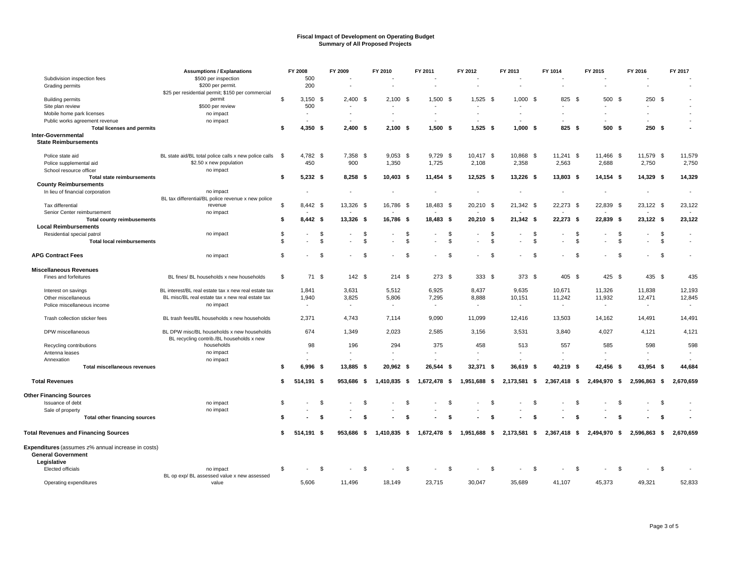# Fiscal Impact of Development on Operating Budget
## Summary of All Proposed Projects

| | Assumptions / Explanations | FY 2008 | FY 2009 | FY 2010 | FY 2011 | FY 2012 | FY 2013 | FY 1014 | FY 2015 | FY 2016 | FY 2017 |
|---|---|---|---|---|---|---|---|---|---|---|---|
| Subdivision inspection fees | $500 per inspection | 500 | - | - | - | - | - | - | - | - | - |
| Grading permits | $200 per permit. | 200 | - | - | - | - | - | - | - | - | - |
| Building permits | $25 per residential permit; $150 per commercial permit | $ 3,150 | $ 2,400 | $ 2,100 | $ 1,500 | $ 1,525 | $ 1,000 | $ 825 | $ 500 | $ 250 | $ - |
| Site plan review | $500 per review | 500 | - | - | - | - | - | - | - | - | - |
| Mobile home park licenses | no impact | - | - | - | - | - | - | - | - | - | - |
| Public works agreement revenue | no impact | - | - | - | - | - | - | - | - | - | - |
| **Total licenses and permits** | | **$ 4,350** | **$ 2,400** | **$ 2,100** | **$ 1,500** | **$ 1,525** | **$ 1,000** | **$ 825** | **$ 500** | **$ 250** | **$ -** |
| **Inter-Governmental** | | | | | | | | | | | |
| **State Reimbursements** | | | | | | | | | | | |
| Police state aid | BL state aid/BL total police calls x new police calls | $ 4,782 | $ 7,358 | $ 9,053 | $ 9,729 | $ 10,417 | $ 10,868 | $ 11,241 | $ 11,466 | $ 11,579 | $ 11,579 |
| Police supplemental aid | $2.50 x new population | 450 | 900 | 1,350 | 1,725 | 2,108 | 2,358 | 2,563 | 2,688 | 2,750 | 2,750 |
| School resource officer | no impact | | | | | | | | | | |
| **Total state reimbursements** | | **$ 5,232** | **$ 8,258** | **$ 10,403** | **$ 11,454** | **$ 12,525** | **$ 13,226** | **$ 13,803** | **$ 14,154** | **$ 14,329** | **$ 14,329** |
| **County Reimbursements** | | | | | | | | | | | |
| In lieu of financial corporation | no impact | - | - | - | - | - | - | - | - | - | - |
| Tax differential | BL tax differential/BL police revenue x new police revenue | $ 8,442 | $ 13,326 | $ 16,786 | $ 18,483 | $ 20,210 | $ 21,342 | $ 22,273 | $ 22,839 | $ 23,122 | $ 23,122 |
| Senior Center reimbursement | no impact | - | - | - | - | - | - | - | - | - | - |
| **Total county reimbusements** | | **$ 8,442** | **$ 13,326** | **$ 16,786** | **$ 18,483** | **$ 20,210** | **$ 21,342** | **$ 22,273** | **$ 22,839** | **$ 23,122** | **$ 23,122** |
| **Local Reimbursements** | | | | | | | | | | | |
| Residential special patrol | no impact | $ - | $ - | $ - | $ - | $ - | $ - | $ - | $ - | $ - | $ - |
| **Total local reimbursements** | | $ - | $ - | $ - | $ - | $ - | $ - | $ - | $ - | $ - | $ - |
| **APG Contract Fees** | no impact | $ - | $ - | $ - | $ - | $ - | $ - | $ - | $ - | $ - | $ - |
| **Miscellaneous Revenues** | | | | | | | | | | | |
| Fines and forfeitures | BL fines/ BL households x new households | $ 71 | $ 142 | $ 214 | $ 273 | $ 333 | $ 373 | $ 405 | $ 425 | $ 435 | 435 |
| Interest on savings | BL interest/BL real estate tax x new real estate tax | 1,841 | 3,631 | 5,512 | 6,925 | 8,437 | 9,635 | 10,671 | 11,326 | 11,838 | 12,193 |
| Other miscellaneous | BL misc/BL real estate tax x new real estate tax | 1,940 | 3,825 | 5,806 | 7,295 | 8,888 | 10,151 | 11,242 | 11,932 | 12,471 | 12,845 |
| Police miscellaneous income | no impact | - | - | - | - | - | - | - | - | - | - |
| Trash collection sticker fees | BL trash fees/BL households x new households | 2,371 | 4,743 | 7,114 | 9,090 | 11,099 | 12,416 | 13,503 | 14,162 | 14,491 | 14,491 |
| DPW miscellaneous | BL DPW misc/BL households x new households | 674 | 1,349 | 2,023 | 2,585 | 3,156 | 3,531 | 3,840 | 4,027 | 4,121 | 4,121 |
| Recycling contributions | BL recycling contrib./BL households x new households | 98 | 196 | 294 | 375 | 458 | 513 | 557 | 585 | 598 | 598 |
| Antenna leases | no impact | - | - | - | - | - | - | - | - | - | - |
| Annexation | no impact | - | - | - | - | - | - | - | - | - | - |
| **Total miscellaneous revenues** | | **$ 6,996** | **$ 13,885** | **$ 20,962** | **$ 26,544** | **$ 32,371** | **$ 36,619** | **$ 40,219** | **$ 42,456** | **$ 43,954** | **$ 44,684** |
| **Total Revenues** | | **$ 514,191** | **$ 953,686** | **$ 1,410,835** | **$ 1,672,478** | **$ 1,951,688** | **$ 2,173,581** | **$ 2,367,418** | **$ 2,494,970** | **$ 2,596,863** | **$ 2,670,659** |
| **Other Financing Sources** | | | | | | | | | | | |
| Issuance of debt | no impact | $ - | $ - | $ - | $ - | $ - | $ - | $ - | $ - | $ - | $ - |
| Sale of property | no impact | - | - | - | - | - | - | - | - | - | - |
| **Total other financing sources** | | **$ -** | **$ -** | **$ -** | **$ -** | **$ -** | **$ -** | **$ -** | **$ -** | **$ -** | **$ -** |
| **Total Revenues and Financing Sources** | | **$ 514,191** | **$ 953,686** | **$ 1,410,835** | **$ 1,672,478** | **$ 1,951,688** | **$ 2,173,581** | **$ 2,367,418** | **$ 2,494,970** | **$ 2,596,863** | **$ 2,670,659** |
| **Expenditures** (assumes z% annual increase in costs) | | | | | | | | | | | |
| **General Government** | | | | | | | | | | | |
| **Legislative** | | | | | | | | | | | |
| Elected officials | no impact | $ - | $ - | $ - | $ - | $ - | $ - | $ - | $ - | $ - | $ - |
| Operating expenditures | BL op exp/ BL assessed value x new assessed value | 5,606 | 11,496 | 18,149 | 23,715 | 30,047 | 35,689 | 41,107 | 45,373 | 49,321 | 52,833 |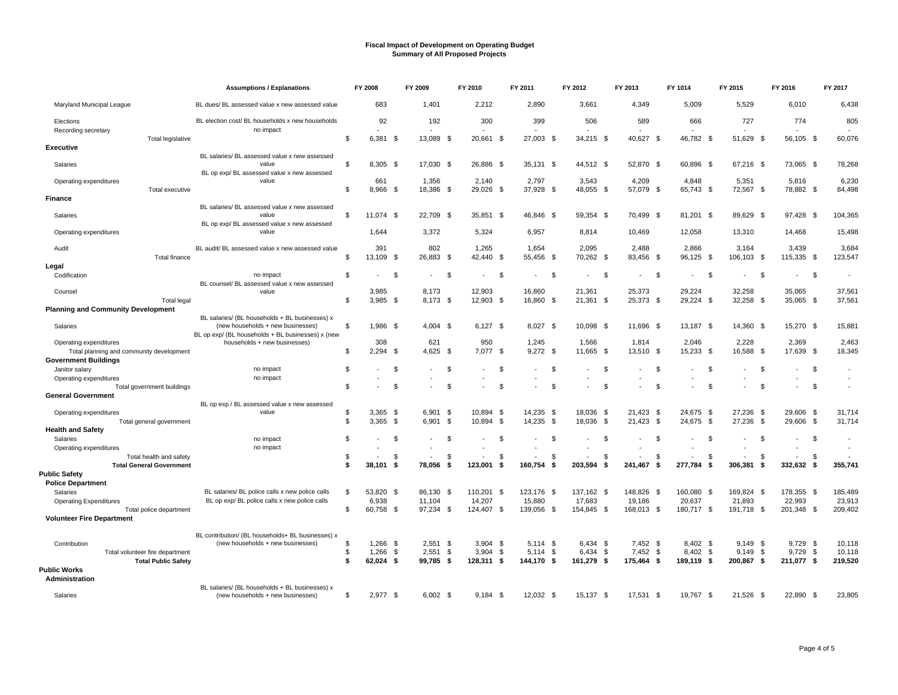# Fiscal Impact of Development on Operating Budget
## Summary of All Proposed Projects

| | Assumptions / Explanations | FY 2008 | FY 2009 | FY 2010 | FY 2011 | FY 2012 | FY 2013 | FY 1014 | FY 2015 | FY 2016 | FY 2017 |
|---|---|---|---|---|---|---|---|---|---|---|---|
| Maryland Municipal League | BL dues/ BL assessed value x new assessed value | 683 | 1,401 | 2,212 | 2,890 | 3,661 | 4,349 | 5,009 | 5,529 | 6,010 | 6,438 |
| Elections | BL election cost/ BL households x new households | 92 | 192 | 300 | 399 | 506 | 589 | 666 | 727 | 774 | 805 |
| Recording secretary | no impact | - | - | - | - | - | - | - | - | - | - |
| Total legislative | | $ 6,381 | $ 13,089 | $ 20,661 | $ 27,003 | $ 34,215 | $ 40,627 | $ 46,782 | $ 51,629 | $ 56,105 | $ 60,076 |
| **Executive** | | | | | | | | | | | |
| Salaries | BL salaries/ BL assessed value x new assessed value | $ 8,305 | $ 17,030 | $ 26,886 | $ 35,131 | $ 44,512 | $ 52,870 | $ 60,896 | $ 67,216 | $ 73,065 | $ 78,268 |
| Operating expenditures | BL op exp/ BL assessed value x new assessed value | 661 | 1,356 | 2,140 | 2,797 | 3,543 | 4,209 | 4,848 | 5,351 | 5,816 | 6,230 |
| Total executive | | $ 8,966 | $ 18,386 | $ 29,026 | $ 37,928 | $ 48,055 | $ 57,079 | $ 65,743 | $ 72,567 | $ 78,882 | $ 84,498 |
| **Finance** | | | | | | | | | | | |
| Salaries | BL salaries/ BL assessed value x new assessed value | $ 11,074 | $ 22,709 | $ 35,851 | $ 46,846 | $ 59,354 | $ 70,499 | $ 81,201 | $ 89,629 | $ 97,428 | $ 104,365 |
| Operating expenditures | BL op exp/ BL assessed value x new assessed value | 1,644 | 3,372 | 5,324 | 6,957 | 8,814 | 10,469 | 12,058 | 13,310 | 14,468 | 15,498 |
| Audit | BL audit/ BL assessed value x new assessed value | 391 | 802 | 1,265 | 1,654 | 2,095 | 2,488 | 2,866 | 3,164 | 3,439 | 3,684 |
| Total finance | | $ 13,109 | $ 26,883 | $ 42,440 | $ 55,456 | $ 70,262 | $ 83,456 | $ 96,125 | $ 106,103 | $ 115,335 | $ 123,547 |
| **Legal** | | | | | | | | | | | |
| Codification | no impact | $ - | $ - | $ - | $ - | $ - | $ - | $ - | $ - | $ - | $ - |
| Counsel | BL counsel/ BL assessed value x new assessed value | 3,985 | 8,173 | 12,903 | 16,860 | 21,361 | 25,373 | 29,224 | 32,258 | 35,065 | 37,561 |
| Total legal | | $ 3,985 | $ 8,173 | $ 12,903 | $ 16,860 | $ 21,361 | $ 25,373 | $ 29,224 | $ 32,258 | $ 35,065 | $ 37,561 |
| **Planning and Community Development** | | | | | | | | | | | |
| Salaries | BL salaries/ (BL households + BL businesses) x (new households + new businesses) | $ 1,986 | $ 4,004 | $ 6,127 | $ 8,027 | $ 10,098 | $ 11,696 | $ 13,187 | $ 14,360 | $ 15,270 | $ 15,881 |
| Operating expenditures | BL op exp/ (BL households + BL businesses) x (new households + new businesses) | 308 | 621 | 950 | 1,245 | 1,566 | 1,814 | 2,046 | 2,228 | 2,369 | 2,463 |
| Total planning and community development | | $ 2,294 | $ 4,625 | $ 7,077 | $ 9,272 | $ 11,665 | $ 13,510 | $ 15,233 | $ 16,588 | $ 17,639 | $ 18,345 |
| **Government Buildings** | | | | | | | | | | | |
| Janitor salary | no impact | $ - | $ - | $ - | $ - | $ - | $ - | $ - | $ - | $ - | $ - |
| Operating expenditures | no impact | - | - | - | - | - | - | - | - | - | - |
| Total government buildings | | $ - | $ - | $ - | $ - | $ - | $ - | $ - | $ - | $ - | $ - |
| **General Government** | | | | | | | | | | | |
| Operating expenditures | BL op exp / BL assessed value x new assessed value | $ 3,365 | $ 6,901 | $ 10,894 | $ 14,235 | $ 18,036 | $ 21,423 | $ 24,675 | $ 27,236 | $ 29,606 | $ 31,714 |
| Total general government | | $ 3,365 | $ 6,901 | $ 10,894 | $ 14,235 | $ 18,036 | $ 21,423 | $ 24,675 | $ 27,236 | $ 29,606 | $ 31,714 |
| **Health and Safety** | | | | | | | | | | | |
| Salaries | no impact | $ - | $ - | $ - | $ - | $ - | $ - | $ - | $ - | $ - | $ - |
| Operating expenditures | no impact | - | - | - | - | - | - | - | - | - | - |
| Total health and safety | | $ - | $ - | $ - | $ - | $ - | $ - | $ - | $ - | $ - | $ - |
| **Total General Government** | | **$ 38,101** | **$ 78,056** | **$ 123,001** | **$ 160,754** | **$ 203,594** | **$ 241,467** | **$ 277,784** | **$ 306,381** | **$ 332,632** | **$ 355,741** |
| **Public Safety** | | | | | | | | | | | |
| **Police Department** | | | | | | | | | | | |
| Salaries | BL salaries/ BL police calls x new police calls | $ 53,820 | $ 86,130 | $ 110,201 | $ 123,176 | $ 137,162 | $ 148,826 | $ 160,080 | $ 169,824 | $ 178,355 | $ 185,489 |
| Operating Expenditures | BL op exp/ BL police calls x new police calls | 6,938 | 11,104 | 14,207 | 15,880 | 17,683 | 19,186 | 20,637 | 21,893 | 22,993 | 23,913 |
| Total police department | | $ 60,758 | $ 97,234 | $ 124,407 | $ 139,056 | $ 154,845 | $ 168,013 | $ 180,717 | $ 191,718 | $ 201,348 | $ 209,402 |
| **Volunteer Fire Department** | | | | | | | | | | | |
| Contribution | BL contribution/ (BL households+ BL businesses) x (new households + new businesses) | $ 1,266 | $ 2,551 | $ 3,904 | $ 5,114 | $ 6,434 | $ 7,452 | $ 8,402 | $ 9,149 | $ 9,729 | $ 10,118 |
| Total volunteer fire department | | $ 1,266 | $ 2,551 | $ 3,904 | $ 5,114 | $ 6,434 | $ 7,452 | $ 8,402 | $ 9,149 | $ 9,729 | $ 10,118 |
| **Total Public Safety** | | **$ 62,024** | **$ 99,785** | **$ 128,311** | **$ 144,170** | **$ 161,279** | **$ 175,464** | **$ 189,119** | **$ 200,867** | **$ 211,077** | **$ 219,520** |
| **Public Works** | | | | | | | | | | | |
| **Administration** | | | | | | | | | | | |
| Salaries | BL salaries/ (BL households + BL businesses) x (new households + new businesses) | $ 2,977 | $ 6,002 | $ 9,184 | $ 12,032 | $ 15,137 | $ 17,531 | $ 19,767 | $ 21,526 | $ 22,890 | $ 23,805 |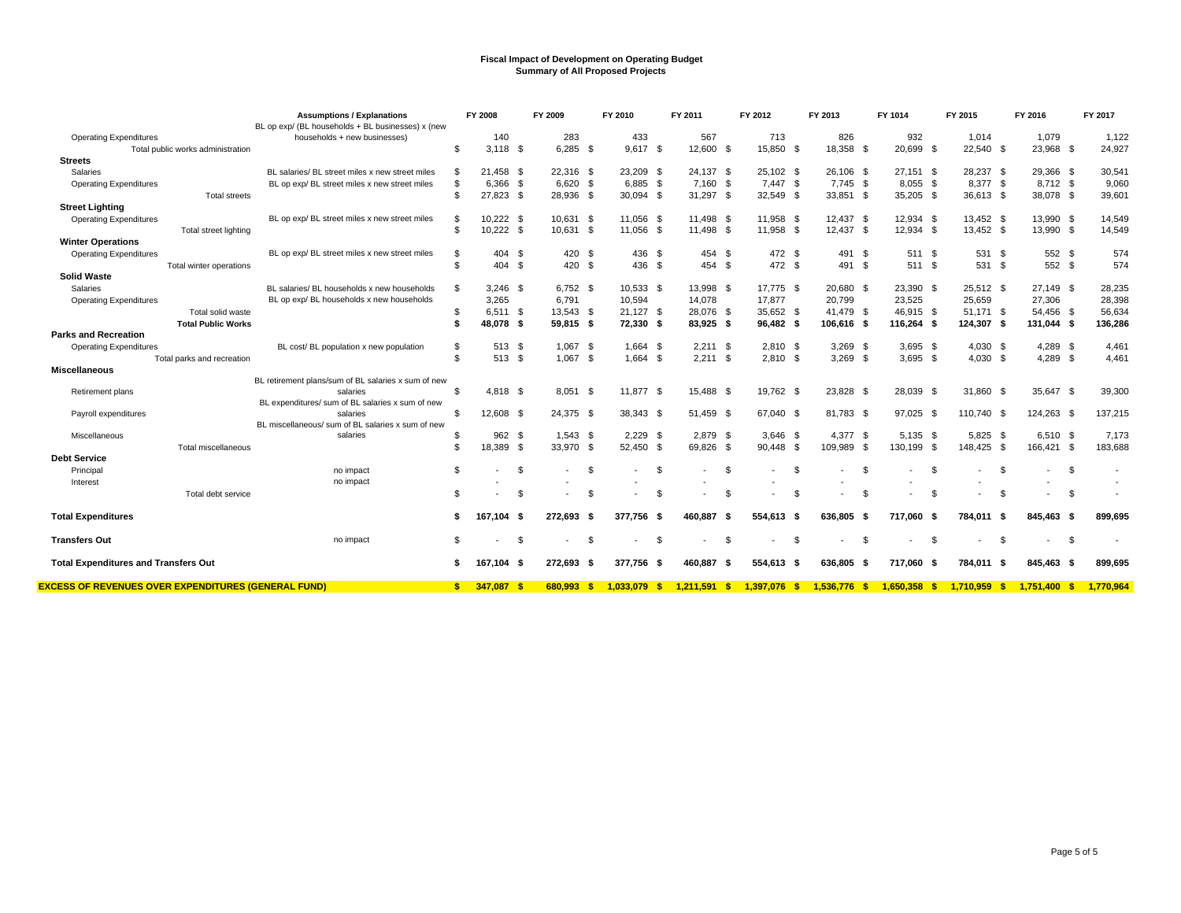**Fiscal Impact of Development on Operating Budget**
**Summary of All Proposed Projects**

| | Assumptions / Explanations | FY 2008 | FY 2009 | FY 2010 | FY 2011 | FY 2012 | FY 2013 | FY 1014 | FY 2015 | FY 2016 | FY 2017 |
|---|---|---|---|---|---|---|---|---|---|---|---|
| Operating Expenditures | BL op exp/ (BL households + BL businesses) x (new households + new businesses) | 140 | 283 | 433 | 567 | 713 | 826 | 932 | 1,014 | 1,079 | 1,122 |
| Total public works administration | | $ 3,118 | $ 6,285 | $ 9,617 | $ 12,600 | $ 15,850 | $ 18,358 | $ 20,699 | $ 22,540 | $ 23,968 | $ 24,927 |
| **Streets** | | | | | | | | | | | |
| Salaries | BL salaries/ BL street miles x new street miles | $ 21,458 | $ 22,316 | $ 23,209 | $ 24,137 | $ 25,102 | $ 26,106 | $ 27,151 | $ 28,237 | $ 29,366 | $ 30,541 |
| Operating Expenditures | BL op exp/ BL street miles x new street miles | $ 6,366 | $ 6,620 | $ 6,885 | $ 7,160 | $ 7,447 | $ 7,745 | $ 8,055 | $ 8,377 | $ 8,712 | $ 9,060 |
| Total streets | | $ 27,823 | $ 28,936 | $ 30,094 | $ 31,297 | $ 32,549 | $ 33,851 | $ 35,205 | $ 36,613 | $ 38,078 | $ 39,601 |
| **Street Lighting** | | | | | | | | | | | |
| Operating Expenditures | BL op exp/ BL street miles x new street miles | $ 10,222 | $ 10,631 | $ 11,056 | $ 11,498 | $ 11,958 | $ 12,437 | $ 12,934 | $ 13,452 | $ 13,990 | $ 14,549 |
| Total street lighting | | $ 10,222 | $ 10,631 | $ 11,056 | $ 11,498 | $ 11,958 | $ 12,437 | $ 12,934 | $ 13,452 | $ 13,990 | $ 14,549 |
| **Winter Operations** | | | | | | | | | | | |
| Operating Expenditures | BL op exp/ BL street miles x new street miles | $ 404 | $ 420 | $ 436 | $ 454 | $ 472 | $ 491 | $ 511 | $ 531 | $ 552 | $ 574 |
| Total winter operations | | $ 404 | $ 420 | $ 436 | $ 454 | $ 472 | $ 491 | $ 511 | $ 531 | $ 552 | $ 574 |
| **Solid Waste** | | | | | | | | | | | |
| Salaries | BL salaries/ BL households x new households | $ 3,246 | $ 6,752 | $ 10,533 | $ 13,998 | $ 17,775 | $ 20,680 | $ 23,390 | $ 25,512 | $ 27,149 | $ 28,235 |
| Operating Expenditures | BL op exp/ BL households x new households | 3,265 | 6,791 | 10,594 | 14,078 | 17,877 | 20,799 | 23,525 | 25,659 | 27,306 | 28,398 |
| Total solid waste | | $ 6,511 | $ 13,543 | $ 21,127 | $ 28,076 | $ 35,652 | $ 41,479 | $ 46,915 | $ 51,171 | $ 54,456 | $ 56,634 |
| **Total Public Works** | | **$ 48,078** | **$ 59,815** | **$ 72,330** | **$ 83,925** | **$ 96,482** | **$ 106,616** | **$ 116,264** | **$ 124,307** | **$ 131,044** | **$ 136,286** |
| **Parks and Recreation** | | | | | | | | | | | |
| Operating Expenditures | BL cost/ BL population x new population | $ 513 | $ 1,067 | $ 1,664 | $ 2,211 | $ 2,810 | $ 3,269 | $ 3,695 | $ 4,030 | $ 4,289 | $ 4,461 |
| Total parks and recreation | | $ 513 | $ 1,067 | $ 1,664 | $ 2,211 | $ 2,810 | $ 3,269 | $ 3,695 | $ 4,030 | $ 4,289 | $ 4,461 |
| **Miscellaneous** | | | | | | | | | | | |
| Retirement plans | BL retirement plans/sum of BL salaries x sum of new salaries | $ 4,818 | $ 8,051 | $ 11,877 | $ 15,488 | $ 19,762 | $ 23,828 | $ 28,039 | $ 31,860 | $ 35,647 | $ 39,300 |
| Payroll expenditures | BL expenditures/ sum of BL salaries x sum of new salaries | $ 12,608 | $ 24,375 | $ 38,343 | $ 51,459 | $ 67,040 | $ 81,783 | $ 97,025 | $ 110,740 | $ 124,263 | $ 137,215 |
| Miscellaneous | BL miscellaneous/ sum of BL salaries x sum of new salaries | $ 962 | $ 1,543 | $ 2,229 | $ 2,879 | $ 3,646 | $ 4,377 | $ 5,135 | $ 5,825 | $ 6,510 | $ 7,173 |
| Total miscellaneous | | $ 18,389 | $ 33,970 | $ 52,450 | $ 69,826 | $ 90,448 | $ 109,989 | $ 130,199 | $ 148,425 | $ 166,421 | $ 183,688 |
| **Debt Service** | | | | | | | | | | | |
| Principal | no impact | $ - | $ - | $ - | $ - | $ - | $ - | $ - | $ - | $ - | $ - |
| Interest | no impact | - | - | - | - | - | - | - | - | - | - |
| Total debt service | | $ - | $ - | $ - | $ - | $ - | $ - | $ - | $ - | $ - | $ - |
| **Total Expenditures** | | **$ 167,104** | **$ 272,693** | **$ 377,756** | **$ 460,887** | **$ 554,613** | **$ 636,805** | **$ 717,060** | **$ 784,011** | **$ 845,463** | **$ 899,695** |
| **Transfers Out** | no impact | $ - | $ - | $ - | $ - | $ - | $ - | $ - | $ - | $ - | $ - |
| **Total Expenditures and Transfers Out** | | **$ 167,104** | **$ 272,693** | **$ 377,756** | **$ 460,887** | **$ 554,613** | **$ 636,805** | **$ 717,060** | **$ 784,011** | **$ 845,463** | **$ 899,695** |
| **EXCESS OF REVENUES OVER EXPENDITURES (GENERAL FUND)** | | **$ 347,087** | **$ 680,993** | **$ 1,033,079** | **$ 1,211,591** | **$ 1,397,076** | **$ 1,536,776** | **$ 1,650,358** | **$ 1,710,959** | **$ 1,751,400** | **$ 1,770,964** |